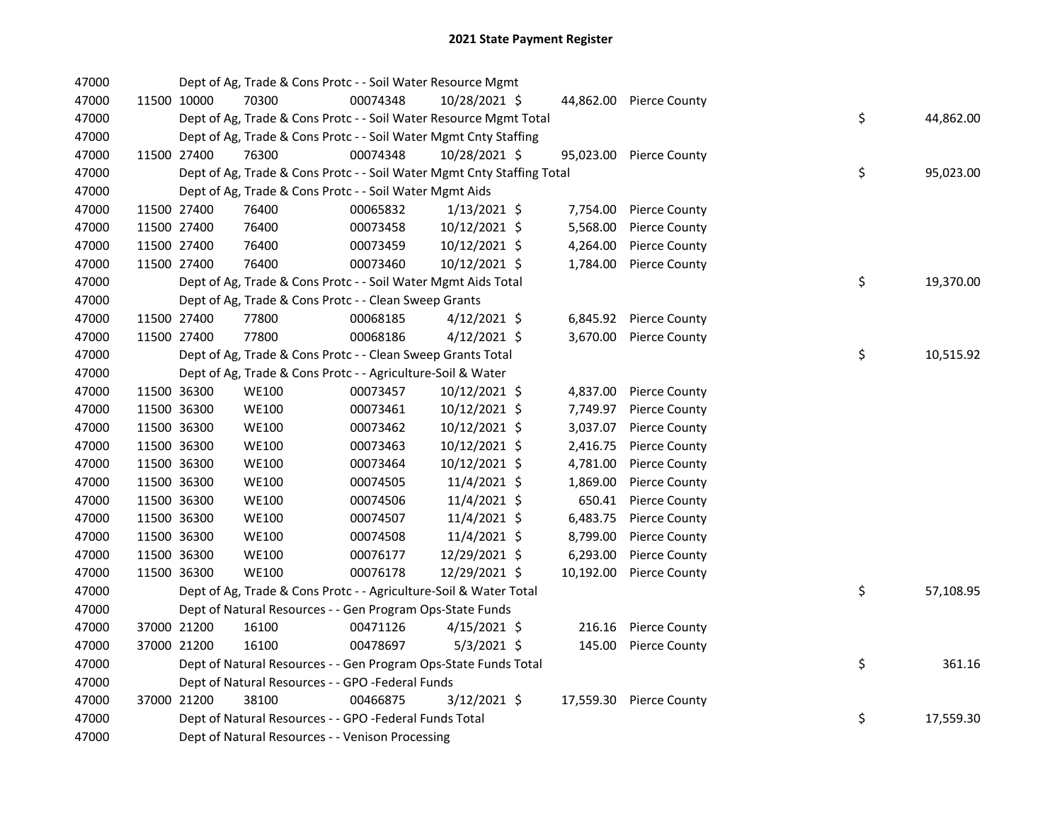# 2021 State Payment Register

| | | | | | | | | | |
|---|---|---|---|---|---|---|---|---|---|
| 47000 | | | Dept of Ag, Trade & Cons Protc - - Soil Water Resource Mgmt | | | | | | |
| 47000 | 11500 | 10000 | 70300 | 00074348 | 10/28/2021 | $ 44,862.00 | Pierce County | | |
| 47000 | | | Dept of Ag, Trade & Cons Protc - - Soil Water Resource Mgmt Total | | | | | $ | 44,862.00 |
| 47000 | | | Dept of Ag, Trade & Cons Protc - - Soil Water Mgmt Cnty Staffing | | | | | | |
| 47000 | 11500 | 27400 | 76300 | 00074348 | 10/28/2021 | $ 95,023.00 | Pierce County | | |
| 47000 | | | Dept of Ag, Trade & Cons Protc - - Soil Water Mgmt Cnty Staffing Total | | | | | $ | 95,023.00 |
| 47000 | | | Dept of Ag, Trade & Cons Protc - - Soil Water Mgmt Aids | | | | | | |
| 47000 | 11500 | 27400 | 76400 | 00065832 | 1/13/2021 | $ 7,754.00 | Pierce County | | |
| 47000 | 11500 | 27400 | 76400 | 00073458 | 10/12/2021 | $ 5,568.00 | Pierce County | | |
| 47000 | 11500 | 27400 | 76400 | 00073459 | 10/12/2021 | $ 4,264.00 | Pierce County | | |
| 47000 | 11500 | 27400 | 76400 | 00073460 | 10/12/2021 | $ 1,784.00 | Pierce County | | |
| 47000 | | | Dept of Ag, Trade & Cons Protc - - Soil Water Mgmt Aids Total | | | | | $ | 19,370.00 |
| 47000 | | | Dept of Ag, Trade & Cons Protc - - Clean Sweep Grants | | | | | | |
| 47000 | 11500 | 27400 | 77800 | 00068185 | 4/12/2021 | $ 6,845.92 | Pierce County | | |
| 47000 | 11500 | 27400 | 77800 | 00068186 | 4/12/2021 | $ 3,670.00 | Pierce County | | |
| 47000 | | | Dept of Ag, Trade & Cons Protc - - Clean Sweep Grants Total | | | | | $ | 10,515.92 |
| 47000 | | | Dept of Ag, Trade & Cons Protc - - Agriculture-Soil & Water | | | | | | |
| 47000 | 11500 | 36300 | WE100 | 00073457 | 10/12/2021 | $ 4,837.00 | Pierce County | | |
| 47000 | 11500 | 36300 | WE100 | 00073461 | 10/12/2021 | $ 7,749.97 | Pierce County | | |
| 47000 | 11500 | 36300 | WE100 | 00073462 | 10/12/2021 | $ 3,037.07 | Pierce County | | |
| 47000 | 11500 | 36300 | WE100 | 00073463 | 10/12/2021 | $ 2,416.75 | Pierce County | | |
| 47000 | 11500 | 36300 | WE100 | 00073464 | 10/12/2021 | $ 4,781.00 | Pierce County | | |
| 47000 | 11500 | 36300 | WE100 | 00074505 | 11/4/2021 | $ 1,869.00 | Pierce County | | |
| 47000 | 11500 | 36300 | WE100 | 00074506 | 11/4/2021 | $ 650.41 | Pierce County | | |
| 47000 | 11500 | 36300 | WE100 | 00074507 | 11/4/2021 | $ 6,483.75 | Pierce County | | |
| 47000 | 11500 | 36300 | WE100 | 00074508 | 11/4/2021 | $ 8,799.00 | Pierce County | | |
| 47000 | 11500 | 36300 | WE100 | 00076177 | 12/29/2021 | $ 6,293.00 | Pierce County | | |
| 47000 | 11500 | 36300 | WE100 | 00076178 | 12/29/2021 | $ 10,192.00 | Pierce County | | |
| 47000 | | | Dept of Ag, Trade & Cons Protc - - Agriculture-Soil & Water Total | | | | | $ | 57,108.95 |
| 47000 | | | Dept of Natural Resources - - Gen Program Ops-State Funds | | | | | | |
| 47000 | 37000 | 21200 | 16100 | 00471126 | 4/15/2021 | $ 216.16 | Pierce County | | |
| 47000 | 37000 | 21200 | 16100 | 00478697 | 5/3/2021 | $ 145.00 | Pierce County | | |
| 47000 | | | Dept of Natural Resources - - Gen Program Ops-State Funds Total | | | | | $ | 361.16 |
| 47000 | | | Dept of Natural Resources - - GPO -Federal Funds | | | | | | |
| 47000 | 37000 | 21200 | 38100 | 00466875 | 3/12/2021 | $ 17,559.30 | Pierce County | | |
| 47000 | | | Dept of Natural Resources - - GPO -Federal Funds Total | | | | | $ | 17,559.30 |
| 47000 | | | Dept of Natural Resources - - Venison Processing | | | | | | |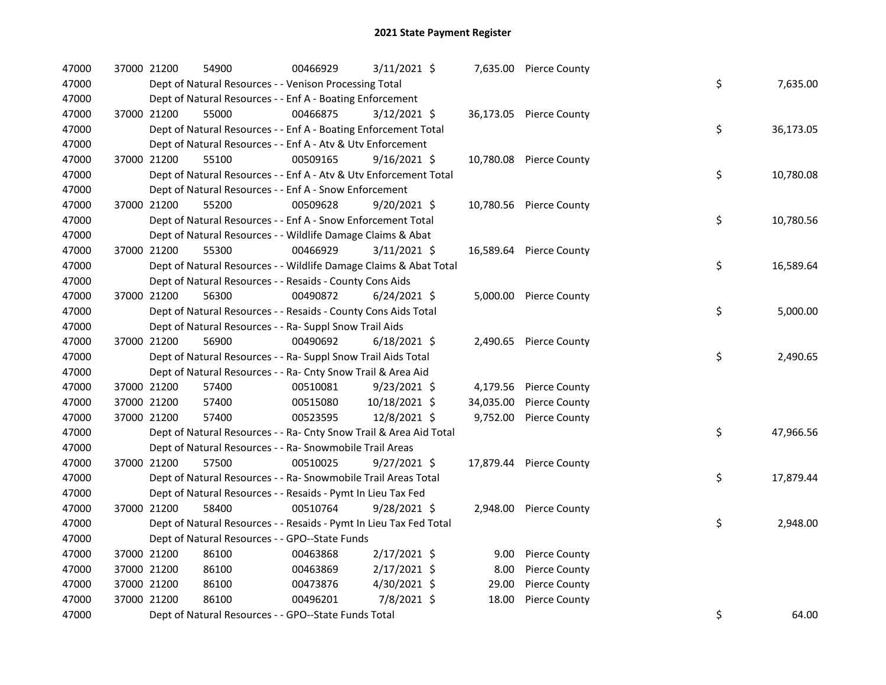# 2021 State Payment Register

| | | | | | | | | |
|---|---|---|---|---|---|---|---|---|
| 47000 | 37000 | 21200 | 54900 | 00466929 | 3/11/2021 | $ 7,635.00 | Pierce County | |
| 47000 | | Dept of Natural Resources - - Venison Processing Total | | | | | | $ 7,635.00 |
| 47000 | | Dept of Natural Resources - - Enf A - Boating Enforcement | | | | | | |
| 47000 | 37000 | 21200 | 55000 | 00466875 | 3/12/2021 | $ 36,173.05 | Pierce County | |
| 47000 | | Dept of Natural Resources - - Enf A - Boating Enforcement Total | | | | | | $ 36,173.05 |
| 47000 | | Dept of Natural Resources - - Enf A - Atv & Utv Enforcement | | | | | | |
| 47000 | 37000 | 21200 | 55100 | 00509165 | 9/16/2021 | $ 10,780.08 | Pierce County | |
| 47000 | | Dept of Natural Resources - - Enf A - Atv & Utv Enforcement Total | | | | | | $ 10,780.08 |
| 47000 | | Dept of Natural Resources - - Enf A - Snow Enforcement | | | | | | |
| 47000 | 37000 | 21200 | 55200 | 00509628 | 9/20/2021 | $ 10,780.56 | Pierce County | |
| 47000 | | Dept of Natural Resources - - Enf A - Snow Enforcement Total | | | | | | $ 10,780.56 |
| 47000 | | Dept of Natural Resources - - Wildlife Damage Claims & Abat | | | | | | |
| 47000 | 37000 | 21200 | 55300 | 00466929 | 3/11/2021 | $ 16,589.64 | Pierce County | |
| 47000 | | Dept of Natural Resources - - Wildlife Damage Claims & Abat Total | | | | | | $ 16,589.64 |
| 47000 | | Dept of Natural Resources - - Resaids - County Cons Aids | | | | | | |
| 47000 | 37000 | 21200 | 56300 | 00490872 | 6/24/2021 | $ 5,000.00 | Pierce County | |
| 47000 | | Dept of Natural Resources - - Resaids - County Cons Aids Total | | | | | | $ 5,000.00 |
| 47000 | | Dept of Natural Resources - - Ra- Suppl Snow Trail Aids | | | | | | |
| 47000 | 37000 | 21200 | 56900 | 00490692 | 6/18/2021 | $ 2,490.65 | Pierce County | |
| 47000 | | Dept of Natural Resources - - Ra- Suppl Snow Trail Aids Total | | | | | | $ 2,490.65 |
| 47000 | | Dept of Natural Resources - - Ra- Cnty Snow Trail & Area Aid | | | | | | |
| 47000 | 37000 | 21200 | 57400 | 00510081 | 9/23/2021 | $ 4,179.56 | Pierce County | |
| 47000 | 37000 | 21200 | 57400 | 00515080 | 10/18/2021 | $ 34,035.00 | Pierce County | |
| 47000 | 37000 | 21200 | 57400 | 00523595 | 12/8/2021 | $ 9,752.00 | Pierce County | |
| 47000 | | Dept of Natural Resources - - Ra- Cnty Snow Trail & Area Aid Total | | | | | | $ 47,966.56 |
| 47000 | | Dept of Natural Resources - - Ra- Snowmobile Trail Areas | | | | | | |
| 47000 | 37000 | 21200 | 57500 | 00510025 | 9/27/2021 | $ 17,879.44 | Pierce County | |
| 47000 | | Dept of Natural Resources - - Ra- Snowmobile Trail Areas Total | | | | | | $ 17,879.44 |
| 47000 | | Dept of Natural Resources - - Resaids - Pymt In Lieu Tax Fed | | | | | | |
| 47000 | 37000 | 21200 | 58400 | 00510764 | 9/28/2021 | $ 2,948.00 | Pierce County | |
| 47000 | | Dept of Natural Resources - - Resaids - Pymt In Lieu Tax Fed Total | | | | | | $ 2,948.00 |
| 47000 | | Dept of Natural Resources - - GPO--State Funds | | | | | | |
| 47000 | 37000 | 21200 | 86100 | 00463868 | 2/17/2021 | $ 9.00 | Pierce County | |
| 47000 | 37000 | 21200 | 86100 | 00463869 | 2/17/2021 | $ 8.00 | Pierce County | |
| 47000 | 37000 | 21200 | 86100 | 00473876 | 4/30/2021 | $ 29.00 | Pierce County | |
| 47000 | 37000 | 21200 | 86100 | 00496201 | 7/8/2021 | $ 18.00 | Pierce County | |
| 47000 | | Dept of Natural Resources - - GPO--State Funds Total | | | | | | $ 64.00 |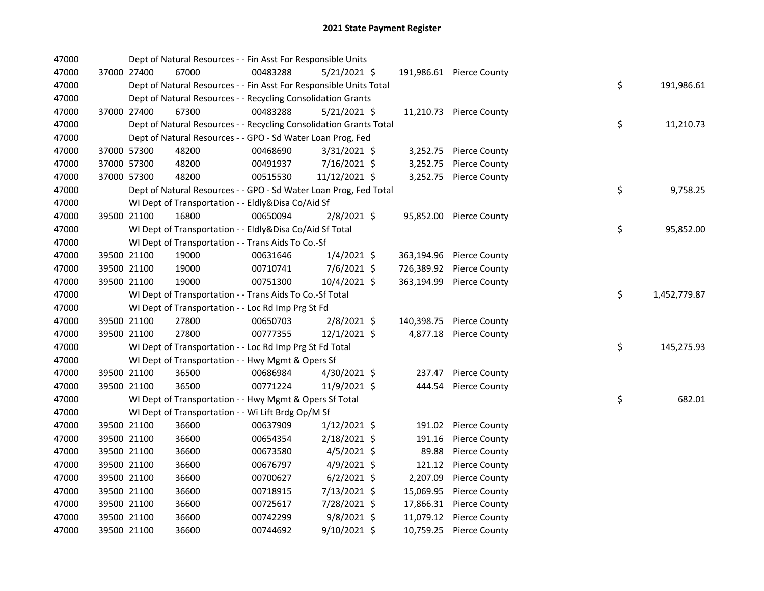## 2021 State Payment Register

| | | | | | | | | |
|---|---|---|---|---|---|---|---|---|
| 47000 | | Dept of Natural Resources - - Fin Asst For Responsible Units | | | | | | |
| 47000 | 37000 | 27400 | 67000 | 00483288 | 5/21/2021 | $ 191,986.61 | Pierce County | |
| 47000 | | Dept of Natural Resources - - Fin Asst For Responsible Units Total | | | | | | $ 191,986.61 |
| 47000 | | Dept of Natural Resources - - Recycling Consolidation Grants | | | | | | |
| 47000 | 37000 | 27400 | 67300 | 00483288 | 5/21/2021 | $ 11,210.73 | Pierce County | |
| 47000 | | Dept of Natural Resources - - Recycling Consolidation Grants Total | | | | | | $ 11,210.73 |
| 47000 | | Dept of Natural Resources - - GPO - Sd Water Loan Prog, Fed | | | | | | |
| 47000 | 37000 | 57300 | 48200 | 00468690 | 3/31/2021 | $ 3,252.75 | Pierce County | |
| 47000 | 37000 | 57300 | 48200 | 00491937 | 7/16/2021 | $ 3,252.75 | Pierce County | |
| 47000 | 37000 | 57300 | 48200 | 00515530 | 11/12/2021 | $ 3,252.75 | Pierce County | |
| 47000 | | Dept of Natural Resources - - GPO - Sd Water Loan Prog, Fed Total | | | | | | $ 9,758.25 |
| 47000 | | WI Dept of Transportation - - Eldly&Disa Co/Aid Sf | | | | | | |
| 47000 | 39500 | 21100 | 16800 | 00650094 | 2/8/2021 | $ 95,852.00 | Pierce County | |
| 47000 | | WI Dept of Transportation - - Eldly&Disa Co/Aid Sf Total | | | | | | $ 95,852.00 |
| 47000 | | WI Dept of Transportation - - Trans Aids To Co.-Sf | | | | | | |
| 47000 | 39500 | 21100 | 19000 | 00631646 | 1/4/2021 | $ 363,194.96 | Pierce County | |
| 47000 | 39500 | 21100 | 19000 | 00710741 | 7/6/2021 | $ 726,389.92 | Pierce County | |
| 47000 | 39500 | 21100 | 19000 | 00751300 | 10/4/2021 | $ 363,194.99 | Pierce County | |
| 47000 | | WI Dept of Transportation - - Trans Aids To Co.-Sf Total | | | | | | $ 1,452,779.87 |
| 47000 | | WI Dept of Transportation - - Loc Rd Imp Prg St Fd | | | | | | |
| 47000 | 39500 | 21100 | 27800 | 00650703 | 2/8/2021 | $ 140,398.75 | Pierce County | |
| 47000 | 39500 | 21100 | 27800 | 00777355 | 12/1/2021 | $ 4,877.18 | Pierce County | |
| 47000 | | WI Dept of Transportation - - Loc Rd Imp Prg St Fd Total | | | | | | $ 145,275.93 |
| 47000 | | WI Dept of Transportation - - Hwy Mgmt & Opers Sf | | | | | | |
| 47000 | 39500 | 21100 | 36500 | 00686984 | 4/30/2021 | $ 237.47 | Pierce County | |
| 47000 | 39500 | 21100 | 36500 | 00771224 | 11/9/2021 | $ 444.54 | Pierce County | |
| 47000 | | WI Dept of Transportation - - Hwy Mgmt & Opers Sf Total | | | | | | $ 682.01 |
| 47000 | | WI Dept of Transportation - - Wi Lift Brdg Op/M Sf | | | | | | |
| 47000 | 39500 | 21100 | 36600 | 00637909 | 1/12/2021 | $ 191.02 | Pierce County | |
| 47000 | 39500 | 21100 | 36600 | 00654354 | 2/18/2021 | $ 191.16 | Pierce County | |
| 47000 | 39500 | 21100 | 36600 | 00673580 | 4/5/2021 | $ 89.88 | Pierce County | |
| 47000 | 39500 | 21100 | 36600 | 00676797 | 4/9/2021 | $ 121.12 | Pierce County | |
| 47000 | 39500 | 21100 | 36600 | 00700627 | 6/2/2021 | $ 2,207.09 | Pierce County | |
| 47000 | 39500 | 21100 | 36600 | 00718915 | 7/13/2021 | $ 15,069.95 | Pierce County | |
| 47000 | 39500 | 21100 | 36600 | 00725617 | 7/28/2021 | $ 17,866.31 | Pierce County | |
| 47000 | 39500 | 21100 | 36600 | 00742299 | 9/8/2021 | $ 11,079.12 | Pierce County | |
| 47000 | 39500 | 21100 | 36600 | 00744692 | 9/10/2021 | $ 10,759.25 | Pierce County | |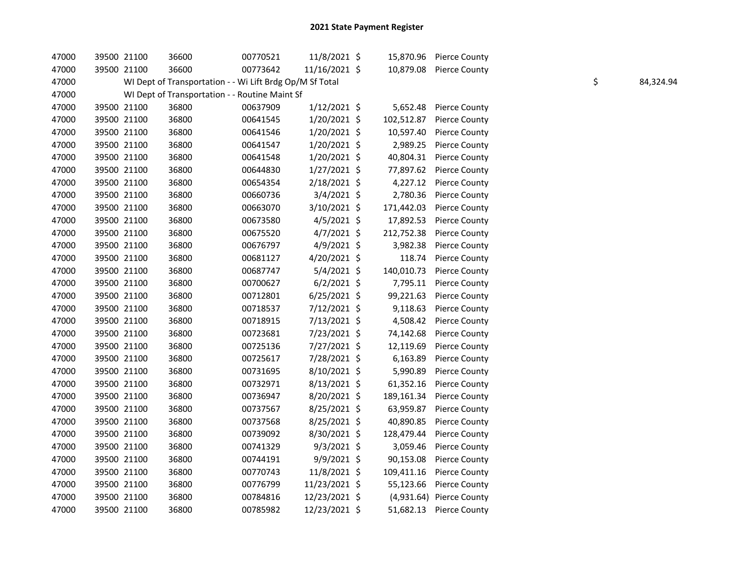# 2021 State Payment Register

| | | | | | | | | | |
|---|---|---|---|---|---|---|---|---|---|
| 47000 | 39500 | 21100 | 36600 | 00770521 | 11/8/2021 | $ | 15,870.96 | Pierce County | |
| 47000 | 39500 | 21100 | 36600 | 00773642 | 11/16/2021 | $ | 10,879.08 | Pierce County | |
| 47000 | | WI Dept of Transportation - - Wi Lift Brdg Op/M Sf Total | | | | | | | $ 84,324.94 |
| 47000 | | WI Dept of Transportation - - Routine Maint Sf | | | | | | | |
| 47000 | 39500 | 21100 | 36800 | 00637909 | 1/12/2021 | $ | 5,652.48 | Pierce County | |
| 47000 | 39500 | 21100 | 36800 | 00641545 | 1/20/2021 | $ | 102,512.87 | Pierce County | |
| 47000 | 39500 | 21100 | 36800 | 00641546 | 1/20/2021 | $ | 10,597.40 | Pierce County | |
| 47000 | 39500 | 21100 | 36800 | 00641547 | 1/20/2021 | $ | 2,989.25 | Pierce County | |
| 47000 | 39500 | 21100 | 36800 | 00641548 | 1/20/2021 | $ | 40,804.31 | Pierce County | |
| 47000 | 39500 | 21100 | 36800 | 00644830 | 1/27/2021 | $ | 77,897.62 | Pierce County | |
| 47000 | 39500 | 21100 | 36800 | 00654354 | 2/18/2021 | $ | 4,227.12 | Pierce County | |
| 47000 | 39500 | 21100 | 36800 | 00660736 | 3/4/2021 | $ | 2,780.36 | Pierce County | |
| 47000 | 39500 | 21100 | 36800 | 00663070 | 3/10/2021 | $ | 171,442.03 | Pierce County | |
| 47000 | 39500 | 21100 | 36800 | 00673580 | 4/5/2021 | $ | 17,892.53 | Pierce County | |
| 47000 | 39500 | 21100 | 36800 | 00675520 | 4/7/2021 | $ | 212,752.38 | Pierce County | |
| 47000 | 39500 | 21100 | 36800 | 00676797 | 4/9/2021 | $ | 3,982.38 | Pierce County | |
| 47000 | 39500 | 21100 | 36800 | 00681127 | 4/20/2021 | $ | 118.74 | Pierce County | |
| 47000 | 39500 | 21100 | 36800 | 00687747 | 5/4/2021 | $ | 140,010.73 | Pierce County | |
| 47000 | 39500 | 21100 | 36800 | 00700627 | 6/2/2021 | $ | 7,795.11 | Pierce County | |
| 47000 | 39500 | 21100 | 36800 | 00712801 | 6/25/2021 | $ | 99,221.63 | Pierce County | |
| 47000 | 39500 | 21100 | 36800 | 00718537 | 7/12/2021 | $ | 9,118.63 | Pierce County | |
| 47000 | 39500 | 21100 | 36800 | 00718915 | 7/13/2021 | $ | 4,508.42 | Pierce County | |
| 47000 | 39500 | 21100 | 36800 | 00723681 | 7/23/2021 | $ | 74,142.68 | Pierce County | |
| 47000 | 39500 | 21100 | 36800 | 00725136 | 7/27/2021 | $ | 12,119.69 | Pierce County | |
| 47000 | 39500 | 21100 | 36800 | 00725617 | 7/28/2021 | $ | 6,163.89 | Pierce County | |
| 47000 | 39500 | 21100 | 36800 | 00731695 | 8/10/2021 | $ | 5,990.89 | Pierce County | |
| 47000 | 39500 | 21100 | 36800 | 00732971 | 8/13/2021 | $ | 61,352.16 | Pierce County | |
| 47000 | 39500 | 21100 | 36800 | 00736947 | 8/20/2021 | $ | 189,161.34 | Pierce County | |
| 47000 | 39500 | 21100 | 36800 | 00737567 | 8/25/2021 | $ | 63,959.87 | Pierce County | |
| 47000 | 39500 | 21100 | 36800 | 00737568 | 8/25/2021 | $ | 40,890.85 | Pierce County | |
| 47000 | 39500 | 21100 | 36800 | 00739092 | 8/30/2021 | $ | 128,479.44 | Pierce County | |
| 47000 | 39500 | 21100 | 36800 | 00741329 | 9/3/2021 | $ | 3,059.46 | Pierce County | |
| 47000 | 39500 | 21100 | 36800 | 00744191 | 9/9/2021 | $ | 90,153.08 | Pierce County | |
| 47000 | 39500 | 21100 | 36800 | 00770743 | 11/8/2021 | $ | 109,411.16 | Pierce County | |
| 47000 | 39500 | 21100 | 36800 | 00776799 | 11/23/2021 | $ | 55,123.66 | Pierce County | |
| 47000 | 39500 | 21100 | 36800 | 00784816 | 12/23/2021 | $ | (4,931.64) | Pierce County | |
| 47000 | 39500 | 21100 | 36800 | 00785982 | 12/23/2021 | $ | 51,682.13 | Pierce County | |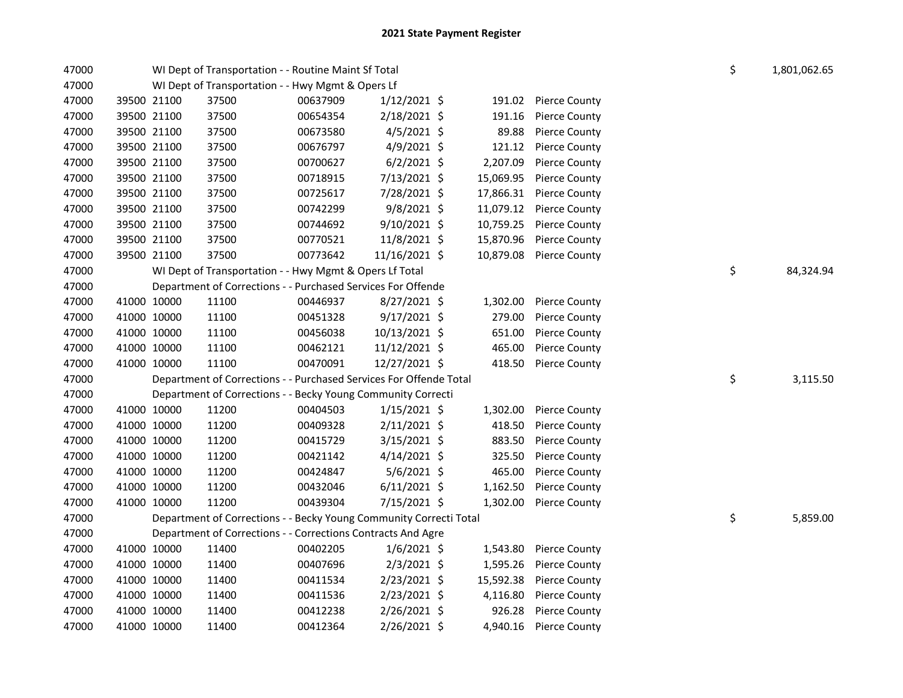# 2021 State Payment Register

| | | | | | | | | | |
|---|---|---|---|---|---|---|---|---|---|
| 47000 | | | WI Dept of Transportation - - Routine Maint Sf Total | | | | | $ | 1,801,062.65 |
| 47000 | | | WI Dept of Transportation - - Hwy Mgmt & Opers Lf | | | | | | |
| 47000 | 39500 | 21100 | 37500 | 00637909 | 1/12/2021 | $ 191.02 | Pierce County | | |
| 47000 | 39500 | 21100 | 37500 | 00654354 | 2/18/2021 | $ 191.16 | Pierce County | | |
| 47000 | 39500 | 21100 | 37500 | 00673580 | 4/5/2021 | $ 89.88 | Pierce County | | |
| 47000 | 39500 | 21100 | 37500 | 00676797 | 4/9/2021 | $ 121.12 | Pierce County | | |
| 47000 | 39500 | 21100 | 37500 | 00700627 | 6/2/2021 | $ 2,207.09 | Pierce County | | |
| 47000 | 39500 | 21100 | 37500 | 00718915 | 7/13/2021 | $ 15,069.95 | Pierce County | | |
| 47000 | 39500 | 21100 | 37500 | 00725617 | 7/28/2021 | $ 17,866.31 | Pierce County | | |
| 47000 | 39500 | 21100 | 37500 | 00742299 | 9/8/2021 | $ 11,079.12 | Pierce County | | |
| 47000 | 39500 | 21100 | 37500 | 00744692 | 9/10/2021 | $ 10,759.25 | Pierce County | | |
| 47000 | 39500 | 21100 | 37500 | 00770521 | 11/8/2021 | $ 15,870.96 | Pierce County | | |
| 47000 | 39500 | 21100 | 37500 | 00773642 | 11/16/2021 | $ 10,879.08 | Pierce County | | |
| 47000 | | | WI Dept of Transportation - - Hwy Mgmt & Opers Lf Total | | | | | $ | 84,324.94 |
| 47000 | | | Department of Corrections - - Purchased Services For Offende | | | | | | |
| 47000 | 41000 | 10000 | 11100 | 00446937 | 8/27/2021 | $ 1,302.00 | Pierce County | | |
| 47000 | 41000 | 10000 | 11100 | 00451328 | 9/17/2021 | $ 279.00 | Pierce County | | |
| 47000 | 41000 | 10000 | 11100 | 00456038 | 10/13/2021 | $ 651.00 | Pierce County | | |
| 47000 | 41000 | 10000 | 11100 | 00462121 | 11/12/2021 | $ 465.00 | Pierce County | | |
| 47000 | 41000 | 10000 | 11100 | 00470091 | 12/27/2021 | $ 418.50 | Pierce County | | |
| 47000 | | | Department of Corrections - - Purchased Services For Offende Total | | | | | $ | 3,115.50 |
| 47000 | | | Department of Corrections - - Becky Young Community Correcti | | | | | | |
| 47000 | 41000 | 10000 | 11200 | 00404503 | 1/15/2021 | $ 1,302.00 | Pierce County | | |
| 47000 | 41000 | 10000 | 11200 | 00409328 | 2/11/2021 | $ 418.50 | Pierce County | | |
| 47000 | 41000 | 10000 | 11200 | 00415729 | 3/15/2021 | $ 883.50 | Pierce County | | |
| 47000 | 41000 | 10000 | 11200 | 00421142 | 4/14/2021 | $ 325.50 | Pierce County | | |
| 47000 | 41000 | 10000 | 11200 | 00424847 | 5/6/2021 | $ 465.00 | Pierce County | | |
| 47000 | 41000 | 10000 | 11200 | 00432046 | 6/11/2021 | $ 1,162.50 | Pierce County | | |
| 47000 | 41000 | 10000 | 11200 | 00439304 | 7/15/2021 | $ 1,302.00 | Pierce County | | |
| 47000 | | | Department of Corrections - - Becky Young Community Correcti Total | | | | | $ | 5,859.00 |
| 47000 | | | Department of Corrections - - Corrections Contracts And Agre | | | | | | |
| 47000 | 41000 | 10000 | 11400 | 00402205 | 1/6/2021 | $ 1,543.80 | Pierce County | | |
| 47000 | 41000 | 10000 | 11400 | 00407696 | 2/3/2021 | $ 1,595.26 | Pierce County | | |
| 47000 | 41000 | 10000 | 11400 | 00411534 | 2/23/2021 | $ 15,592.38 | Pierce County | | |
| 47000 | 41000 | 10000 | 11400 | 00411536 | 2/23/2021 | $ 4,116.80 | Pierce County | | |
| 47000 | 41000 | 10000 | 11400 | 00412238 | 2/26/2021 | $ 926.28 | Pierce County | | |
| 47000 | 41000 | 10000 | 11400 | 00412364 | 2/26/2021 | $ 4,940.16 | Pierce County | | |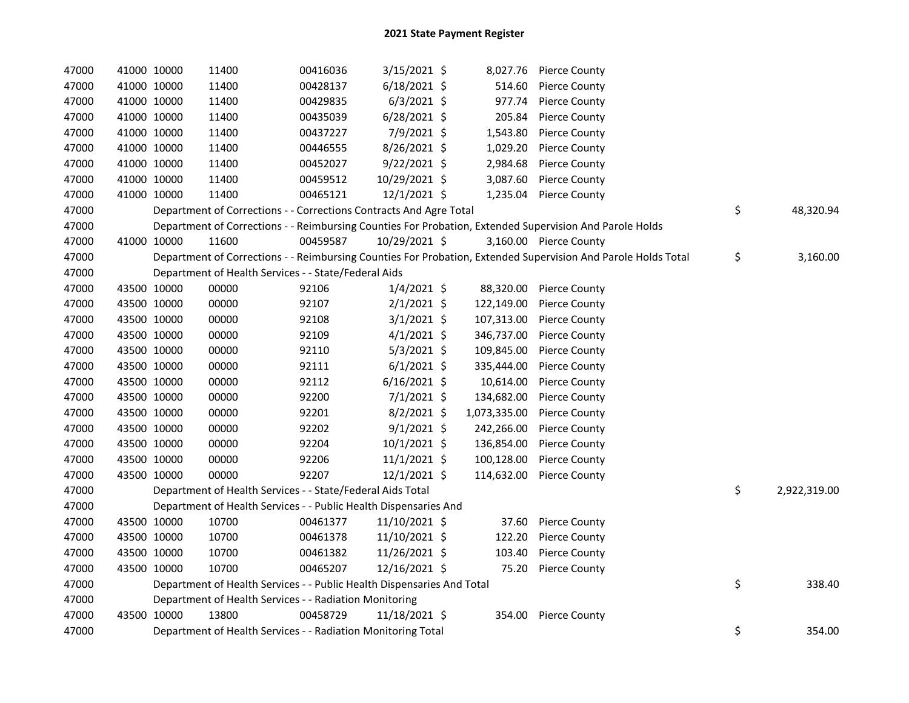## 2021 State Payment Register

| | | | | | | | | | |
|---|---|---|---|---|---|---|---|---|---|
| 47000 | 41000 | 10000 | 11400 | 00416036 | 3/15/2021 | $ | 8,027.76 | Pierce County | | |
| 47000 | 41000 | 10000 | 11400 | 00428137 | 6/18/2021 | $ | 514.60 | Pierce County | | |
| 47000 | 41000 | 10000 | 11400 | 00429835 | 6/3/2021 | $ | 977.74 | Pierce County | | |
| 47000 | 41000 | 10000 | 11400 | 00435039 | 6/28/2021 | $ | 205.84 | Pierce County | | |
| 47000 | 41000 | 10000 | 11400 | 00437227 | 7/9/2021 | $ | 1,543.80 | Pierce County | | |
| 47000 | 41000 | 10000 | 11400 | 00446555 | 8/26/2021 | $ | 1,029.20 | Pierce County | | |
| 47000 | 41000 | 10000 | 11400 | 00452027 | 9/22/2021 | $ | 2,984.68 | Pierce County | | |
| 47000 | 41000 | 10000 | 11400 | 00459512 | 10/29/2021 | $ | 3,087.60 | Pierce County | | |
| 47000 | 41000 | 10000 | 11400 | 00465121 | 12/1/2021 | $ | 1,235.04 | Pierce County | | |
| 47000 | | Department of Corrections - - Corrections Contracts And Agre Total | | | | | | | $ | 48,320.94 |
| 47000 | | Department of Corrections - - Reimbursing Counties For Probation, Extended Supervision And Parole Holds | | | | | | | | |
| 47000 | 41000 | 10000 | 11600 | 00459587 | 10/29/2021 | $ | 3,160.00 | Pierce County | | |
| 47000 | | Department of Corrections - - Reimbursing Counties For Probation, Extended Supervision And Parole Holds Total | | | | | | | $ | 3,160.00 |
| 47000 | | Department of Health Services - - State/Federal Aids | | | | | | | | |
| 47000 | 43500 | 10000 | 00000 | 92106 | 1/4/2021 | $ | 88,320.00 | Pierce County | | |
| 47000 | 43500 | 10000 | 00000 | 92107 | 2/1/2021 | $ | 122,149.00 | Pierce County | | |
| 47000 | 43500 | 10000 | 00000 | 92108 | 3/1/2021 | $ | 107,313.00 | Pierce County | | |
| 47000 | 43500 | 10000 | 00000 | 92109 | 4/1/2021 | $ | 346,737.00 | Pierce County | | |
| 47000 | 43500 | 10000 | 00000 | 92110 | 5/3/2021 | $ | 109,845.00 | Pierce County | | |
| 47000 | 43500 | 10000 | 00000 | 92111 | 6/1/2021 | $ | 335,444.00 | Pierce County | | |
| 47000 | 43500 | 10000 | 00000 | 92112 | 6/16/2021 | $ | 10,614.00 | Pierce County | | |
| 47000 | 43500 | 10000 | 00000 | 92200 | 7/1/2021 | $ | 134,682.00 | Pierce County | | |
| 47000 | 43500 | 10000 | 00000 | 92201 | 8/2/2021 | $ | 1,073,335.00 | Pierce County | | |
| 47000 | 43500 | 10000 | 00000 | 92202 | 9/1/2021 | $ | 242,266.00 | Pierce County | | |
| 47000 | 43500 | 10000 | 00000 | 92204 | 10/1/2021 | $ | 136,854.00 | Pierce County | | |
| 47000 | 43500 | 10000 | 00000 | 92206 | 11/1/2021 | $ | 100,128.00 | Pierce County | | |
| 47000 | 43500 | 10000 | 00000 | 92207 | 12/1/2021 | $ | 114,632.00 | Pierce County | | |
| 47000 | | Department of Health Services - - State/Federal Aids Total | | | | | | | $ | 2,922,319.00 |
| 47000 | | Department of Health Services - - Public Health Dispensaries And | | | | | | | | |
| 47000 | 43500 | 10000 | 10700 | 00461377 | 11/10/2021 | $ | 37.60 | Pierce County | | |
| 47000 | 43500 | 10000 | 10700 | 00461378 | 11/10/2021 | $ | 122.20 | Pierce County | | |
| 47000 | 43500 | 10000 | 10700 | 00461382 | 11/26/2021 | $ | 103.40 | Pierce County | | |
| 47000 | 43500 | 10000 | 10700 | 00465207 | 12/16/2021 | $ | 75.20 | Pierce County | | |
| 47000 | | Department of Health Services - - Public Health Dispensaries And Total | | | | | | | $ | 338.40 |
| 47000 | | Department of Health Services - - Radiation Monitoring | | | | | | | | |
| 47000 | 43500 | 10000 | 13800 | 00458729 | 11/18/2021 | $ | 354.00 | Pierce County | | |
| 47000 | | Department of Health Services - - Radiation Monitoring Total | | | | | | | $ | 354.00 |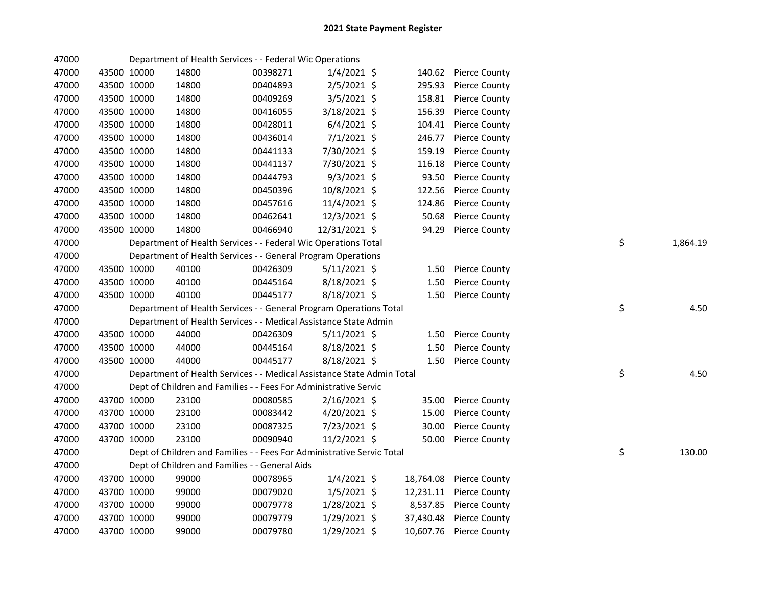# 2021 State Payment Register

| | | | | | | | | | |
|---|---|---|---|---|---|---|---|---|---|
| 47000 | Department of Health Services - - Federal Wic Operations | | | | | | | | |
| 47000 | 43500 | 10000 | 14800 | 00398271 | 1/4/2021 | $ | 140.62 | Pierce County | |
| 47000 | 43500 | 10000 | 14800 | 00404893 | 2/5/2021 | $ | 295.93 | Pierce County | |
| 47000 | 43500 | 10000 | 14800 | 00409269 | 3/5/2021 | $ | 158.81 | Pierce County | |
| 47000 | 43500 | 10000 | 14800 | 00416055 | 3/18/2021 | $ | 156.39 | Pierce County | |
| 47000 | 43500 | 10000 | 14800 | 00428011 | 6/4/2021 | $ | 104.41 | Pierce County | |
| 47000 | 43500 | 10000 | 14800 | 00436014 | 7/1/2021 | $ | 246.77 | Pierce County | |
| 47000 | 43500 | 10000 | 14800 | 00441133 | 7/30/2021 | $ | 159.19 | Pierce County | |
| 47000 | 43500 | 10000 | 14800 | 00441137 | 7/30/2021 | $ | 116.18 | Pierce County | |
| 47000 | 43500 | 10000 | 14800 | 00444793 | 9/3/2021 | $ | 93.50 | Pierce County | |
| 47000 | 43500 | 10000 | 14800 | 00450396 | 10/8/2021 | $ | 122.56 | Pierce County | |
| 47000 | 43500 | 10000 | 14800 | 00457616 | 11/4/2021 | $ | 124.86 | Pierce County | |
| 47000 | 43500 | 10000 | 14800 | 00462641 | 12/3/2021 | $ | 50.68 | Pierce County | |
| 47000 | 43500 | 10000 | 14800 | 00466940 | 12/31/2021 | $ | 94.29 | Pierce County | |
| 47000 | Department of Health Services - - Federal Wic Operations Total | | | | | | | | $ 1,864.19 |
| 47000 | Department of Health Services - - General Program Operations | | | | | | | | |
| 47000 | 43500 | 10000 | 40100 | 00426309 | 5/11/2021 | $ | 1.50 | Pierce County | |
| 47000 | 43500 | 10000 | 40100 | 00445164 | 8/18/2021 | $ | 1.50 | Pierce County | |
| 47000 | 43500 | 10000 | 40100 | 00445177 | 8/18/2021 | $ | 1.50 | Pierce County | |
| 47000 | Department of Health Services - - General Program Operations Total | | | | | | | | $ 4.50 |
| 47000 | Department of Health Services - - Medical Assistance State Admin | | | | | | | | |
| 47000 | 43500 | 10000 | 44000 | 00426309 | 5/11/2021 | $ | 1.50 | Pierce County | |
| 47000 | 43500 | 10000 | 44000 | 00445164 | 8/18/2021 | $ | 1.50 | Pierce County | |
| 47000 | 43500 | 10000 | 44000 | 00445177 | 8/18/2021 | $ | 1.50 | Pierce County | |
| 47000 | Department of Health Services - - Medical Assistance State Admin Total | | | | | | | | $ 4.50 |
| 47000 | Dept of Children and Families - - Fees For Administrative Servic | | | | | | | | |
| 47000 | 43700 | 10000 | 23100 | 00080585 | 2/16/2021 | $ | 35.00 | Pierce County | |
| 47000 | 43700 | 10000 | 23100 | 00083442 | 4/20/2021 | $ | 15.00 | Pierce County | |
| 47000 | 43700 | 10000 | 23100 | 00087325 | 7/23/2021 | $ | 30.00 | Pierce County | |
| 47000 | 43700 | 10000 | 23100 | 00090940 | 11/2/2021 | $ | 50.00 | Pierce County | |
| 47000 | Dept of Children and Families - - Fees For Administrative Servic Total | | | | | | | | $ 130.00 |
| 47000 | Dept of Children and Families - - General Aids | | | | | | | | |
| 47000 | 43700 | 10000 | 99000 | 00078965 | 1/4/2021 | $ | 18,764.08 | Pierce County | |
| 47000 | 43700 | 10000 | 99000 | 00079020 | 1/5/2021 | $ | 12,231.11 | Pierce County | |
| 47000 | 43700 | 10000 | 99000 | 00079778 | 1/28/2021 | $ | 8,537.85 | Pierce County | |
| 47000 | 43700 | 10000 | 99000 | 00079779 | 1/29/2021 | $ | 37,430.48 | Pierce County | |
| 47000 | 43700 | 10000 | 99000 | 00079780 | 1/29/2021 | $ | 10,607.76 | Pierce County | |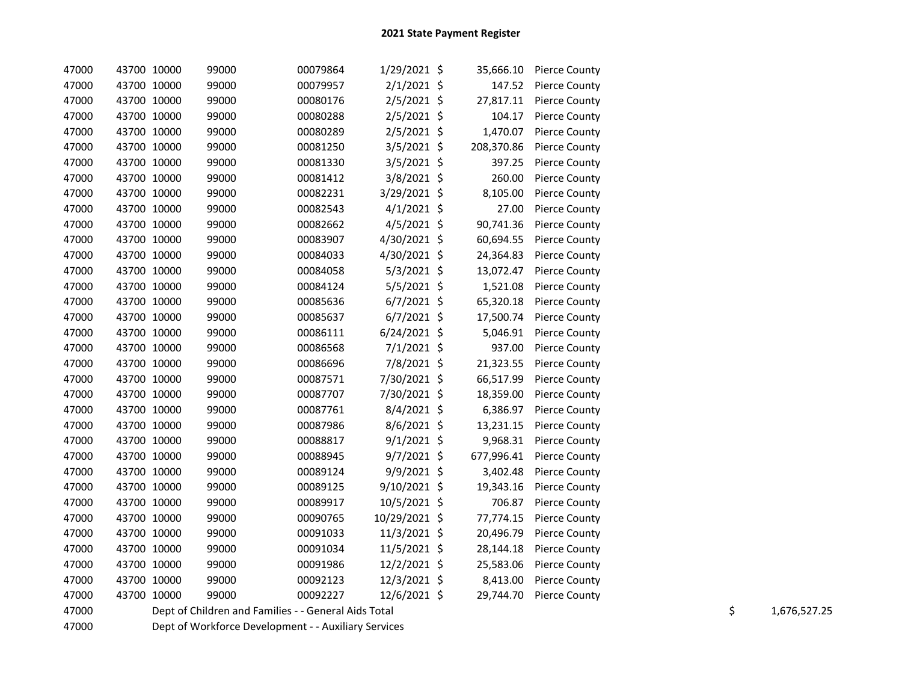# 2021 State Payment Register

| | | | | | | | | | |
|---|---|---|---|---|---|---|---|---|---|
| 47000 | 43700 | 10000 | 99000 | 00079864 | 1/29/2021 | $ | 35,666.10 | Pierce County | |
| 47000 | 43700 | 10000 | 99000 | 00079957 | 2/1/2021 | $ | 147.52 | Pierce County | |
| 47000 | 43700 | 10000 | 99000 | 00080176 | 2/5/2021 | $ | 27,817.11 | Pierce County | |
| 47000 | 43700 | 10000 | 99000 | 00080288 | 2/5/2021 | $ | 104.17 | Pierce County | |
| 47000 | 43700 | 10000 | 99000 | 00080289 | 2/5/2021 | $ | 1,470.07 | Pierce County | |
| 47000 | 43700 | 10000 | 99000 | 00081250 | 3/5/2021 | $ | 208,370.86 | Pierce County | |
| 47000 | 43700 | 10000 | 99000 | 00081330 | 3/5/2021 | $ | 397.25 | Pierce County | |
| 47000 | 43700 | 10000 | 99000 | 00081412 | 3/8/2021 | $ | 260.00 | Pierce County | |
| 47000 | 43700 | 10000 | 99000 | 00082231 | 3/29/2021 | $ | 8,105.00 | Pierce County | |
| 47000 | 43700 | 10000 | 99000 | 00082543 | 4/1/2021 | $ | 27.00 | Pierce County | |
| 47000 | 43700 | 10000 | 99000 | 00082662 | 4/5/2021 | $ | 90,741.36 | Pierce County | |
| 47000 | 43700 | 10000 | 99000 | 00083907 | 4/30/2021 | $ | 60,694.55 | Pierce County | |
| 47000 | 43700 | 10000 | 99000 | 00084033 | 4/30/2021 | $ | 24,364.83 | Pierce County | |
| 47000 | 43700 | 10000 | 99000 | 00084058 | 5/3/2021 | $ | 13,072.47 | Pierce County | |
| 47000 | 43700 | 10000 | 99000 | 00084124 | 5/5/2021 | $ | 1,521.08 | Pierce County | |
| 47000 | 43700 | 10000 | 99000 | 00085636 | 6/7/2021 | $ | 65,320.18 | Pierce County | |
| 47000 | 43700 | 10000 | 99000 | 00085637 | 6/7/2021 | $ | 17,500.74 | Pierce County | |
| 47000 | 43700 | 10000 | 99000 | 00086111 | 6/24/2021 | $ | 5,046.91 | Pierce County | |
| 47000 | 43700 | 10000 | 99000 | 00086568 | 7/1/2021 | $ | 937.00 | Pierce County | |
| 47000 | 43700 | 10000 | 99000 | 00086696 | 7/8/2021 | $ | 21,323.55 | Pierce County | |
| 47000 | 43700 | 10000 | 99000 | 00087571 | 7/30/2021 | $ | 66,517.99 | Pierce County | |
| 47000 | 43700 | 10000 | 99000 | 00087707 | 7/30/2021 | $ | 18,359.00 | Pierce County | |
| 47000 | 43700 | 10000 | 99000 | 00087761 | 8/4/2021 | $ | 6,386.97 | Pierce County | |
| 47000 | 43700 | 10000 | 99000 | 00087986 | 8/6/2021 | $ | 13,231.15 | Pierce County | |
| 47000 | 43700 | 10000 | 99000 | 00088817 | 9/1/2021 | $ | 9,968.31 | Pierce County | |
| 47000 | 43700 | 10000 | 99000 | 00088945 | 9/7/2021 | $ | 677,996.41 | Pierce County | |
| 47000 | 43700 | 10000 | 99000 | 00089124 | 9/9/2021 | $ | 3,402.48 | Pierce County | |
| 47000 | 43700 | 10000 | 99000 | 00089125 | 9/10/2021 | $ | 19,343.16 | Pierce County | |
| 47000 | 43700 | 10000 | 99000 | 00089917 | 10/5/2021 | $ | 706.87 | Pierce County | |
| 47000 | 43700 | 10000 | 99000 | 00090765 | 10/29/2021 | $ | 77,774.15 | Pierce County | |
| 47000 | 43700 | 10000 | 99000 | 00091033 | 11/3/2021 | $ | 20,496.79 | Pierce County | |
| 47000 | 43700 | 10000 | 99000 | 00091034 | 11/5/2021 | $ | 28,144.18 | Pierce County | |
| 47000 | 43700 | 10000 | 99000 | 00091986 | 12/2/2021 | $ | 25,583.06 | Pierce County | |
| 47000 | 43700 | 10000 | 99000 | 00092123 | 12/3/2021 | $ | 8,413.00 | Pierce County | |
| 47000 | 43700 | 10000 | 99000 | 00092227 | 12/6/2021 | $ | 29,744.70 | Pierce County | |
| 47000 | Dept of Children and Families - - General Aids Total | | | | | | | | $ 1,676,527.25 |
| 47000 | Dept of Workforce Development - - Auxiliary Services | | | | | | | | |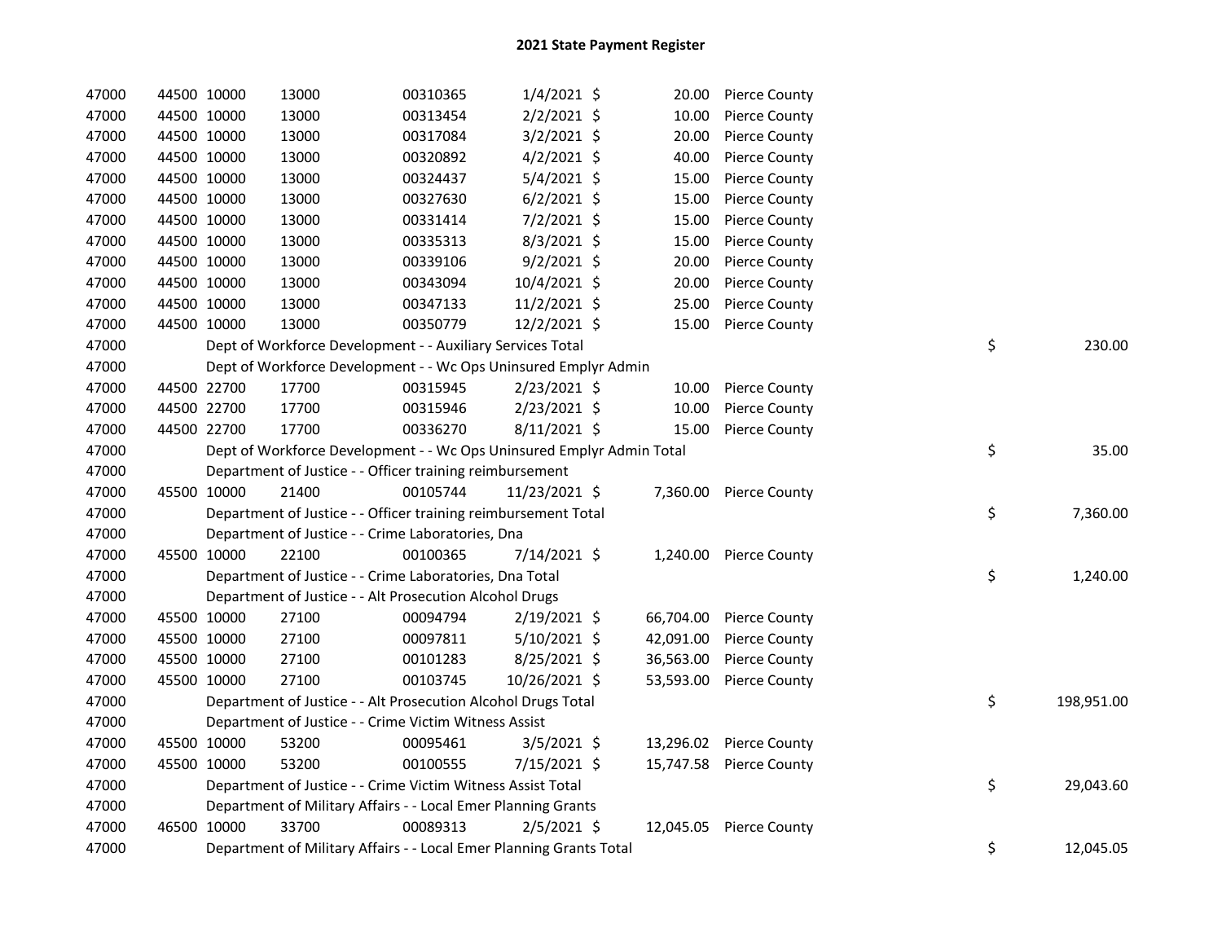# 2021 State Payment Register

| | | | | | | | | | |
|---|---|---|---|---|---|---|---|---|---|
| 47000 | 44500 | 10000 | 13000 | 00310365 | 1/4/2021 | $ | 20.00 | Pierce County | |
| 47000 | 44500 | 10000 | 13000 | 00313454 | 2/2/2021 | $ | 10.00 | Pierce County | |
| 47000 | 44500 | 10000 | 13000 | 00317084 | 3/2/2021 | $ | 20.00 | Pierce County | |
| 47000 | 44500 | 10000 | 13000 | 00320892 | 4/2/2021 | $ | 40.00 | Pierce County | |
| 47000 | 44500 | 10000 | 13000 | 00324437 | 5/4/2021 | $ | 15.00 | Pierce County | |
| 47000 | 44500 | 10000 | 13000 | 00327630 | 6/2/2021 | $ | 15.00 | Pierce County | |
| 47000 | 44500 | 10000 | 13000 | 00331414 | 7/2/2021 | $ | 15.00 | Pierce County | |
| 47000 | 44500 | 10000 | 13000 | 00335313 | 8/3/2021 | $ | 15.00 | Pierce County | |
| 47000 | 44500 | 10000 | 13000 | 00339106 | 9/2/2021 | $ | 20.00 | Pierce County | |
| 47000 | 44500 | 10000 | 13000 | 00343094 | 10/4/2021 | $ | 20.00 | Pierce County | |
| 47000 | 44500 | 10000 | 13000 | 00347133 | 11/2/2021 | $ | 25.00 | Pierce County | |
| 47000 | 44500 | 10000 | 13000 | 00350779 | 12/2/2021 | $ | 15.00 | Pierce County | |
| 47000 | | Dept of Workforce Development - - Auxiliary Services Total | | | | | | | $ 230.00 |
| 47000 | | Dept of Workforce Development - - Wc Ops Uninsured Emplyr Admin | | | | | | | |
| 47000 | 44500 | 22700 | 17700 | 00315945 | 2/23/2021 | $ | 10.00 | Pierce County | |
| 47000 | 44500 | 22700 | 17700 | 00315946 | 2/23/2021 | $ | 10.00 | Pierce County | |
| 47000 | 44500 | 22700 | 17700 | 00336270 | 8/11/2021 | $ | 15.00 | Pierce County | |
| 47000 | | Dept of Workforce Development - - Wc Ops Uninsured Emplyr Admin Total | | | | | | | $ 35.00 |
| 47000 | | Department of Justice - - Officer training reimbursement | | | | | | | |
| 47000 | 45500 | 10000 | 21400 | 00105744 | 11/23/2021 | $ | 7,360.00 | Pierce County | |
| 47000 | | Department of Justice - - Officer training reimbursement Total | | | | | | | $ 7,360.00 |
| 47000 | | Department of Justice - - Crime Laboratories, Dna | | | | | | | |
| 47000 | 45500 | 10000 | 22100 | 00100365 | 7/14/2021 | $ | 1,240.00 | Pierce County | |
| 47000 | | Department of Justice - - Crime Laboratories, Dna Total | | | | | | | $ 1,240.00 |
| 47000 | | Department of Justice - - Alt Prosecution Alcohol Drugs | | | | | | | |
| 47000 | 45500 | 10000 | 27100 | 00094794 | 2/19/2021 | $ | 66,704.00 | Pierce County | |
| 47000 | 45500 | 10000 | 27100 | 00097811 | 5/10/2021 | $ | 42,091.00 | Pierce County | |
| 47000 | 45500 | 10000 | 27100 | 00101283 | 8/25/2021 | $ | 36,563.00 | Pierce County | |
| 47000 | 45500 | 10000 | 27100 | 00103745 | 10/26/2021 | $ | 53,593.00 | Pierce County | |
| 47000 | | Department of Justice - - Alt Prosecution Alcohol Drugs Total | | | | | | | $ 198,951.00 |
| 47000 | | Department of Justice - - Crime Victim Witness Assist | | | | | | | |
| 47000 | 45500 | 10000 | 53200 | 00095461 | 3/5/2021 | $ | 13,296.02 | Pierce County | |
| 47000 | 45500 | 10000 | 53200 | 00100555 | 7/15/2021 | $ | 15,747.58 | Pierce County | |
| 47000 | | Department of Justice - - Crime Victim Witness Assist Total | | | | | | | $ 29,043.60 |
| 47000 | | Department of Military Affairs - - Local Emer Planning Grants | | | | | | | |
| 47000 | 46500 | 10000 | 33700 | 00089313 | 2/5/2021 | $ | 12,045.05 | Pierce County | |
| 47000 | | Department of Military Affairs - - Local Emer Planning Grants Total | | | | | | | $ 12,045.05 |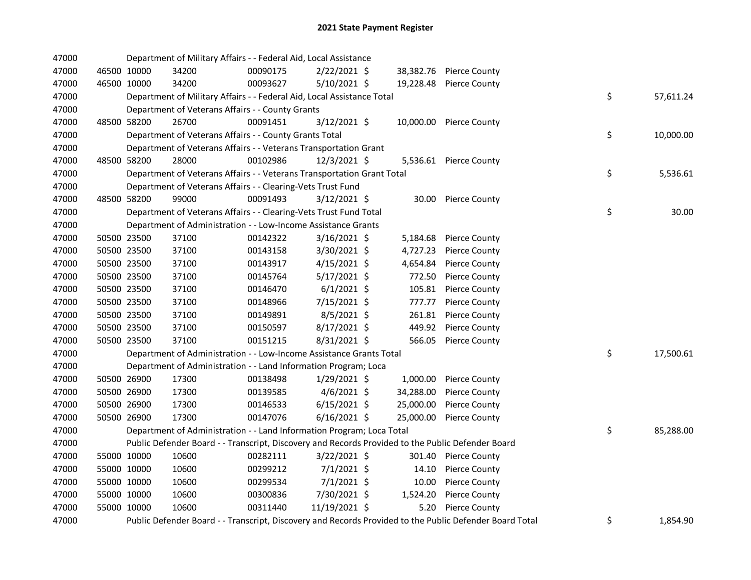# 2021 State Payment Register

| | | | | | | | | | |
|---|---|---|---|---|---|---|---|---|---|
| 47000 | | | Department of Military Affairs - - Federal Aid, Local Assistance | | | | | | |
| 47000 | 46500 | 10000 | 34200 | 00090175 | 2/22/2021 | $ 38,382.76 | Pierce County | | |
| 47000 | 46500 | 10000 | 34200 | 00093627 | 5/10/2021 | $ 19,228.48 | Pierce County | | |
| 47000 | | | Department of Military Affairs - - Federal Aid, Local Assistance Total | | | | | $ | 57,611.24 |
| 47000 | | | Department of Veterans Affairs - - County Grants | | | | | | |
| 47000 | 48500 | 58200 | 26700 | 00091451 | 3/12/2021 | $ 10,000.00 | Pierce County | | |
| 47000 | | | Department of Veterans Affairs - - County Grants Total | | | | | $ | 10,000.00 |
| 47000 | | | Department of Veterans Affairs - - Veterans Transportation Grant | | | | | | |
| 47000 | 48500 | 58200 | 28000 | 00102986 | 12/3/2021 | $ 5,536.61 | Pierce County | | |
| 47000 | | | Department of Veterans Affairs - - Veterans Transportation Grant Total | | | | | $ | 5,536.61 |
| 47000 | | | Department of Veterans Affairs - - Clearing-Vets Trust Fund | | | | | | |
| 47000 | 48500 | 58200 | 99000 | 00091493 | 3/12/2021 | $ 30.00 | Pierce County | | |
| 47000 | | | Department of Veterans Affairs - - Clearing-Vets Trust Fund Total | | | | | $ | 30.00 |
| 47000 | | | Department of Administration - - Low-Income Assistance Grants | | | | | | |
| 47000 | 50500 | 23500 | 37100 | 00142322 | 3/16/2021 | $ 5,184.68 | Pierce County | | |
| 47000 | 50500 | 23500 | 37100 | 00143158 | 3/30/2021 | $ 4,727.23 | Pierce County | | |
| 47000 | 50500 | 23500 | 37100 | 00143917 | 4/15/2021 | $ 4,654.84 | Pierce County | | |
| 47000 | 50500 | 23500 | 37100 | 00145764 | 5/17/2021 | $ 772.50 | Pierce County | | |
| 47000 | 50500 | 23500 | 37100 | 00146470 | 6/1/2021 | $ 105.81 | Pierce County | | |
| 47000 | 50500 | 23500 | 37100 | 00148966 | 7/15/2021 | $ 777.77 | Pierce County | | |
| 47000 | 50500 | 23500 | 37100 | 00149891 | 8/5/2021 | $ 261.81 | Pierce County | | |
| 47000 | 50500 | 23500 | 37100 | 00150597 | 8/17/2021 | $ 449.92 | Pierce County | | |
| 47000 | 50500 | 23500 | 37100 | 00151215 | 8/31/2021 | $ 566.05 | Pierce County | | |
| 47000 | | | Department of Administration - - Low-Income Assistance Grants Total | | | | | $ | 17,500.61 |
| 47000 | | | Department of Administration - - Land Information Program; Loca | | | | | | |
| 47000 | 50500 | 26900 | 17300 | 00138498 | 1/29/2021 | $ 1,000.00 | Pierce County | | |
| 47000 | 50500 | 26900 | 17300 | 00139585 | 4/6/2021 | $ 34,288.00 | Pierce County | | |
| 47000 | 50500 | 26900 | 17300 | 00146533 | 6/15/2021 | $ 25,000.00 | Pierce County | | |
| 47000 | 50500 | 26900 | 17300 | 00147076 | 6/16/2021 | $ 25,000.00 | Pierce County | | |
| 47000 | | | Department of Administration - - Land Information Program; Loca Total | | | | | $ | 85,288.00 |
| 47000 | | | Public Defender Board - - Transcript, Discovery and Records Provided to the Public Defender Board | | | | | | |
| 47000 | 55000 | 10000 | 10600 | 00282111 | 3/22/2021 | $ 301.40 | Pierce County | | |
| 47000 | 55000 | 10000 | 10600 | 00299212 | 7/1/2021 | $ 14.10 | Pierce County | | |
| 47000 | 55000 | 10000 | 10600 | 00299534 | 7/1/2021 | $ 10.00 | Pierce County | | |
| 47000 | 55000 | 10000 | 10600 | 00300836 | 7/30/2021 | $ 1,524.20 | Pierce County | | |
| 47000 | 55000 | 10000 | 10600 | 00311440 | 11/19/2021 | $ 5.20 | Pierce County | | |
| 47000 | | | Public Defender Board - - Transcript, Discovery and Records Provided to the Public Defender Board Total | | | | | $ | 1,854.90 |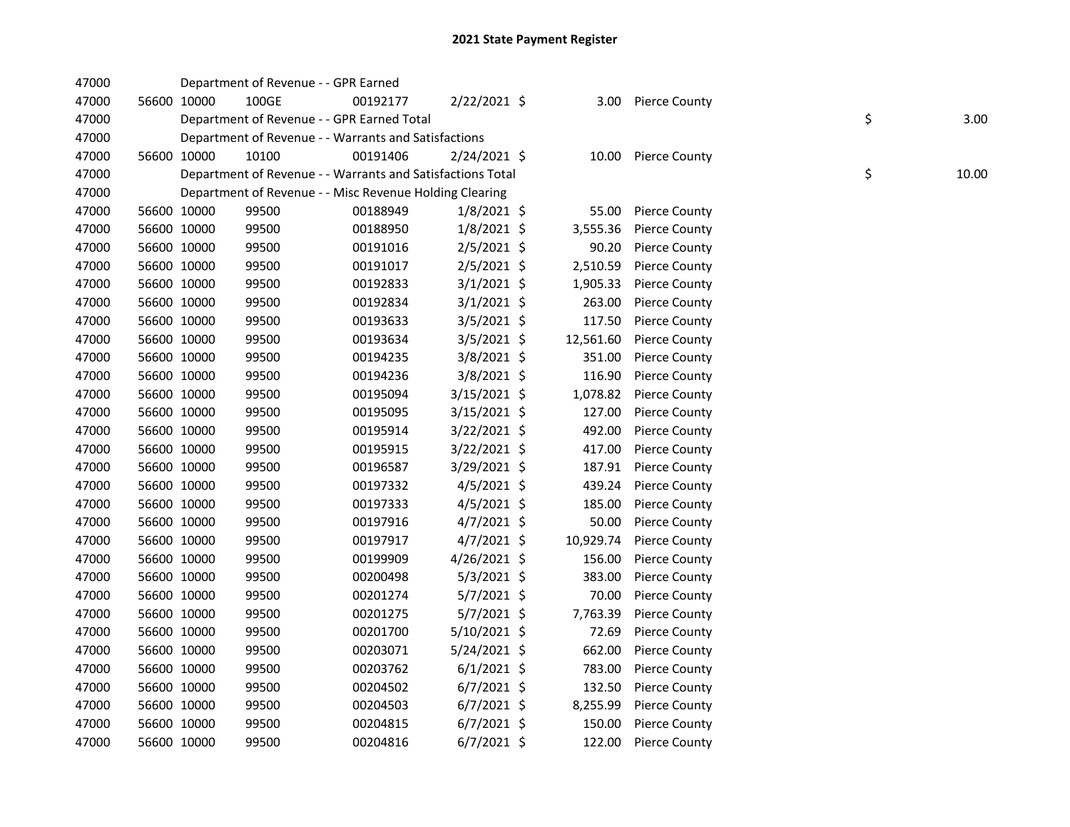# 2021 State Payment Register

| | | | | | | | | | |
|---|---|---|---|---|---|---|---|---|---|
| 47000 | | | Department of Revenue - - GPR Earned | | | | | | |
| 47000 | 56600 | 10000 | 100GE | 00192177 | 2/22/2021 | $ | 3.00 | Pierce County | |
| 47000 | | | Department of Revenue - - GPR Earned Total | | | | | | $ 3.00 |
| 47000 | | | Department of Revenue - - Warrants and Satisfactions | | | | | | |
| 47000 | 56600 | 10000 | 10100 | 00191406 | 2/24/2021 | $ | 10.00 | Pierce County | |
| 47000 | | | Department of Revenue - - Warrants and Satisfactions Total | | | | | | $ 10.00 |
| 47000 | | | Department of Revenue - - Misc Revenue Holding Clearing | | | | | | |
| 47000 | 56600 | 10000 | 99500 | 00188949 | 1/8/2021 | $ | 55.00 | Pierce County | |
| 47000 | 56600 | 10000 | 99500 | 00188950 | 1/8/2021 | $ | 3,555.36 | Pierce County | |
| 47000 | 56600 | 10000 | 99500 | 00191016 | 2/5/2021 | $ | 90.20 | Pierce County | |
| 47000 | 56600 | 10000 | 99500 | 00191017 | 2/5/2021 | $ | 2,510.59 | Pierce County | |
| 47000 | 56600 | 10000 | 99500 | 00192833 | 3/1/2021 | $ | 1,905.33 | Pierce County | |
| 47000 | 56600 | 10000 | 99500 | 00192834 | 3/1/2021 | $ | 263.00 | Pierce County | |
| 47000 | 56600 | 10000 | 99500 | 00193633 | 3/5/2021 | $ | 117.50 | Pierce County | |
| 47000 | 56600 | 10000 | 99500 | 00193634 | 3/5/2021 | $ | 12,561.60 | Pierce County | |
| 47000 | 56600 | 10000 | 99500 | 00194235 | 3/8/2021 | $ | 351.00 | Pierce County | |
| 47000 | 56600 | 10000 | 99500 | 00194236 | 3/8/2021 | $ | 116.90 | Pierce County | |
| 47000 | 56600 | 10000 | 99500 | 00195094 | 3/15/2021 | $ | 1,078.82 | Pierce County | |
| 47000 | 56600 | 10000 | 99500 | 00195095 | 3/15/2021 | $ | 127.00 | Pierce County | |
| 47000 | 56600 | 10000 | 99500 | 00195914 | 3/22/2021 | $ | 492.00 | Pierce County | |
| 47000 | 56600 | 10000 | 99500 | 00195915 | 3/22/2021 | $ | 417.00 | Pierce County | |
| 47000 | 56600 | 10000 | 99500 | 00196587 | 3/29/2021 | $ | 187.91 | Pierce County | |
| 47000 | 56600 | 10000 | 99500 | 00197332 | 4/5/2021 | $ | 439.24 | Pierce County | |
| 47000 | 56600 | 10000 | 99500 | 00197333 | 4/5/2021 | $ | 185.00 | Pierce County | |
| 47000 | 56600 | 10000 | 99500 | 00197916 | 4/7/2021 | $ | 50.00 | Pierce County | |
| 47000 | 56600 | 10000 | 99500 | 00197917 | 4/7/2021 | $ | 10,929.74 | Pierce County | |
| 47000 | 56600 | 10000 | 99500 | 00199909 | 4/26/2021 | $ | 156.00 | Pierce County | |
| 47000 | 56600 | 10000 | 99500 | 00200498 | 5/3/2021 | $ | 383.00 | Pierce County | |
| 47000 | 56600 | 10000 | 99500 | 00201274 | 5/7/2021 | $ | 70.00 | Pierce County | |
| 47000 | 56600 | 10000 | 99500 | 00201275 | 5/7/2021 | $ | 7,763.39 | Pierce County | |
| 47000 | 56600 | 10000 | 99500 | 00201700 | 5/10/2021 | $ | 72.69 | Pierce County | |
| 47000 | 56600 | 10000 | 99500 | 00203071 | 5/24/2021 | $ | 662.00 | Pierce County | |
| 47000 | 56600 | 10000 | 99500 | 00203762 | 6/1/2021 | $ | 783.00 | Pierce County | |
| 47000 | 56600 | 10000 | 99500 | 00204502 | 6/7/2021 | $ | 132.50 | Pierce County | |
| 47000 | 56600 | 10000 | 99500 | 00204503 | 6/7/2021 | $ | 8,255.99 | Pierce County | |
| 47000 | 56600 | 10000 | 99500 | 00204815 | 6/7/2021 | $ | 150.00 | Pierce County | |
| 47000 | 56600 | 10000 | 99500 | 00204816 | 6/7/2021 | $ | 122.00 | Pierce County | |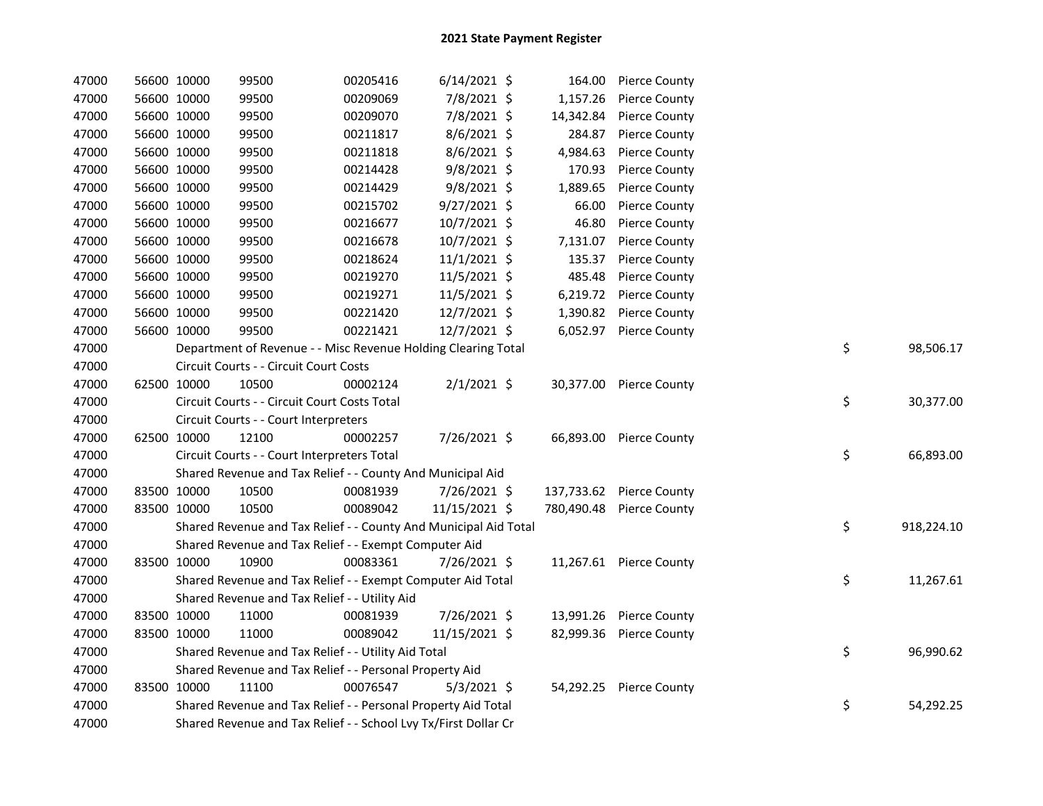# 2021 State Payment Register

| | | | | | | | | | |
|---|---|---|---|---|---|---|---|---|---|
| 47000 | 56600 | 10000 | 99500 | 00205416 | 6/14/2021 | $ | 164.00 | Pierce County | | |
| 47000 | 56600 | 10000 | 99500 | 00209069 | 7/8/2021 | $ | 1,157.26 | Pierce County | | |
| 47000 | 56600 | 10000 | 99500 | 00209070 | 7/8/2021 | $ | 14,342.84 | Pierce County | | |
| 47000 | 56600 | 10000 | 99500 | 00211817 | 8/6/2021 | $ | 284.87 | Pierce County | | |
| 47000 | 56600 | 10000 | 99500 | 00211818 | 8/6/2021 | $ | 4,984.63 | Pierce County | | |
| 47000 | 56600 | 10000 | 99500 | 00214428 | 9/8/2021 | $ | 170.93 | Pierce County | | |
| 47000 | 56600 | 10000 | 99500 | 00214429 | 9/8/2021 | $ | 1,889.65 | Pierce County | | |
| 47000 | 56600 | 10000 | 99500 | 00215702 | 9/27/2021 | $ | 66.00 | Pierce County | | |
| 47000 | 56600 | 10000 | 99500 | 00216677 | 10/7/2021 | $ | 46.80 | Pierce County | | |
| 47000 | 56600 | 10000 | 99500 | 00216678 | 10/7/2021 | $ | 7,131.07 | Pierce County | | |
| 47000 | 56600 | 10000 | 99500 | 00218624 | 11/1/2021 | $ | 135.37 | Pierce County | | |
| 47000 | 56600 | 10000 | 99500 | 00219270 | 11/5/2021 | $ | 485.48 | Pierce County | | |
| 47000 | 56600 | 10000 | 99500 | 00219271 | 11/5/2021 | $ | 6,219.72 | Pierce County | | |
| 47000 | 56600 | 10000 | 99500 | 00221420 | 12/7/2021 | $ | 1,390.82 | Pierce County | | |
| 47000 | 56600 | 10000 | 99500 | 00221421 | 12/7/2021 | $ | 6,052.97 | Pierce County | | |
| 47000 | | Department of Revenue - - Misc Revenue Holding Clearing Total | | | | | | | $ | 98,506.17 |
| 47000 | | Circuit Courts - - Circuit Court Costs | | | | | | | | |
| 47000 | 62500 | 10000 | 10500 | 00002124 | 2/1/2021 | $ | 30,377.00 | Pierce County | | |
| 47000 | | Circuit Courts - - Circuit Court Costs Total | | | | | | | $ | 30,377.00 |
| 47000 | | Circuit Courts - - Court Interpreters | | | | | | | | |
| 47000 | 62500 | 10000 | 12100 | 00002257 | 7/26/2021 | $ | 66,893.00 | Pierce County | | |
| 47000 | | Circuit Courts - - Court Interpreters Total | | | | | | | $ | 66,893.00 |
| 47000 | | Shared Revenue and Tax Relief - - County And Municipal Aid | | | | | | | | |
| 47000 | 83500 | 10000 | 10500 | 00081939 | 7/26/2021 | $ | 137,733.62 | Pierce County | | |
| 47000 | 83500 | 10000 | 10500 | 00089042 | 11/15/2021 | $ | 780,490.48 | Pierce County | | |
| 47000 | | Shared Revenue and Tax Relief - - County And Municipal Aid Total | | | | | | | $ | 918,224.10 |
| 47000 | | Shared Revenue and Tax Relief - - Exempt Computer Aid | | | | | | | | |
| 47000 | 83500 | 10000 | 10900 | 00083361 | 7/26/2021 | $ | 11,267.61 | Pierce County | | |
| 47000 | | Shared Revenue and Tax Relief - - Exempt Computer Aid Total | | | | | | | $ | 11,267.61 |
| 47000 | | Shared Revenue and Tax Relief - - Utility Aid | | | | | | | | |
| 47000 | 83500 | 10000 | 11000 | 00081939 | 7/26/2021 | $ | 13,991.26 | Pierce County | | |
| 47000 | 83500 | 10000 | 11000 | 00089042 | 11/15/2021 | $ | 82,999.36 | Pierce County | | |
| 47000 | | Shared Revenue and Tax Relief - - Utility Aid Total | | | | | | | $ | 96,990.62 |
| 47000 | | Shared Revenue and Tax Relief - - Personal Property Aid | | | | | | | | |
| 47000 | 83500 | 10000 | 11100 | 00076547 | 5/3/2021 | $ | 54,292.25 | Pierce County | | |
| 47000 | | Shared Revenue and Tax Relief - - Personal Property Aid Total | | | | | | | $ | 54,292.25 |
| 47000 | | Shared Revenue and Tax Relief - - School Lvy Tx/First Dollar Cr | | | | | | | | |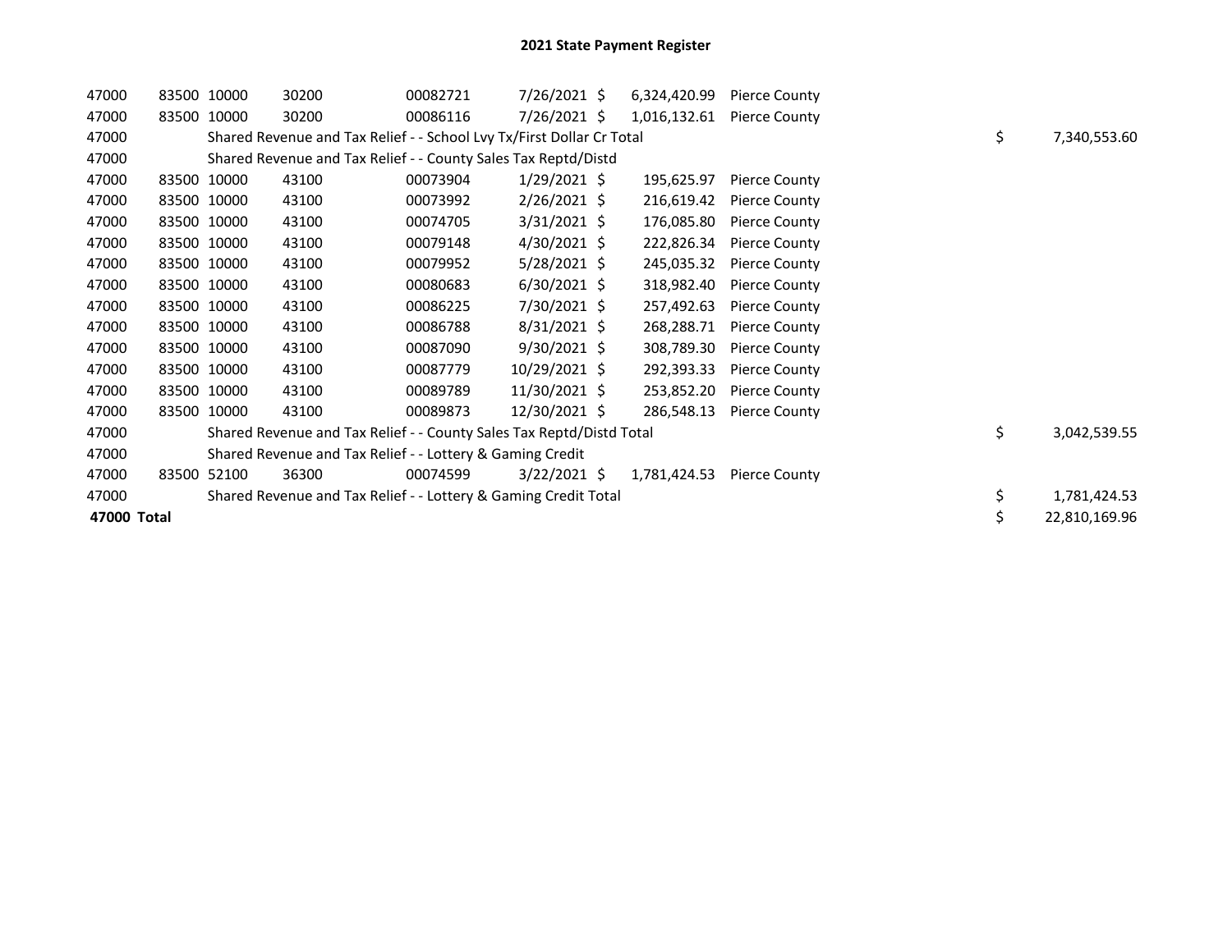# 2021 State Payment Register

| | | | | | | | | | |
|---|---|---|---|---|---|---|---|---|---|
| 47000 | 83500 | 10000 | 30200 | 00082721 | 7/26/2021 | $ 6,324,420.99 | Pierce County | | |
| 47000 | 83500 | 10000 | 30200 | 00086116 | 7/26/2021 | $ 1,016,132.61 | Pierce County | | |
| 47000 | Shared Revenue and Tax Relief - - School Lvy Tx/First Dollar Cr Total | | | | | | | $ | 7,340,553.60 |
| 47000 | Shared Revenue and Tax Relief - - County Sales Tax Reptd/Distd | | | | | | | | |
| 47000 | 83500 | 10000 | 43100 | 00073904 | 1/29/2021 | $ 195,625.97 | Pierce County | | |
| 47000 | 83500 | 10000 | 43100 | 00073992 | 2/26/2021 | $ 216,619.42 | Pierce County | | |
| 47000 | 83500 | 10000 | 43100 | 00074705 | 3/31/2021 | $ 176,085.80 | Pierce County | | |
| 47000 | 83500 | 10000 | 43100 | 00079148 | 4/30/2021 | $ 222,826.34 | Pierce County | | |
| 47000 | 83500 | 10000 | 43100 | 00079952 | 5/28/2021 | $ 245,035.32 | Pierce County | | |
| 47000 | 83500 | 10000 | 43100 | 00080683 | 6/30/2021 | $ 318,982.40 | Pierce County | | |
| 47000 | 83500 | 10000 | 43100 | 00086225 | 7/30/2021 | $ 257,492.63 | Pierce County | | |
| 47000 | 83500 | 10000 | 43100 | 00086788 | 8/31/2021 | $ 268,288.71 | Pierce County | | |
| 47000 | 83500 | 10000 | 43100 | 00087090 | 9/30/2021 | $ 308,789.30 | Pierce County | | |
| 47000 | 83500 | 10000 | 43100 | 00087779 | 10/29/2021 | $ 292,393.33 | Pierce County | | |
| 47000 | 83500 | 10000 | 43100 | 00089789 | 11/30/2021 | $ 253,852.20 | Pierce County | | |
| 47000 | 83500 | 10000 | 43100 | 00089873 | 12/30/2021 | $ 286,548.13 | Pierce County | | |
| 47000 | Shared Revenue and Tax Relief - - County Sales Tax Reptd/Distd Total | | | | | | | $ | 3,042,539.55 |
| 47000 | Shared Revenue and Tax Relief - - Lottery & Gaming Credit | | | | | | | | |
| 47000 | 83500 | 52100 | 36300 | 00074599 | 3/22/2021 | $ 1,781,424.53 | Pierce County | | |
| 47000 | Shared Revenue and Tax Relief - - Lottery & Gaming Credit Total | | | | | | | $ | 1,781,424.53 |
| **47000 Total** | | | | | | | | $ | 22,810,169.96 |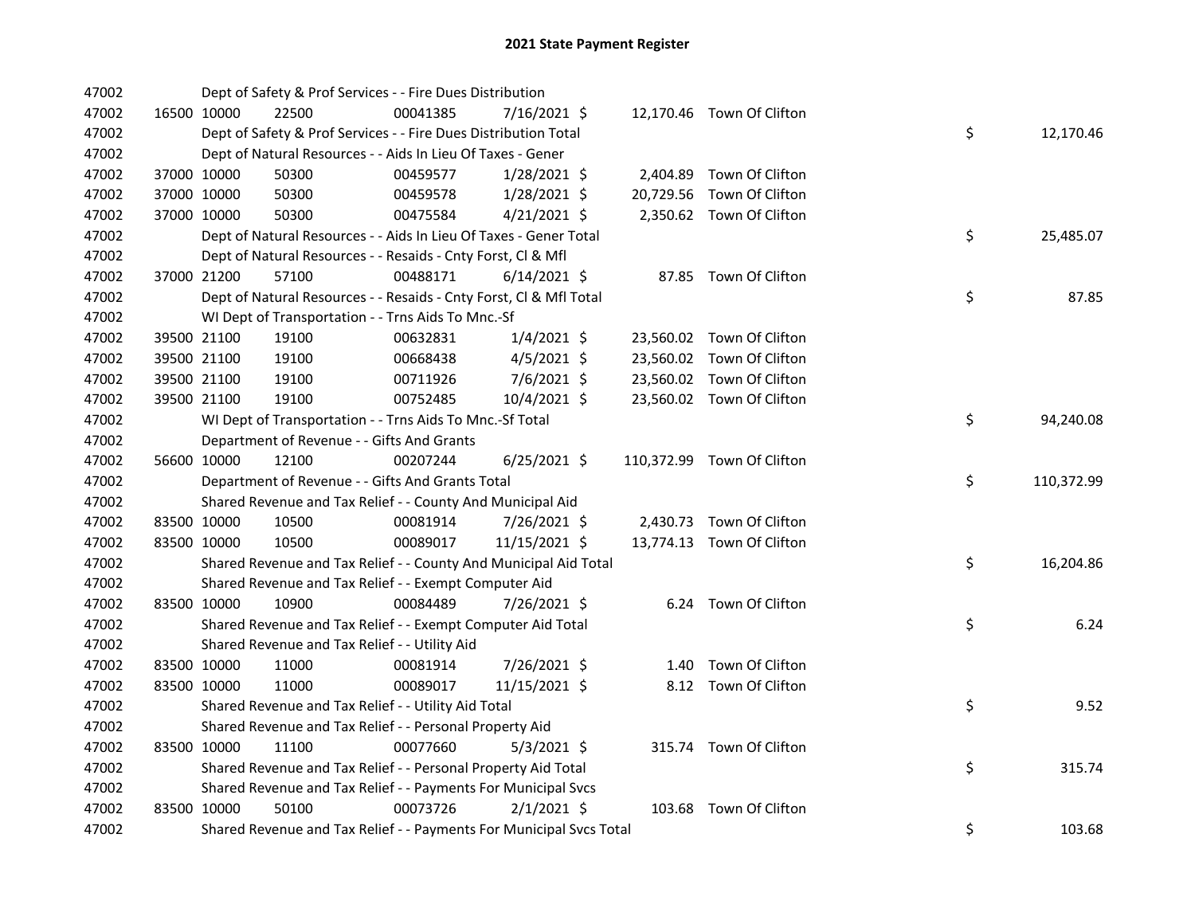# 2021 State Payment Register

| | | | | | | | | | |
|---|---|---|---|---|---|---|---|---|---|
| 47002 | | Dept of Safety & Prof Services - - Fire Dues Distribution | | | | | | | |
| 47002 | 16500 | 10000 | 22500 | 00041385 | 7/16/2021 | $ 12,170.46 | Town Of Clifton | | |
| 47002 | | Dept of Safety & Prof Services - - Fire Dues Distribution Total | | | | | | $ | 12,170.46 |
| 47002 | | Dept of Natural Resources - - Aids In Lieu Of Taxes - Gener | | | | | | | |
| 47002 | 37000 | 10000 | 50300 | 00459577 | 1/28/2021 | $ 2,404.89 | Town Of Clifton | | |
| 47002 | 37000 | 10000 | 50300 | 00459578 | 1/28/2021 | $ 20,729.56 | Town Of Clifton | | |
| 47002 | 37000 | 10000 | 50300 | 00475584 | 4/21/2021 | $ 2,350.62 | Town Of Clifton | | |
| 47002 | | Dept of Natural Resources - - Aids In Lieu Of Taxes - Gener Total | | | | | | $ | 25,485.07 |
| 47002 | | Dept of Natural Resources - - Resaids - Cnty Forst, Cl & Mfl | | | | | | | |
| 47002 | 37000 | 21200 | 57100 | 00488171 | 6/14/2021 | $ 87.85 | Town Of Clifton | | |
| 47002 | | Dept of Natural Resources - - Resaids - Cnty Forst, Cl & Mfl Total | | | | | | $ | 87.85 |
| 47002 | | WI Dept of Transportation - - Trns Aids To Mnc.-Sf | | | | | | | |
| 47002 | 39500 | 21100 | 19100 | 00632831 | 1/4/2021 | $ 23,560.02 | Town Of Clifton | | |
| 47002 | 39500 | 21100 | 19100 | 00668438 | 4/5/2021 | $ 23,560.02 | Town Of Clifton | | |
| 47002 | 39500 | 21100 | 19100 | 00711926 | 7/6/2021 | $ 23,560.02 | Town Of Clifton | | |
| 47002 | 39500 | 21100 | 19100 | 00752485 | 10/4/2021 | $ 23,560.02 | Town Of Clifton | | |
| 47002 | | WI Dept of Transportation - - Trns Aids To Mnc.-Sf Total | | | | | | $ | 94,240.08 |
| 47002 | | Department of Revenue - - Gifts And Grants | | | | | | | |
| 47002 | 56600 | 10000 | 12100 | 00207244 | 6/25/2021 | $ 110,372.99 | Town Of Clifton | | |
| 47002 | | Department of Revenue - - Gifts And Grants Total | | | | | | $ | 110,372.99 |
| 47002 | | Shared Revenue and Tax Relief - - County And Municipal Aid | | | | | | | |
| 47002 | 83500 | 10000 | 10500 | 00081914 | 7/26/2021 | $ 2,430.73 | Town Of Clifton | | |
| 47002 | 83500 | 10000 | 10500 | 00089017 | 11/15/2021 | $ 13,774.13 | Town Of Clifton | | |
| 47002 | | Shared Revenue and Tax Relief - - County And Municipal Aid Total | | | | | | $ | 16,204.86 |
| 47002 | | Shared Revenue and Tax Relief - - Exempt Computer Aid | | | | | | | |
| 47002 | 83500 | 10000 | 10900 | 00084489 | 7/26/2021 | $ 6.24 | Town Of Clifton | | |
| 47002 | | Shared Revenue and Tax Relief - - Exempt Computer Aid Total | | | | | | $ | 6.24 |
| 47002 | | Shared Revenue and Tax Relief - - Utility Aid | | | | | | | |
| 47002 | 83500 | 10000 | 11000 | 00081914 | 7/26/2021 | $ 1.40 | Town Of Clifton | | |
| 47002 | 83500 | 10000 | 11000 | 00089017 | 11/15/2021 | $ 8.12 | Town Of Clifton | | |
| 47002 | | Shared Revenue and Tax Relief - - Utility Aid Total | | | | | | $ | 9.52 |
| 47002 | | Shared Revenue and Tax Relief - - Personal Property Aid | | | | | | | |
| 47002 | 83500 | 10000 | 11100 | 00077660 | 5/3/2021 | $ 315.74 | Town Of Clifton | | |
| 47002 | | Shared Revenue and Tax Relief - - Personal Property Aid Total | | | | | | $ | 315.74 |
| 47002 | | Shared Revenue and Tax Relief - - Payments For Municipal Svcs | | | | | | | |
| 47002 | 83500 | 10000 | 50100 | 00073726 | 2/1/2021 | $ 103.68 | Town Of Clifton | | |
| 47002 | | Shared Revenue and Tax Relief - - Payments For Municipal Svcs Total | | | | | | $ | 103.68 |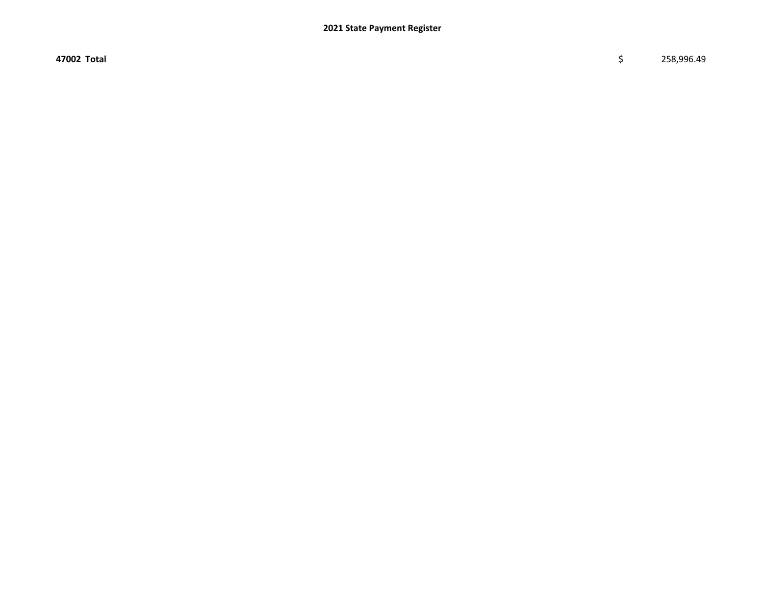**47002 Total** $ 258,996.49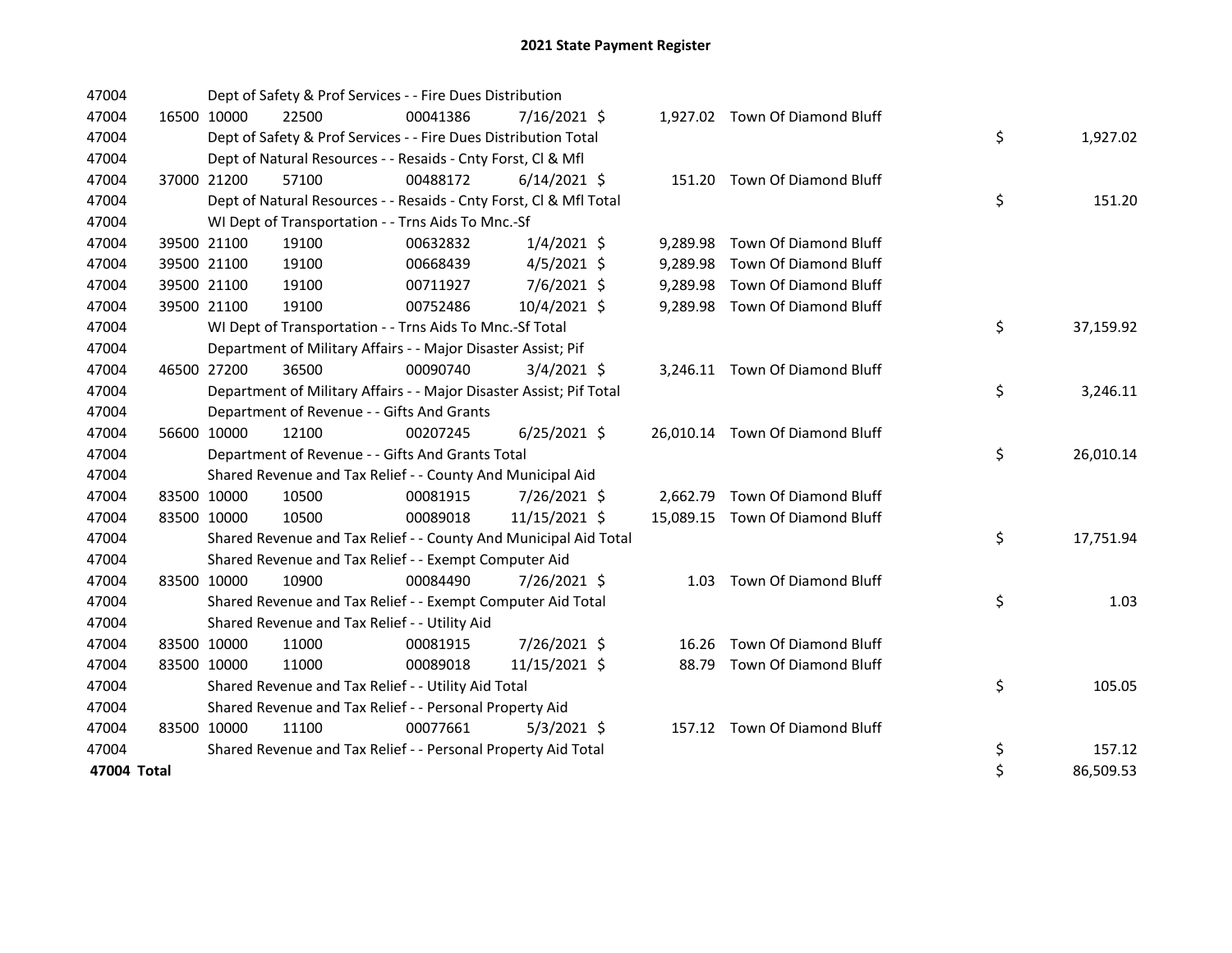# 2021 State Payment Register

| | | | | | | | | | |
|---|---|---|---|---|---|---|---|---|---|
| 47004 | | | Dept of Safety & Prof Services - - Fire Dues Distribution | | | | | | |
| 47004 | 16500 | 10000 | 22500 | 00041386 | 7/16/2021 | $ | 1,927.02 | Town Of Diamond Bluff | |
| 47004 | | | Dept of Safety & Prof Services - - Fire Dues Distribution Total | | | | | | $ 1,927.02 |
| 47004 | | | Dept of Natural Resources - - Resaids - Cnty Forst, Cl & Mfl | | | | | | |
| 47004 | 37000 | 21200 | 57100 | 00488172 | 6/14/2021 | $ | 151.20 | Town Of Diamond Bluff | |
| 47004 | | | Dept of Natural Resources - - Resaids - Cnty Forst, Cl & Mfl Total | | | | | | $ 151.20 |
| 47004 | | | WI Dept of Transportation - - Trns Aids To Mnc.-Sf | | | | | | |
| 47004 | 39500 | 21100 | 19100 | 00632832 | 1/4/2021 | $ | 9,289.98 | Town Of Diamond Bluff | |
| 47004 | 39500 | 21100 | 19100 | 00668439 | 4/5/2021 | $ | 9,289.98 | Town Of Diamond Bluff | |
| 47004 | 39500 | 21100 | 19100 | 00711927 | 7/6/2021 | $ | 9,289.98 | Town Of Diamond Bluff | |
| 47004 | 39500 | 21100 | 19100 | 00752486 | 10/4/2021 | $ | 9,289.98 | Town Of Diamond Bluff | |
| 47004 | | | WI Dept of Transportation - - Trns Aids To Mnc.-Sf Total | | | | | | $ 37,159.92 |
| 47004 | | | Department of Military Affairs - - Major Disaster Assist; Pif | | | | | | |
| 47004 | 46500 | 27200 | 36500 | 00090740 | 3/4/2021 | $ | 3,246.11 | Town Of Diamond Bluff | |
| 47004 | | | Department of Military Affairs - - Major Disaster Assist; Pif Total | | | | | | $ 3,246.11 |
| 47004 | | | Department of Revenue - - Gifts And Grants | | | | | | |
| 47004 | 56600 | 10000 | 12100 | 00207245 | 6/25/2021 | $ | 26,010.14 | Town Of Diamond Bluff | |
| 47004 | | | Department of Revenue - - Gifts And Grants Total | | | | | | $ 26,010.14 |
| 47004 | | | Shared Revenue and Tax Relief - - County And Municipal Aid | | | | | | |
| 47004 | 83500 | 10000 | 10500 | 00081915 | 7/26/2021 | $ | 2,662.79 | Town Of Diamond Bluff | |
| 47004 | 83500 | 10000 | 10500 | 00089018 | 11/15/2021 | $ | 15,089.15 | Town Of Diamond Bluff | |
| 47004 | | | Shared Revenue and Tax Relief - - County And Municipal Aid Total | | | | | | $ 17,751.94 |
| 47004 | | | Shared Revenue and Tax Relief - - Exempt Computer Aid | | | | | | |
| 47004 | 83500 | 10000 | 10900 | 00084490 | 7/26/2021 | $ | 1.03 | Town Of Diamond Bluff | |
| 47004 | | | Shared Revenue and Tax Relief - - Exempt Computer Aid Total | | | | | | $ 1.03 |
| 47004 | | | Shared Revenue and Tax Relief - - Utility Aid | | | | | | |
| 47004 | 83500 | 10000 | 11000 | 00081915 | 7/26/2021 | $ | 16.26 | Town Of Diamond Bluff | |
| 47004 | 83500 | 10000 | 11000 | 00089018 | 11/15/2021 | $ | 88.79 | Town Of Diamond Bluff | |
| 47004 | | | Shared Revenue and Tax Relief - - Utility Aid Total | | | | | | $ 105.05 |
| 47004 | | | Shared Revenue and Tax Relief - - Personal Property Aid | | | | | | |
| 47004 | 83500 | 10000 | 11100 | 00077661 | 5/3/2021 | $ | 157.12 | Town Of Diamond Bluff | |
| 47004 | | | Shared Revenue and Tax Relief - - Personal Property Aid Total | | | | | | $ 157.12 |
| **47004 Total** | | | | | | | | | $ 86,509.53 |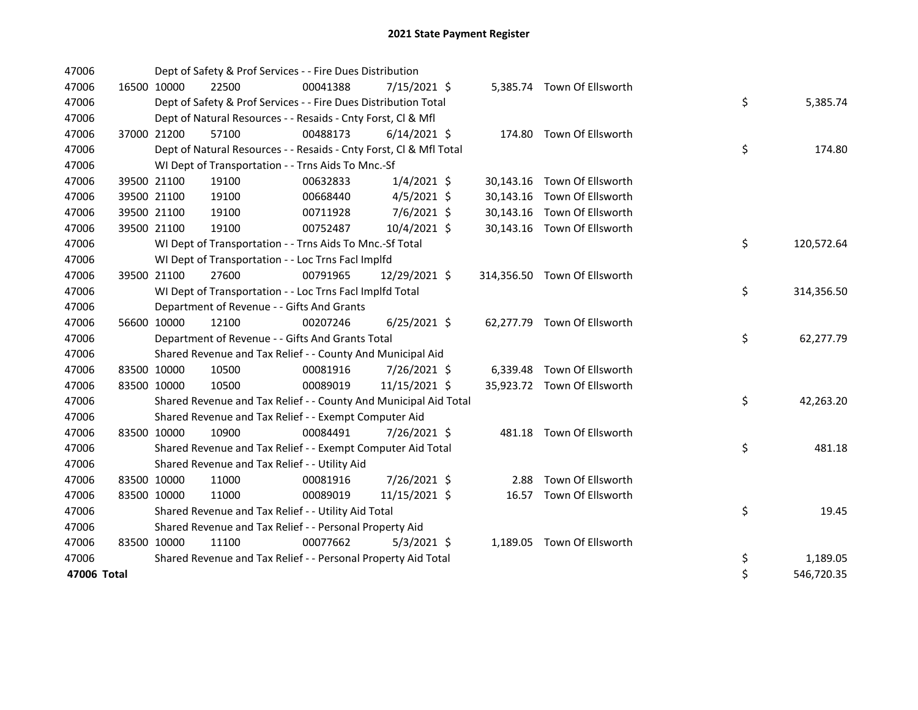# 2021 State Payment Register

| | | | | | | | | | |
|---|---|---|---|---|---|---|---|---|---|
| 47006 | | | Dept of Safety & Prof Services - - Fire Dues Distribution | | | | | | |
| 47006 | 16500 | 10000 | 22500 | 00041388 | 7/15/2021 | $ | 5,385.74 | Town Of Ellsworth | |
| 47006 | | | Dept of Safety & Prof Services - - Fire Dues Distribution Total | | | | | | $ 5,385.74 |
| 47006 | | | Dept of Natural Resources - - Resaids - Cnty Forst, Cl & Mfl | | | | | | |
| 47006 | 37000 | 21200 | 57100 | 00488173 | 6/14/2021 | $ | 174.80 | Town Of Ellsworth | |
| 47006 | | | Dept of Natural Resources - - Resaids - Cnty Forst, Cl & Mfl Total | | | | | | $ 174.80 |
| 47006 | | | WI Dept of Transportation - - Trns Aids To Mnc.-Sf | | | | | | |
| 47006 | 39500 | 21100 | 19100 | 00632833 | 1/4/2021 | $ | 30,143.16 | Town Of Ellsworth | |
| 47006 | 39500 | 21100 | 19100 | 00668440 | 4/5/2021 | $ | 30,143.16 | Town Of Ellsworth | |
| 47006 | 39500 | 21100 | 19100 | 00711928 | 7/6/2021 | $ | 30,143.16 | Town Of Ellsworth | |
| 47006 | 39500 | 21100 | 19100 | 00752487 | 10/4/2021 | $ | 30,143.16 | Town Of Ellsworth | |
| 47006 | | | WI Dept of Transportation - - Trns Aids To Mnc.-Sf Total | | | | | | $ 120,572.64 |
| 47006 | | | WI Dept of Transportation - - Loc Trns Facl Implfd | | | | | | |
| 47006 | 39500 | 21100 | 27600 | 00791965 | 12/29/2021 | $ | 314,356.50 | Town Of Ellsworth | |
| 47006 | | | WI Dept of Transportation - - Loc Trns Facl Implfd Total | | | | | | $ 314,356.50 |
| 47006 | | | Department of Revenue - - Gifts And Grants | | | | | | |
| 47006 | 56600 | 10000 | 12100 | 00207246 | 6/25/2021 | $ | 62,277.79 | Town Of Ellsworth | |
| 47006 | | | Department of Revenue - - Gifts And Grants Total | | | | | | $ 62,277.79 |
| 47006 | | | Shared Revenue and Tax Relief - - County And Municipal Aid | | | | | | |
| 47006 | 83500 | 10000 | 10500 | 00081916 | 7/26/2021 | $ | 6,339.48 | Town Of Ellsworth | |
| 47006 | 83500 | 10000 | 10500 | 00089019 | 11/15/2021 | $ | 35,923.72 | Town Of Ellsworth | |
| 47006 | | | Shared Revenue and Tax Relief - - County And Municipal Aid Total | | | | | | $ 42,263.20 |
| 47006 | | | Shared Revenue and Tax Relief - - Exempt Computer Aid | | | | | | |
| 47006 | 83500 | 10000 | 10900 | 00084491 | 7/26/2021 | $ | 481.18 | Town Of Ellsworth | |
| 47006 | | | Shared Revenue and Tax Relief - - Exempt Computer Aid Total | | | | | | $ 481.18 |
| 47006 | | | Shared Revenue and Tax Relief - - Utility Aid | | | | | | |
| 47006 | 83500 | 10000 | 11000 | 00081916 | 7/26/2021 | $ | 2.88 | Town Of Ellsworth | |
| 47006 | 83500 | 10000 | 11000 | 00089019 | 11/15/2021 | $ | 16.57 | Town Of Ellsworth | |
| 47006 | | | Shared Revenue and Tax Relief - - Utility Aid Total | | | | | | $ 19.45 |
| 47006 | | | Shared Revenue and Tax Relief - - Personal Property Aid | | | | | | |
| 47006 | 83500 | 10000 | 11100 | 00077662 | 5/3/2021 | $ | 1,189.05 | Town Of Ellsworth | |
| 47006 | | | Shared Revenue and Tax Relief - - Personal Property Aid Total | | | | | | $ 1,189.05 |
| **47006 Total** | | | | | | | | | $ 546,720.35 |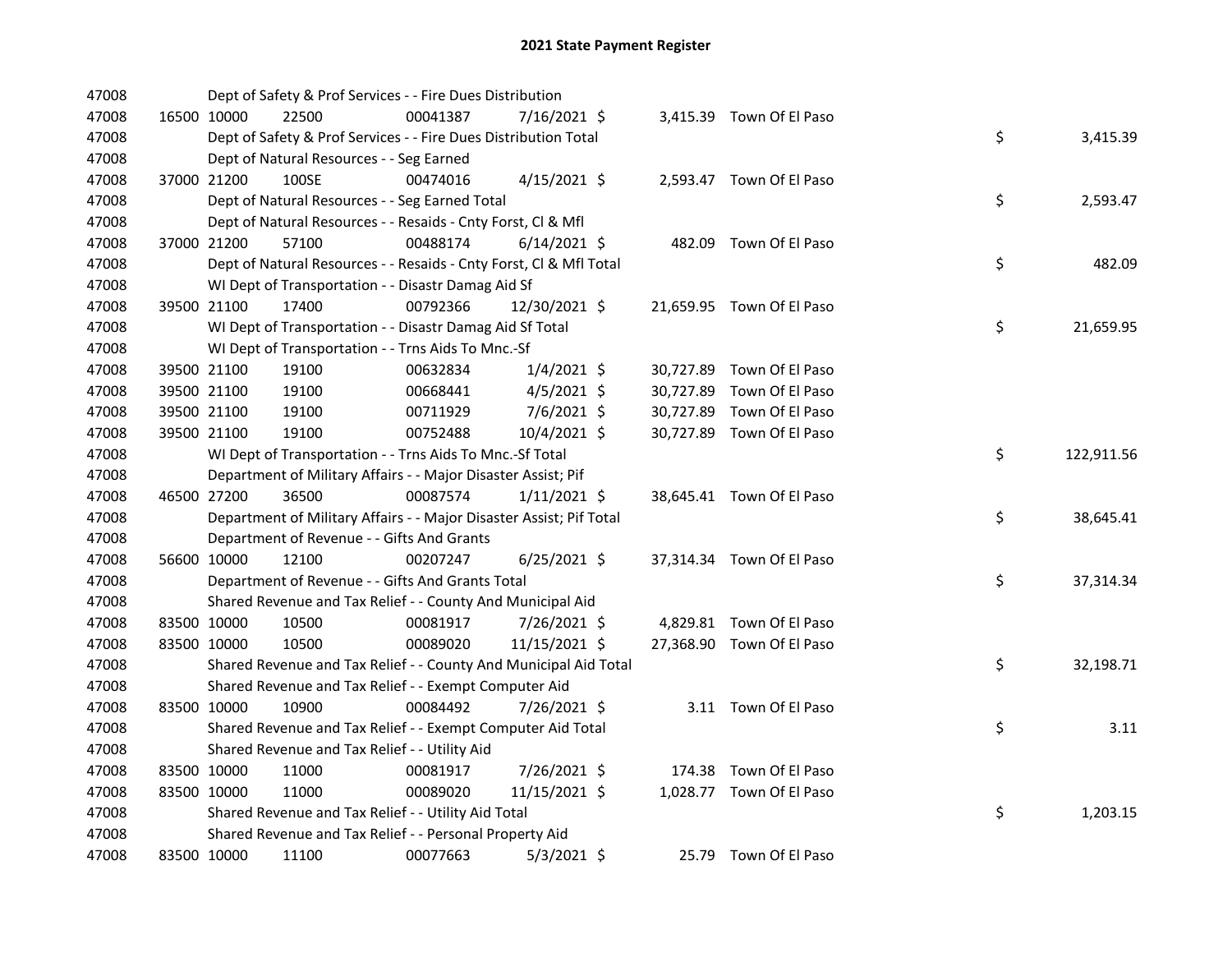## 2021 State Payment Register

| | | | | | | | | | |
|---|---|---|---|---|---|---|---|---|---|
| 47008 | | | Dept of Safety & Prof Services - - Fire Dues Distribution | | | | | | |
| 47008 | 16500 | 10000 | 22500 | 00041387 | 7/16/2021 | $ 3,415.39 | Town Of El Paso | | |
| 47008 | | | Dept of Safety & Prof Services - - Fire Dues Distribution Total | | | | | $ | 3,415.39 |
| 47008 | | | Dept of Natural Resources - - Seg Earned | | | | | | |
| 47008 | 37000 | 21200 | 100SE | 00474016 | 4/15/2021 | $ 2,593.47 | Town Of El Paso | | |
| 47008 | | | Dept of Natural Resources - - Seg Earned Total | | | | | $ | 2,593.47 |
| 47008 | | | Dept of Natural Resources - - Resaids - Cnty Forst, Cl & Mfl | | | | | | |
| 47008 | 37000 | 21200 | 57100 | 00488174 | 6/14/2021 | $ 482.09 | Town Of El Paso | | |
| 47008 | | | Dept of Natural Resources - - Resaids - Cnty Forst, Cl & Mfl Total | | | | | $ | 482.09 |
| 47008 | | | WI Dept of Transportation - - Disastr Damag Aid Sf | | | | | | |
| 47008 | 39500 | 21100 | 17400 | 00792366 | 12/30/2021 | $ 21,659.95 | Town Of El Paso | | |
| 47008 | | | WI Dept of Transportation - - Disastr Damag Aid Sf Total | | | | | $ | 21,659.95 |
| 47008 | | | WI Dept of Transportation - - Trns Aids To Mnc.-Sf | | | | | | |
| 47008 | 39500 | 21100 | 19100 | 00632834 | 1/4/2021 | $ 30,727.89 | Town Of El Paso | | |
| 47008 | 39500 | 21100 | 19100 | 00668441 | 4/5/2021 | $ 30,727.89 | Town Of El Paso | | |
| 47008 | 39500 | 21100 | 19100 | 00711929 | 7/6/2021 | $ 30,727.89 | Town Of El Paso | | |
| 47008 | 39500 | 21100 | 19100 | 00752488 | 10/4/2021 | $ 30,727.89 | Town Of El Paso | | |
| 47008 | | | WI Dept of Transportation - - Trns Aids To Mnc.-Sf Total | | | | | $ | 122,911.56 |
| 47008 | | | Department of Military Affairs - - Major Disaster Assist; Pif | | | | | | |
| 47008 | 46500 | 27200 | 36500 | 00087574 | 1/11/2021 | $ 38,645.41 | Town Of El Paso | | |
| 47008 | | | Department of Military Affairs - - Major Disaster Assist; Pif Total | | | | | $ | 38,645.41 |
| 47008 | | | Department of Revenue - - Gifts And Grants | | | | | | |
| 47008 | 56600 | 10000 | 12100 | 00207247 | 6/25/2021 | $ 37,314.34 | Town Of El Paso | | |
| 47008 | | | Department of Revenue - - Gifts And Grants Total | | | | | $ | 37,314.34 |
| 47008 | | | Shared Revenue and Tax Relief - - County And Municipal Aid | | | | | | |
| 47008 | 83500 | 10000 | 10500 | 00081917 | 7/26/2021 | $ 4,829.81 | Town Of El Paso | | |
| 47008 | 83500 | 10000 | 10500 | 00089020 | 11/15/2021 | $ 27,368.90 | Town Of El Paso | | |
| 47008 | | | Shared Revenue and Tax Relief - - County And Municipal Aid Total | | | | | $ | 32,198.71 |
| 47008 | | | Shared Revenue and Tax Relief - - Exempt Computer Aid | | | | | | |
| 47008 | 83500 | 10000 | 10900 | 00084492 | 7/26/2021 | $ 3.11 | Town Of El Paso | | |
| 47008 | | | Shared Revenue and Tax Relief - - Exempt Computer Aid Total | | | | | $ | 3.11 |
| 47008 | | | Shared Revenue and Tax Relief - - Utility Aid | | | | | | |
| 47008 | 83500 | 10000 | 11000 | 00081917 | 7/26/2021 | $ 174.38 | Town Of El Paso | | |
| 47008 | 83500 | 10000 | 11000 | 00089020 | 11/15/2021 | $ 1,028.77 | Town Of El Paso | | |
| 47008 | | | Shared Revenue and Tax Relief - - Utility Aid Total | | | | | $ | 1,203.15 |
| 47008 | | | Shared Revenue and Tax Relief - - Personal Property Aid | | | | | | |
| 47008 | 83500 | 10000 | 11100 | 00077663 | 5/3/2021 | $ 25.79 | Town Of El Paso | | |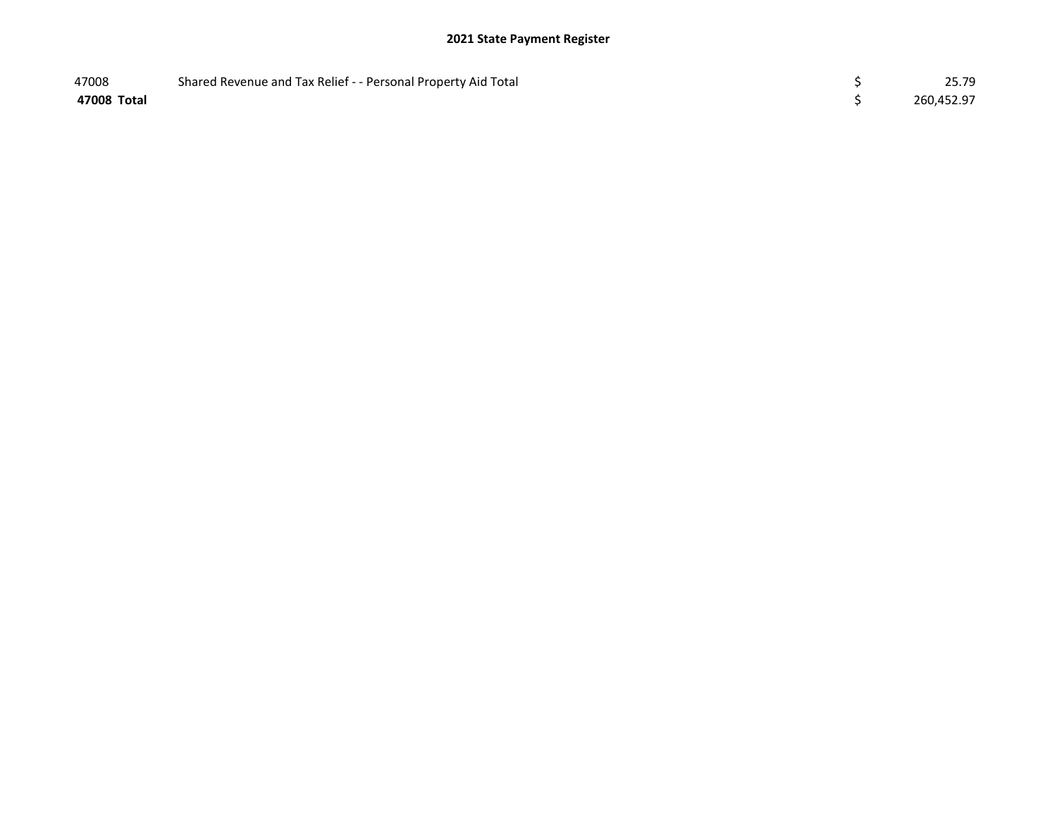| | | | |
|---|---|---|---|
| 47008 | Shared Revenue and Tax Relief - - Personal Property Aid Total | $ | 25.79 |
| **47008 Total** | | $ | 260,452.97 |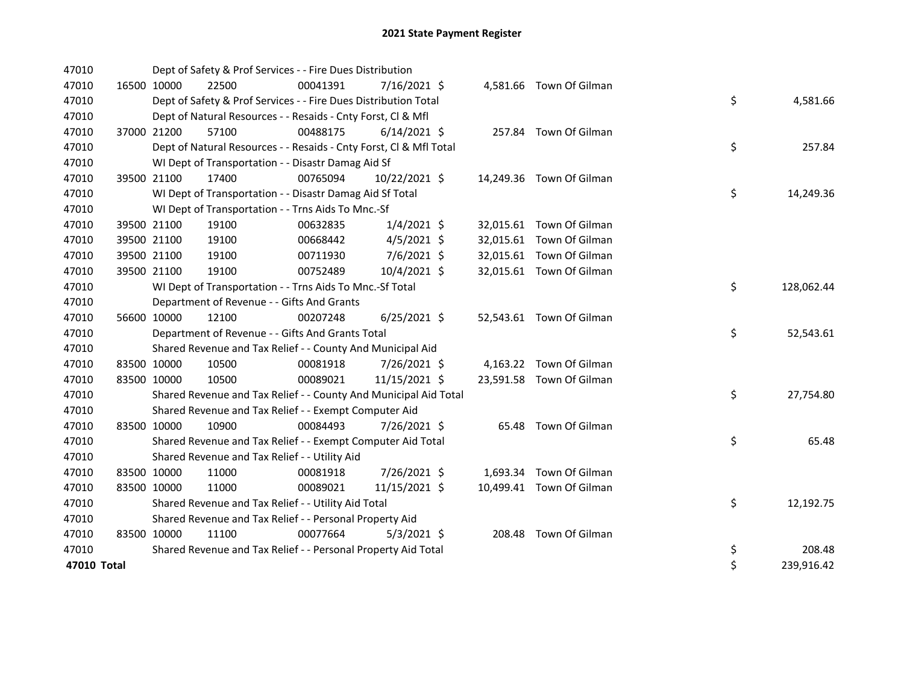# 2021 State Payment Register

| | | | | | | | | | |
|---|---|---|---|---|---|---|---|---|---|
| 47010 | | Dept of Safety & Prof Services - - Fire Dues Distribution | | | | | | | |
| 47010 | 16500 | 10000 | 22500 | 00041391 | 7/16/2021 | $ 4,581.66 | Town Of Gilman | | |
| 47010 | | Dept of Safety & Prof Services - - Fire Dues Distribution Total | | | | | | $ | 4,581.66 |
| 47010 | | Dept of Natural Resources - - Resaids - Cnty Forst, Cl & Mfl | | | | | | | |
| 47010 | 37000 | 21200 | 57100 | 00488175 | 6/14/2021 | $ 257.84 | Town Of Gilman | | |
| 47010 | | Dept of Natural Resources - - Resaids - Cnty Forst, Cl & Mfl Total | | | | | | $ | 257.84 |
| 47010 | | WI Dept of Transportation - - Disastr Damag Aid Sf | | | | | | | |
| 47010 | 39500 | 21100 | 17400 | 00765094 | 10/22/2021 | $ 14,249.36 | Town Of Gilman | | |
| 47010 | | WI Dept of Transportation - - Disastr Damag Aid Sf Total | | | | | | $ | 14,249.36 |
| 47010 | | WI Dept of Transportation - - Trns Aids To Mnc.-Sf | | | | | | | |
| 47010 | 39500 | 21100 | 19100 | 00632835 | 1/4/2021 | $ 32,015.61 | Town Of Gilman | | |
| 47010 | 39500 | 21100 | 19100 | 00668442 | 4/5/2021 | $ 32,015.61 | Town Of Gilman | | |
| 47010 | 39500 | 21100 | 19100 | 00711930 | 7/6/2021 | $ 32,015.61 | Town Of Gilman | | |
| 47010 | 39500 | 21100 | 19100 | 00752489 | 10/4/2021 | $ 32,015.61 | Town Of Gilman | | |
| 47010 | | WI Dept of Transportation - - Trns Aids To Mnc.-Sf Total | | | | | | $ | 128,062.44 |
| 47010 | | Department of Revenue - - Gifts And Grants | | | | | | | |
| 47010 | 56600 | 10000 | 12100 | 00207248 | 6/25/2021 | $ 52,543.61 | Town Of Gilman | | |
| 47010 | | Department of Revenue - - Gifts And Grants Total | | | | | | $ | 52,543.61 |
| 47010 | | Shared Revenue and Tax Relief - - County And Municipal Aid | | | | | | | |
| 47010 | 83500 | 10000 | 10500 | 00081918 | 7/26/2021 | $ 4,163.22 | Town Of Gilman | | |
| 47010 | 83500 | 10000 | 10500 | 00089021 | 11/15/2021 | $ 23,591.58 | Town Of Gilman | | |
| 47010 | | Shared Revenue and Tax Relief - - County And Municipal Aid Total | | | | | | $ | 27,754.80 |
| 47010 | | Shared Revenue and Tax Relief - - Exempt Computer Aid | | | | | | | |
| 47010 | 83500 | 10000 | 10900 | 00084493 | 7/26/2021 | $ 65.48 | Town Of Gilman | | |
| 47010 | | Shared Revenue and Tax Relief - - Exempt Computer Aid Total | | | | | | $ | 65.48 |
| 47010 | | Shared Revenue and Tax Relief - - Utility Aid | | | | | | | |
| 47010 | 83500 | 10000 | 11000 | 00081918 | 7/26/2021 | $ 1,693.34 | Town Of Gilman | | |
| 47010 | 83500 | 10000 | 11000 | 00089021 | 11/15/2021 | $ 10,499.41 | Town Of Gilman | | |
| 47010 | | Shared Revenue and Tax Relief - - Utility Aid Total | | | | | | $ | 12,192.75 |
| 47010 | | Shared Revenue and Tax Relief - - Personal Property Aid | | | | | | | |
| 47010 | 83500 | 10000 | 11100 | 00077664 | 5/3/2021 | $ 208.48 | Town Of Gilman | | |
| 47010 | | Shared Revenue and Tax Relief - - Personal Property Aid Total | | | | | | $ | 208.48 |
| **47010 Total** | | | | | | | | $ | 239,916.42 |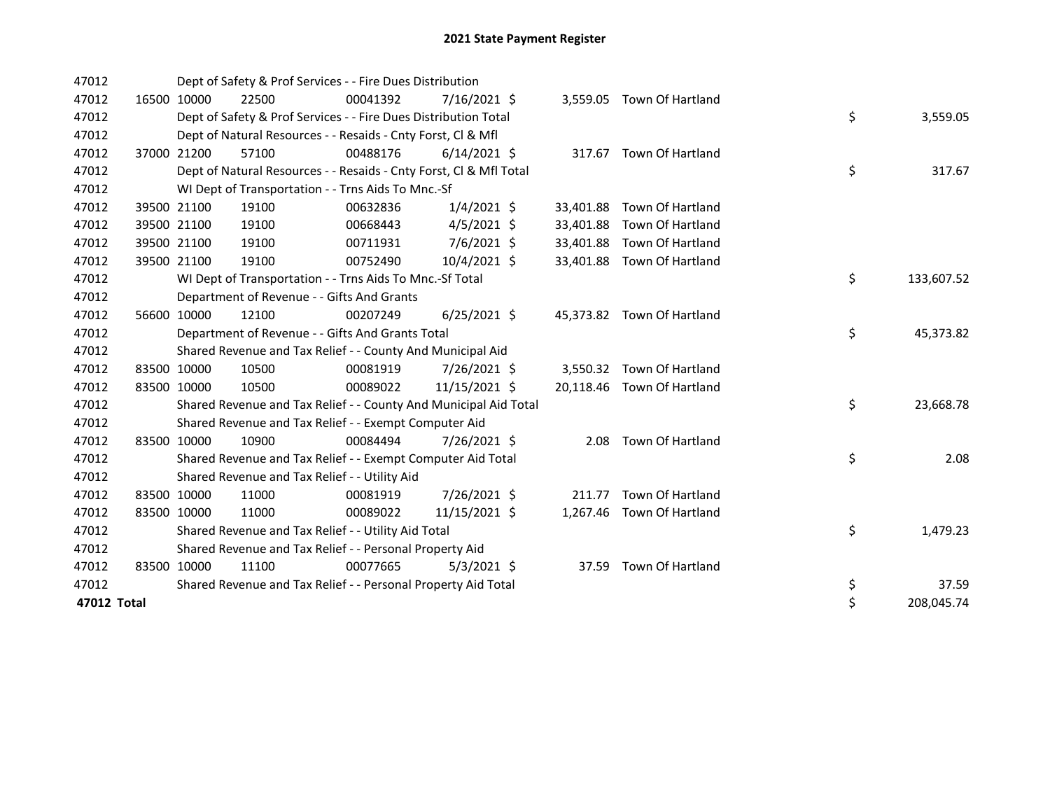# 2021 State Payment Register

| | | | | | | | | | |
|---|---|---|---|---|---|---|---|---|---|
| 47012 | | | Dept of Safety & Prof Services - - Fire Dues Distribution | | | | | | |
| 47012 | 16500 | 10000 | 22500 | 00041392 | 7/16/2021 | $ 3,559.05 | Town Of Hartland | | |
| 47012 | | | Dept of Safety & Prof Services - - Fire Dues Distribution Total | | | | | $ | 3,559.05 |
| 47012 | | | Dept of Natural Resources - - Resaids - Cnty Forst, Cl & Mfl | | | | | | |
| 47012 | 37000 | 21200 | 57100 | 00488176 | 6/14/2021 | $ 317.67 | Town Of Hartland | | |
| 47012 | | | Dept of Natural Resources - - Resaids - Cnty Forst, Cl & Mfl Total | | | | | $ | 317.67 |
| 47012 | | | WI Dept of Transportation - - Trns Aids To Mnc.-Sf | | | | | | |
| 47012 | 39500 | 21100 | 19100 | 00632836 | 1/4/2021 | $ 33,401.88 | Town Of Hartland | | |
| 47012 | 39500 | 21100 | 19100 | 00668443 | 4/5/2021 | $ 33,401.88 | Town Of Hartland | | |
| 47012 | 39500 | 21100 | 19100 | 00711931 | 7/6/2021 | $ 33,401.88 | Town Of Hartland | | |
| 47012 | 39500 | 21100 | 19100 | 00752490 | 10/4/2021 | $ 33,401.88 | Town Of Hartland | | |
| 47012 | | | WI Dept of Transportation - - Trns Aids To Mnc.-Sf Total | | | | | $ | 133,607.52 |
| 47012 | | | Department of Revenue - - Gifts And Grants | | | | | | |
| 47012 | 56600 | 10000 | 12100 | 00207249 | 6/25/2021 | $ 45,373.82 | Town Of Hartland | | |
| 47012 | | | Department of Revenue - - Gifts And Grants Total | | | | | $ | 45,373.82 |
| 47012 | | | Shared Revenue and Tax Relief - - County And Municipal Aid | | | | | | |
| 47012 | 83500 | 10000 | 10500 | 00081919 | 7/26/2021 | $ 3,550.32 | Town Of Hartland | | |
| 47012 | 83500 | 10000 | 10500 | 00089022 | 11/15/2021 | $ 20,118.46 | Town Of Hartland | | |
| 47012 | | | Shared Revenue and Tax Relief - - County And Municipal Aid Total | | | | | $ | 23,668.78 |
| 47012 | | | Shared Revenue and Tax Relief - - Exempt Computer Aid | | | | | | |
| 47012 | 83500 | 10000 | 10900 | 00084494 | 7/26/2021 | $ 2.08 | Town Of Hartland | | |
| 47012 | | | Shared Revenue and Tax Relief - - Exempt Computer Aid Total | | | | | $ | 2.08 |
| 47012 | | | Shared Revenue and Tax Relief - - Utility Aid | | | | | | |
| 47012 | 83500 | 10000 | 11000 | 00081919 | 7/26/2021 | $ 211.77 | Town Of Hartland | | |
| 47012 | 83500 | 10000 | 11000 | 00089022 | 11/15/2021 | $ 1,267.46 | Town Of Hartland | | |
| 47012 | | | Shared Revenue and Tax Relief - - Utility Aid Total | | | | | $ | 1,479.23 |
| 47012 | | | Shared Revenue and Tax Relief - - Personal Property Aid | | | | | | |
| 47012 | 83500 | 10000 | 11100 | 00077665 | 5/3/2021 | $ 37.59 | Town Of Hartland | | |
| 47012 | | | Shared Revenue and Tax Relief - - Personal Property Aid Total | | | | | $ | 37.59 |
| **47012 Total** | | | | | | | | $ | 208,045.74 |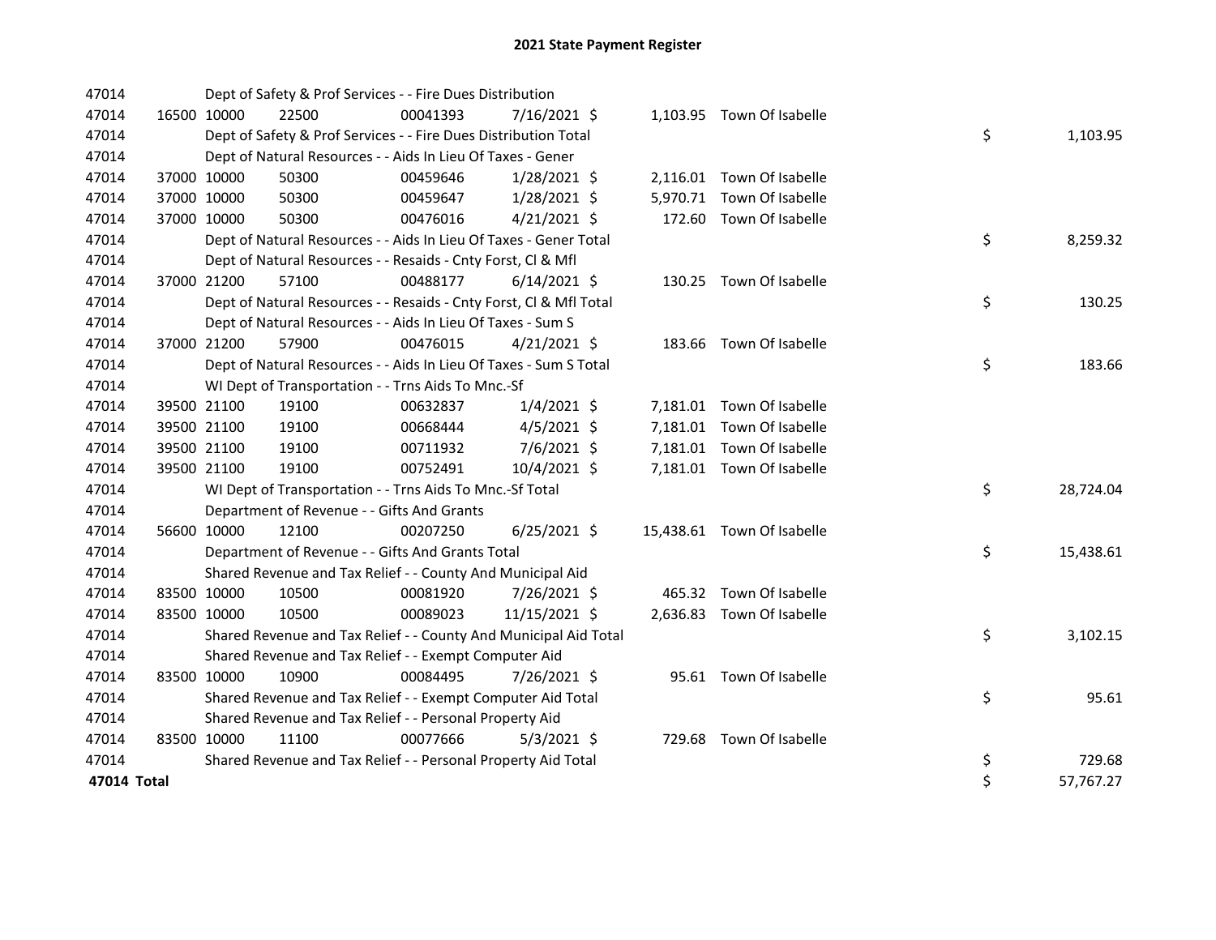# 2021 State Payment Register

| | | | | | | | | | |
|---|---|---|---|---|---|---|---|---|---|
| 47014 | | Dept of Safety & Prof Services - - Fire Dues Distribution | | | | | | | |
| 47014 | 16500 | 10000 | 22500 | 00041393 | 7/16/2021 | $ 1,103.95 | Town Of Isabelle | | |
| 47014 | | Dept of Safety & Prof Services - - Fire Dues Distribution Total | | | | | | $ | 1,103.95 |
| 47014 | | Dept of Natural Resources - - Aids In Lieu Of Taxes - Gener | | | | | | | |
| 47014 | 37000 | 10000 | 50300 | 00459646 | 1/28/2021 | $ 2,116.01 | Town Of Isabelle | | |
| 47014 | 37000 | 10000 | 50300 | 00459647 | 1/28/2021 | $ 5,970.71 | Town Of Isabelle | | |
| 47014 | 37000 | 10000 | 50300 | 00476016 | 4/21/2021 | $ 172.60 | Town Of Isabelle | | |
| 47014 | | Dept of Natural Resources - - Aids In Lieu Of Taxes - Gener Total | | | | | | $ | 8,259.32 |
| 47014 | | Dept of Natural Resources - - Resaids - Cnty Forst, Cl & Mfl | | | | | | | |
| 47014 | 37000 | 21200 | 57100 | 00488177 | 6/14/2021 | $ 130.25 | Town Of Isabelle | | |
| 47014 | | Dept of Natural Resources - - Resaids - Cnty Forst, Cl & Mfl Total | | | | | | $ | 130.25 |
| 47014 | | Dept of Natural Resources - - Aids In Lieu Of Taxes - Sum S | | | | | | | |
| 47014 | 37000 | 21200 | 57900 | 00476015 | 4/21/2021 | $ 183.66 | Town Of Isabelle | | |
| 47014 | | Dept of Natural Resources - - Aids In Lieu Of Taxes - Sum S Total | | | | | | $ | 183.66 |
| 47014 | | WI Dept of Transportation - - Trns Aids To Mnc.-Sf | | | | | | | |
| 47014 | 39500 | 21100 | 19100 | 00632837 | 1/4/2021 | $ 7,181.01 | Town Of Isabelle | | |
| 47014 | 39500 | 21100 | 19100 | 00668444 | 4/5/2021 | $ 7,181.01 | Town Of Isabelle | | |
| 47014 | 39500 | 21100 | 19100 | 00711932 | 7/6/2021 | $ 7,181.01 | Town Of Isabelle | | |
| 47014 | 39500 | 21100 | 19100 | 00752491 | 10/4/2021 | $ 7,181.01 | Town Of Isabelle | | |
| 47014 | | WI Dept of Transportation - - Trns Aids To Mnc.-Sf Total | | | | | | $ | 28,724.04 |
| 47014 | | Department of Revenue - - Gifts And Grants | | | | | | | |
| 47014 | 56600 | 10000 | 12100 | 00207250 | 6/25/2021 | $ 15,438.61 | Town Of Isabelle | | |
| 47014 | | Department of Revenue - - Gifts And Grants Total | | | | | | $ | 15,438.61 |
| 47014 | | Shared Revenue and Tax Relief - - County And Municipal Aid | | | | | | | |
| 47014 | 83500 | 10000 | 10500 | 00081920 | 7/26/2021 | $ 465.32 | Town Of Isabelle | | |
| 47014 | 83500 | 10000 | 10500 | 00089023 | 11/15/2021 | $ 2,636.83 | Town Of Isabelle | | |
| 47014 | | Shared Revenue and Tax Relief - - County And Municipal Aid Total | | | | | | $ | 3,102.15 |
| 47014 | | Shared Revenue and Tax Relief - - Exempt Computer Aid | | | | | | | |
| 47014 | 83500 | 10000 | 10900 | 00084495 | 7/26/2021 | $ 95.61 | Town Of Isabelle | | |
| 47014 | | Shared Revenue and Tax Relief - - Exempt Computer Aid Total | | | | | | $ | 95.61 |
| 47014 | | Shared Revenue and Tax Relief - - Personal Property Aid | | | | | | | |
| 47014 | 83500 | 10000 | 11100 | 00077666 | 5/3/2021 | $ 729.68 | Town Of Isabelle | | |
| 47014 | | Shared Revenue and Tax Relief - - Personal Property Aid Total | | | | | | $ | 729.68 |
| **47014 Total** | | | | | | | | $ | 57,767.27 |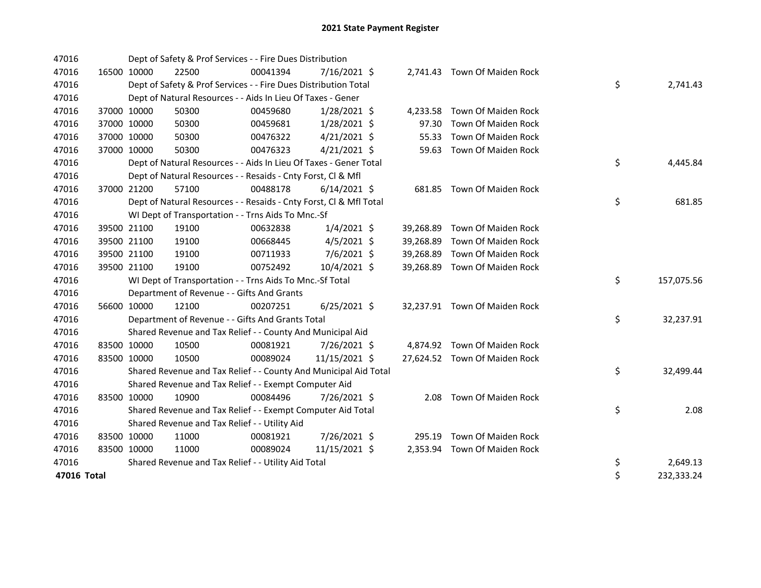# 2021 State Payment Register

| | | | | | | | | | |
|---|---|---|---|---|---|---|---|---|---|
| 47016 | | | Dept of Safety & Prof Services - - Fire Dues Distribution | | | | | | |
| 47016 | 16500 | 10000 | 22500 | 00041394 | 7/16/2021 | $ 2,741.43 | Town Of Maiden Rock | | |
| 47016 | | | Dept of Safety & Prof Services - - Fire Dues Distribution Total | | | | | $ | 2,741.43 |
| 47016 | | | Dept of Natural Resources - - Aids In Lieu Of Taxes - Gener | | | | | | |
| 47016 | 37000 | 10000 | 50300 | 00459680 | 1/28/2021 | $ 4,233.58 | Town Of Maiden Rock | | |
| 47016 | 37000 | 10000 | 50300 | 00459681 | 1/28/2021 | $ 97.30 | Town Of Maiden Rock | | |
| 47016 | 37000 | 10000 | 50300 | 00476322 | 4/21/2021 | $ 55.33 | Town Of Maiden Rock | | |
| 47016 | 37000 | 10000 | 50300 | 00476323 | 4/21/2021 | $ 59.63 | Town Of Maiden Rock | | |
| 47016 | | | Dept of Natural Resources - - Aids In Lieu Of Taxes - Gener Total | | | | | $ | 4,445.84 |
| 47016 | | | Dept of Natural Resources - - Resaids - Cnty Forst, Cl & Mfl | | | | | | |
| 47016 | 37000 | 21200 | 57100 | 00488178 | 6/14/2021 | $ 681.85 | Town Of Maiden Rock | | |
| 47016 | | | Dept of Natural Resources - - Resaids - Cnty Forst, Cl & Mfl Total | | | | | $ | 681.85 |
| 47016 | | | WI Dept of Transportation - - Trns Aids To Mnc.-Sf | | | | | | |
| 47016 | 39500 | 21100 | 19100 | 00632838 | 1/4/2021 | $ 39,268.89 | Town Of Maiden Rock | | |
| 47016 | 39500 | 21100 | 19100 | 00668445 | 4/5/2021 | $ 39,268.89 | Town Of Maiden Rock | | |
| 47016 | 39500 | 21100 | 19100 | 00711933 | 7/6/2021 | $ 39,268.89 | Town Of Maiden Rock | | |
| 47016 | 39500 | 21100 | 19100 | 00752492 | 10/4/2021 | $ 39,268.89 | Town Of Maiden Rock | | |
| 47016 | | | WI Dept of Transportation - - Trns Aids To Mnc.-Sf Total | | | | | $ | 157,075.56 |
| 47016 | | | Department of Revenue - - Gifts And Grants | | | | | | |
| 47016 | 56600 | 10000 | 12100 | 00207251 | 6/25/2021 | $ 32,237.91 | Town Of Maiden Rock | | |
| 47016 | | | Department of Revenue - - Gifts And Grants Total | | | | | $ | 32,237.91 |
| 47016 | | | Shared Revenue and Tax Relief - - County And Municipal Aid | | | | | | |
| 47016 | 83500 | 10000 | 10500 | 00081921 | 7/26/2021 | $ 4,874.92 | Town Of Maiden Rock | | |
| 47016 | 83500 | 10000 | 10500 | 00089024 | 11/15/2021 | $ 27,624.52 | Town Of Maiden Rock | | |
| 47016 | | | Shared Revenue and Tax Relief - - County And Municipal Aid Total | | | | | $ | 32,499.44 |
| 47016 | | | Shared Revenue and Tax Relief - - Exempt Computer Aid | | | | | | |
| 47016 | 83500 | 10000 | 10900 | 00084496 | 7/26/2021 | $ 2.08 | Town Of Maiden Rock | | |
| 47016 | | | Shared Revenue and Tax Relief - - Exempt Computer Aid Total | | | | | $ | 2.08 |
| 47016 | | | Shared Revenue and Tax Relief - - Utility Aid | | | | | | |
| 47016 | 83500 | 10000 | 11000 | 00081921 | 7/26/2021 | $ 295.19 | Town Of Maiden Rock | | |
| 47016 | 83500 | 10000 | 11000 | 00089024 | 11/15/2021 | $ 2,353.94 | Town Of Maiden Rock | | |
| 47016 | | | Shared Revenue and Tax Relief - - Utility Aid Total | | | | | $ | 2,649.13 |
| **47016 Total** | | | | | | | | $ | 232,333.24 |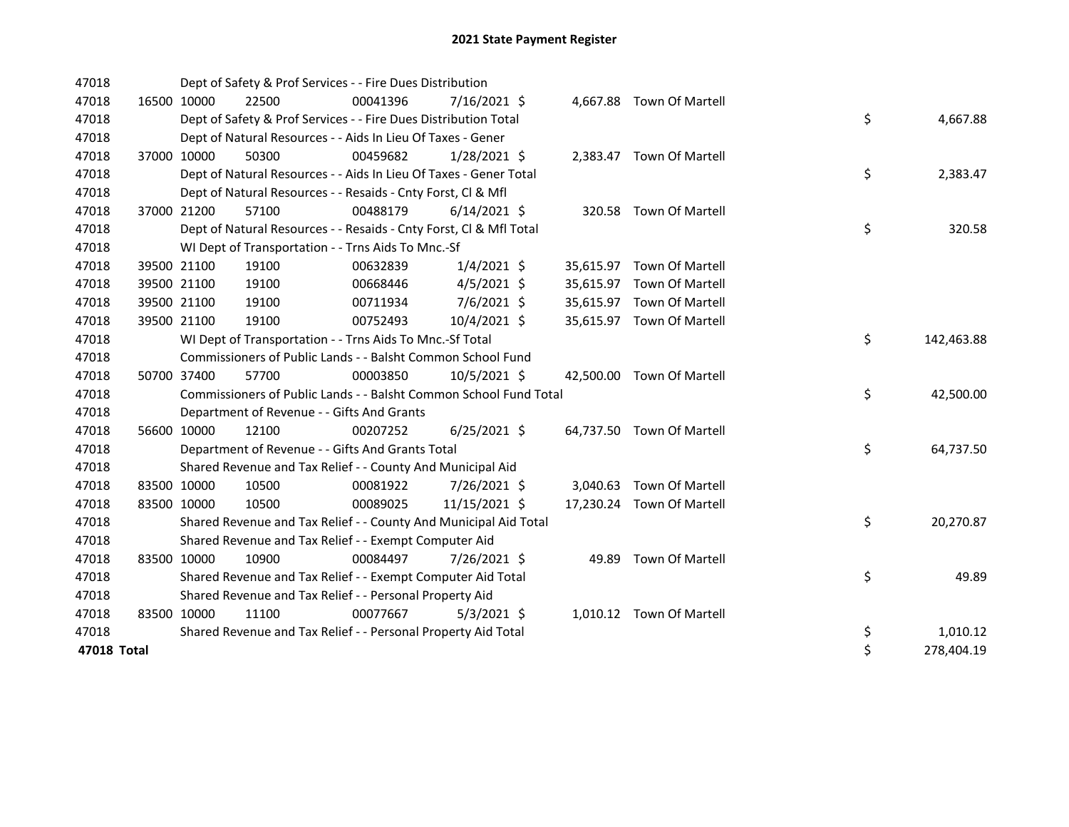# 2021 State Payment Register

| | | | | | | | | | |
|---|---|---|---|---|---|---|---|---|---|
| 47018 | | Dept of Safety & Prof Services - - Fire Dues Distribution | | | | | | | |
| 47018 | 16500 | 10000 | 22500 | 00041396 | 7/16/2021 | $ 4,667.88 | Town Of Martell | | |
| 47018 | | Dept of Safety & Prof Services - - Fire Dues Distribution Total | | | | | | $ | 4,667.88 |
| 47018 | | Dept of Natural Resources - - Aids In Lieu Of Taxes - Gener | | | | | | | |
| 47018 | 37000 | 10000 | 50300 | 00459682 | 1/28/2021 | $ 2,383.47 | Town Of Martell | | |
| 47018 | | Dept of Natural Resources - - Aids In Lieu Of Taxes - Gener Total | | | | | | $ | 2,383.47 |
| 47018 | | Dept of Natural Resources - - Resaids - Cnty Forst, Cl & Mfl | | | | | | | |
| 47018 | 37000 | 21200 | 57100 | 00488179 | 6/14/2021 | $ 320.58 | Town Of Martell | | |
| 47018 | | Dept of Natural Resources - - Resaids - Cnty Forst, Cl & Mfl Total | | | | | | $ | 320.58 |
| 47018 | | WI Dept of Transportation - - Trns Aids To Mnc.-Sf | | | | | | | |
| 47018 | 39500 | 21100 | 19100 | 00632839 | 1/4/2021 | $ 35,615.97 | Town Of Martell | | |
| 47018 | 39500 | 21100 | 19100 | 00668446 | 4/5/2021 | $ 35,615.97 | Town Of Martell | | |
| 47018 | 39500 | 21100 | 19100 | 00711934 | 7/6/2021 | $ 35,615.97 | Town Of Martell | | |
| 47018 | 39500 | 21100 | 19100 | 00752493 | 10/4/2021 | $ 35,615.97 | Town Of Martell | | |
| 47018 | | WI Dept of Transportation - - Trns Aids To Mnc.-Sf Total | | | | | | $ | 142,463.88 |
| 47018 | | Commissioners of Public Lands - - Balsht Common School Fund | | | | | | | |
| 47018 | 50700 | 37400 | 57700 | 00003850 | 10/5/2021 | $ 42,500.00 | Town Of Martell | | |
| 47018 | | Commissioners of Public Lands - - Balsht Common School Fund Total | | | | | | $ | 42,500.00 |
| 47018 | | Department of Revenue - - Gifts And Grants | | | | | | | |
| 47018 | 56600 | 10000 | 12100 | 00207252 | 6/25/2021 | $ 64,737.50 | Town Of Martell | | |
| 47018 | | Department of Revenue - - Gifts And Grants Total | | | | | | $ | 64,737.50 |
| 47018 | | Shared Revenue and Tax Relief - - County And Municipal Aid | | | | | | | |
| 47018 | 83500 | 10000 | 10500 | 00081922 | 7/26/2021 | $ 3,040.63 | Town Of Martell | | |
| 47018 | 83500 | 10000 | 10500 | 00089025 | 11/15/2021 | $ 17,230.24 | Town Of Martell | | |
| 47018 | | Shared Revenue and Tax Relief - - County And Municipal Aid Total | | | | | | $ | 20,270.87 |
| 47018 | | Shared Revenue and Tax Relief - - Exempt Computer Aid | | | | | | | |
| 47018 | 83500 | 10000 | 10900 | 00084497 | 7/26/2021 | $ 49.89 | Town Of Martell | | |
| 47018 | | Shared Revenue and Tax Relief - - Exempt Computer Aid Total | | | | | | $ | 49.89 |
| 47018 | | Shared Revenue and Tax Relief - - Personal Property Aid | | | | | | | |
| 47018 | 83500 | 10000 | 11100 | 00077667 | 5/3/2021 | $ 1,010.12 | Town Of Martell | | |
| 47018 | | Shared Revenue and Tax Relief - - Personal Property Aid Total | | | | | | $ | 1,010.12 |
| **47018 Total** | | | | | | | | $ | 278,404.19 |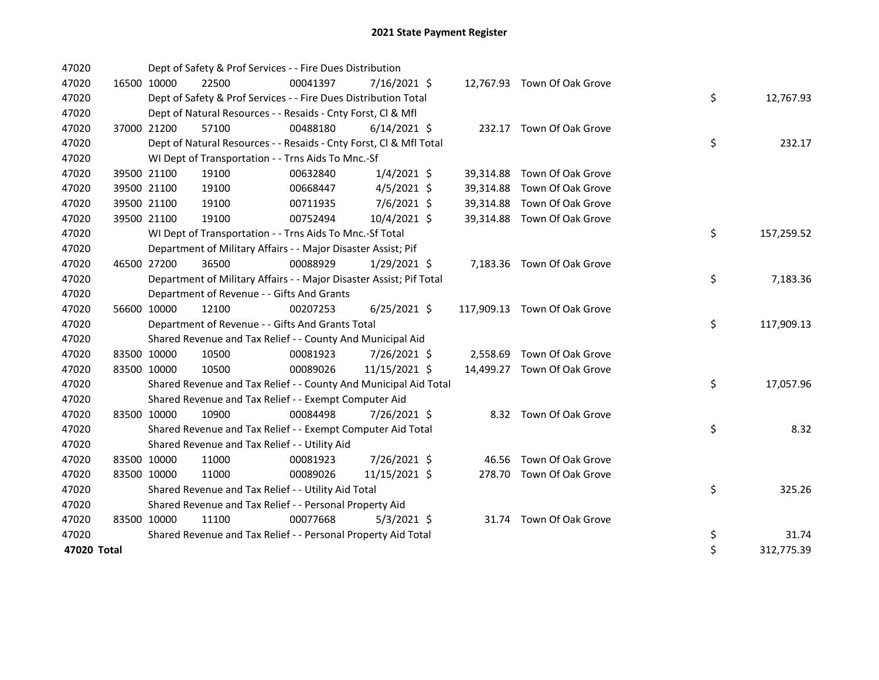# 2021 State Payment Register

| | | | | | | | | | |
|---|---|---|---|---|---|---|---|---|---|
| 47020 | | | Dept of Safety & Prof Services - - Fire Dues Distribution | | | | | | |
| 47020 | 16500 | 10000 | 22500 | 00041397 | 7/16/2021 | $ 12,767.93 | Town Of Oak Grove | | |
| 47020 | | | Dept of Safety & Prof Services - - Fire Dues Distribution Total | | | | | $ | 12,767.93 |
| 47020 | | | Dept of Natural Resources - - Resaids - Cnty Forst, Cl & Mfl | | | | | | |
| 47020 | 37000 | 21200 | 57100 | 00488180 | 6/14/2021 | $ 232.17 | Town Of Oak Grove | | |
| 47020 | | | Dept of Natural Resources - - Resaids - Cnty Forst, Cl & Mfl Total | | | | | $ | 232.17 |
| 47020 | | | WI Dept of Transportation - - Trns Aids To Mnc.-Sf | | | | | | |
| 47020 | 39500 | 21100 | 19100 | 00632840 | 1/4/2021 | $ 39,314.88 | Town Of Oak Grove | | |
| 47020 | 39500 | 21100 | 19100 | 00668447 | 4/5/2021 | $ 39,314.88 | Town Of Oak Grove | | |
| 47020 | 39500 | 21100 | 19100 | 00711935 | 7/6/2021 | $ 39,314.88 | Town Of Oak Grove | | |
| 47020 | 39500 | 21100 | 19100 | 00752494 | 10/4/2021 | $ 39,314.88 | Town Of Oak Grove | | |
| 47020 | | | WI Dept of Transportation - - Trns Aids To Mnc.-Sf Total | | | | | $ | 157,259.52 |
| 47020 | | | Department of Military Affairs - - Major Disaster Assist; Pif | | | | | | |
| 47020 | 46500 | 27200 | 36500 | 00088929 | 1/29/2021 | $ 7,183.36 | Town Of Oak Grove | | |
| 47020 | | | Department of Military Affairs - - Major Disaster Assist; Pif Total | | | | | $ | 7,183.36 |
| 47020 | | | Department of Revenue - - Gifts And Grants | | | | | | |
| 47020 | 56600 | 10000 | 12100 | 00207253 | 6/25/2021 | $ 117,909.13 | Town Of Oak Grove | | |
| 47020 | | | Department of Revenue - - Gifts And Grants Total | | | | | $ | 117,909.13 |
| 47020 | | | Shared Revenue and Tax Relief - - County And Municipal Aid | | | | | | |
| 47020 | 83500 | 10000 | 10500 | 00081923 | 7/26/2021 | $ 2,558.69 | Town Of Oak Grove | | |
| 47020 | 83500 | 10000 | 10500 | 00089026 | 11/15/2021 | $ 14,499.27 | Town Of Oak Grove | | |
| 47020 | | | Shared Revenue and Tax Relief - - County And Municipal Aid Total | | | | | $ | 17,057.96 |
| 47020 | | | Shared Revenue and Tax Relief - - Exempt Computer Aid | | | | | | |
| 47020 | 83500 | 10000 | 10900 | 00084498 | 7/26/2021 | $ 8.32 | Town Of Oak Grove | | |
| 47020 | | | Shared Revenue and Tax Relief - - Exempt Computer Aid Total | | | | | $ | 8.32 |
| 47020 | | | Shared Revenue and Tax Relief - - Utility Aid | | | | | | |
| 47020 | 83500 | 10000 | 11000 | 00081923 | 7/26/2021 | $ 46.56 | Town Of Oak Grove | | |
| 47020 | 83500 | 10000 | 11000 | 00089026 | 11/15/2021 | $ 278.70 | Town Of Oak Grove | | |
| 47020 | | | Shared Revenue and Tax Relief - - Utility Aid Total | | | | | $ | 325.26 |
| 47020 | | | Shared Revenue and Tax Relief - - Personal Property Aid | | | | | | |
| 47020 | 83500 | 10000 | 11100 | 00077668 | 5/3/2021 | $ 31.74 | Town Of Oak Grove | | |
| 47020 | | | Shared Revenue and Tax Relief - - Personal Property Aid Total | | | | | $ | 31.74 |
| **47020 Total** | | | | | | | | $ | 312,775.39 |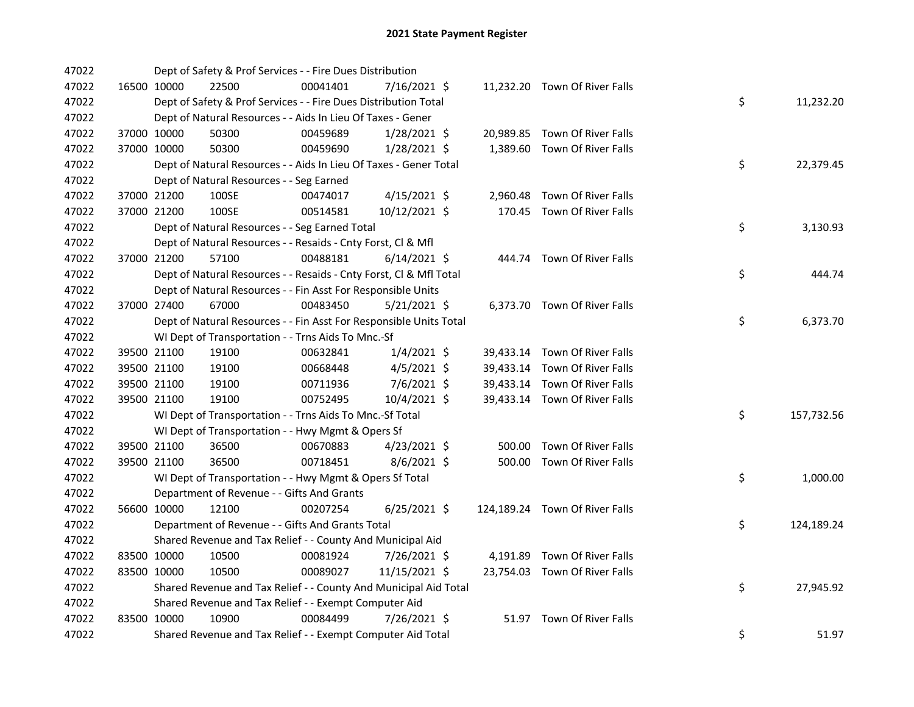# 2021 State Payment Register

| | | | | | | | | | |
|---|---|---|---|---|---|---|---|---|---|
| 47022 | | | Dept of Safety & Prof Services - - Fire Dues Distribution | | | | | | |
| 47022 | 16500 | 10000 | 22500 | 00041401 | 7/16/2021 | $ | 11,232.20 | Town Of River Falls | |
| 47022 | | | Dept of Safety & Prof Services - - Fire Dues Distribution Total | | | | | | $ 11,232.20 |
| 47022 | | | Dept of Natural Resources - - Aids In Lieu Of Taxes - Gener | | | | | | |
| 47022 | 37000 | 10000 | 50300 | 00459689 | 1/28/2021 | $ | 20,989.85 | Town Of River Falls | |
| 47022 | 37000 | 10000 | 50300 | 00459690 | 1/28/2021 | $ | 1,389.60 | Town Of River Falls | |
| 47022 | | | Dept of Natural Resources - - Aids In Lieu Of Taxes - Gener Total | | | | | | $ 22,379.45 |
| 47022 | | | Dept of Natural Resources - - Seg Earned | | | | | | |
| 47022 | 37000 | 21200 | 100SE | 00474017 | 4/15/2021 | $ | 2,960.48 | Town Of River Falls | |
| 47022 | 37000 | 21200 | 100SE | 00514581 | 10/12/2021 | $ | 170.45 | Town Of River Falls | |
| 47022 | | | Dept of Natural Resources - - Seg Earned Total | | | | | | $ 3,130.93 |
| 47022 | | | Dept of Natural Resources - - Resaids - Cnty Forst, Cl & Mfl | | | | | | |
| 47022 | 37000 | 21200 | 57100 | 00488181 | 6/14/2021 | $ | 444.74 | Town Of River Falls | |
| 47022 | | | Dept of Natural Resources - - Resaids - Cnty Forst, Cl & Mfl Total | | | | | | $ 444.74 |
| 47022 | | | Dept of Natural Resources - - Fin Asst For Responsible Units | | | | | | |
| 47022 | 37000 | 27400 | 67000 | 00483450 | 5/21/2021 | $ | 6,373.70 | Town Of River Falls | |
| 47022 | | | Dept of Natural Resources - - Fin Asst For Responsible Units Total | | | | | | $ 6,373.70 |
| 47022 | | | WI Dept of Transportation - - Trns Aids To Mnc.-Sf | | | | | | |
| 47022 | 39500 | 21100 | 19100 | 00632841 | 1/4/2021 | $ | 39,433.14 | Town Of River Falls | |
| 47022 | 39500 | 21100 | 19100 | 00668448 | 4/5/2021 | $ | 39,433.14 | Town Of River Falls | |
| 47022 | 39500 | 21100 | 19100 | 00711936 | 7/6/2021 | $ | 39,433.14 | Town Of River Falls | |
| 47022 | 39500 | 21100 | 19100 | 00752495 | 10/4/2021 | $ | 39,433.14 | Town Of River Falls | |
| 47022 | | | WI Dept of Transportation - - Trns Aids To Mnc.-Sf Total | | | | | | $ 157,732.56 |
| 47022 | | | WI Dept of Transportation - - Hwy Mgmt & Opers Sf | | | | | | |
| 47022 | 39500 | 21100 | 36500 | 00670883 | 4/23/2021 | $ | 500.00 | Town Of River Falls | |
| 47022 | 39500 | 21100 | 36500 | 00718451 | 8/6/2021 | $ | 500.00 | Town Of River Falls | |
| 47022 | | | WI Dept of Transportation - - Hwy Mgmt & Opers Sf Total | | | | | | $ 1,000.00 |
| 47022 | | | Department of Revenue - - Gifts And Grants | | | | | | |
| 47022 | 56600 | 10000 | 12100 | 00207254 | 6/25/2021 | $ | 124,189.24 | Town Of River Falls | |
| 47022 | | | Department of Revenue - - Gifts And Grants Total | | | | | | $ 124,189.24 |
| 47022 | | | Shared Revenue and Tax Relief - - County And Municipal Aid | | | | | | |
| 47022 | 83500 | 10000 | 10500 | 00081924 | 7/26/2021 | $ | 4,191.89 | Town Of River Falls | |
| 47022 | 83500 | 10000 | 10500 | 00089027 | 11/15/2021 | $ | 23,754.03 | Town Of River Falls | |
| 47022 | | | Shared Revenue and Tax Relief - - County And Municipal Aid Total | | | | | | $ 27,945.92 |
| 47022 | | | Shared Revenue and Tax Relief - - Exempt Computer Aid | | | | | | |
| 47022 | 83500 | 10000 | 10900 | 00084499 | 7/26/2021 | $ | 51.97 | Town Of River Falls | |
| 47022 | | | Shared Revenue and Tax Relief - - Exempt Computer Aid Total | | | | | | $ 51.97 |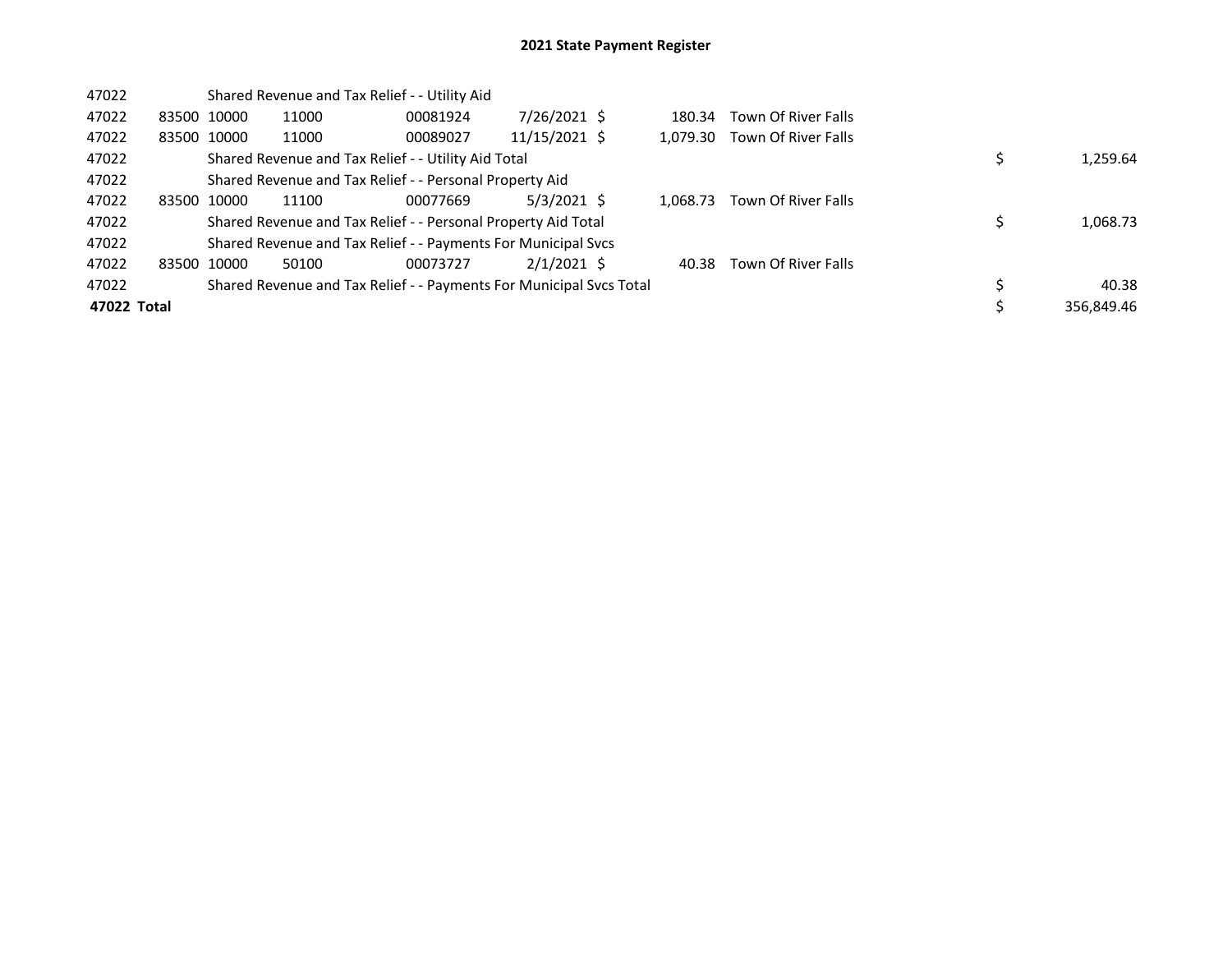# 2021 State Payment Register

| | | | | | | | | | |
|---|---|---|---|---|---|---|---|---|---|
| 47022 | | Shared Revenue and Tax Relief - - Utility Aid | | | | | | | |
| 47022 | 83500 | 10000 | 11000 | 00081924 | 7/26/2021 | $ 180.34 | Town Of River Falls | | |
| 47022 | 83500 | 10000 | 11000 | 00089027 | 11/15/2021 | $ 1,079.30 | Town Of River Falls | | |
| 47022 | | Shared Revenue and Tax Relief - - Utility Aid Total | | | | | | $ | 1,259.64 |
| 47022 | | Shared Revenue and Tax Relief - - Personal Property Aid | | | | | | | |
| 47022 | 83500 | 10000 | 11100 | 00077669 | 5/3/2021 | $ 1,068.73 | Town Of River Falls | | |
| 47022 | | Shared Revenue and Tax Relief - - Personal Property Aid Total | | | | | | $ | 1,068.73 |
| 47022 | | Shared Revenue and Tax Relief - - Payments For Municipal Svcs | | | | | | | |
| 47022 | 83500 | 10000 | 50100 | 00073727 | 2/1/2021 | $ 40.38 | Town Of River Falls | | |
| 47022 | | Shared Revenue and Tax Relief - - Payments For Municipal Svcs Total | | | | | | $ | 40.38 |
| **47022 Total** | | | | | | | | $ | 356,849.46 |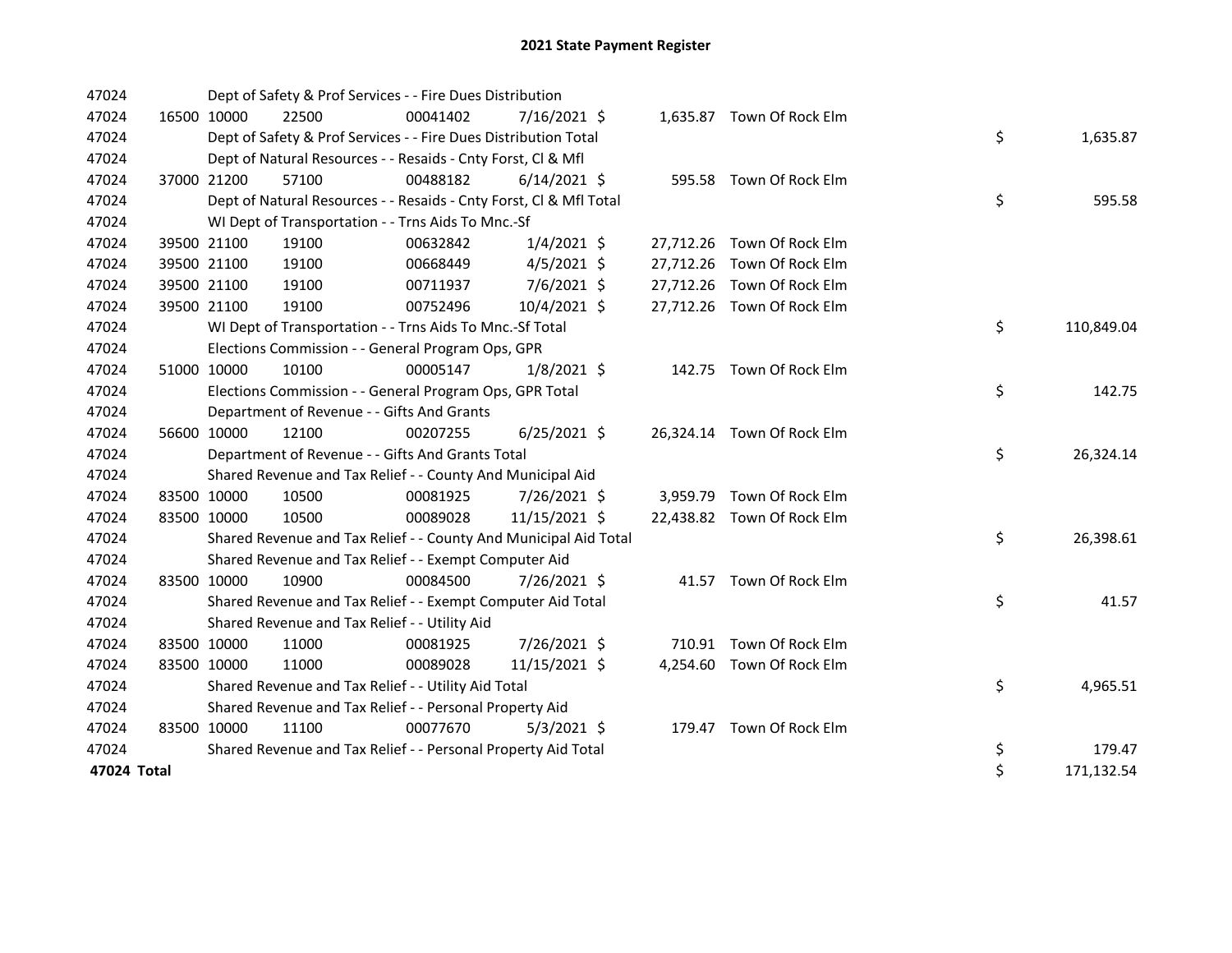# 2021 State Payment Register

| | | | | | | | | | |
|---|---|---|---|---|---|---|---|---|---|
| 47024 | | | Dept of Safety & Prof Services - - Fire Dues Distribution | | | | | | |
| 47024 | 16500 | 10000 | 22500 | 00041402 | 7/16/2021 | $ 1,635.87 | Town Of Rock Elm | | |
| 47024 | | | Dept of Safety & Prof Services - - Fire Dues Distribution Total | | | | | $ | 1,635.87 |
| 47024 | | | Dept of Natural Resources - - Resaids - Cnty Forst, Cl & Mfl | | | | | | |
| 47024 | 37000 | 21200 | 57100 | 00488182 | 6/14/2021 | $ 595.58 | Town Of Rock Elm | | |
| 47024 | | | Dept of Natural Resources - - Resaids - Cnty Forst, Cl & Mfl Total | | | | | $ | 595.58 |
| 47024 | | | WI Dept of Transportation - - Trns Aids To Mnc.-Sf | | | | | | |
| 47024 | 39500 | 21100 | 19100 | 00632842 | 1/4/2021 | $ 27,712.26 | Town Of Rock Elm | | |
| 47024 | 39500 | 21100 | 19100 | 00668449 | 4/5/2021 | $ 27,712.26 | Town Of Rock Elm | | |
| 47024 | 39500 | 21100 | 19100 | 00711937 | 7/6/2021 | $ 27,712.26 | Town Of Rock Elm | | |
| 47024 | 39500 | 21100 | 19100 | 00752496 | 10/4/2021 | $ 27,712.26 | Town Of Rock Elm | | |
| 47024 | | | WI Dept of Transportation - - Trns Aids To Mnc.-Sf Total | | | | | $ | 110,849.04 |
| 47024 | | | Elections Commission - - General Program Ops, GPR | | | | | | |
| 47024 | 51000 | 10000 | 10100 | 00005147 | 1/8/2021 | $ 142.75 | Town Of Rock Elm | | |
| 47024 | | | Elections Commission - - General Program Ops, GPR Total | | | | | $ | 142.75 |
| 47024 | | | Department of Revenue - - Gifts And Grants | | | | | | |
| 47024 | 56600 | 10000 | 12100 | 00207255 | 6/25/2021 | $ 26,324.14 | Town Of Rock Elm | | |
| 47024 | | | Department of Revenue - - Gifts And Grants Total | | | | | $ | 26,324.14 |
| 47024 | | | Shared Revenue and Tax Relief - - County And Municipal Aid | | | | | | |
| 47024 | 83500 | 10000 | 10500 | 00081925 | 7/26/2021 | $ 3,959.79 | Town Of Rock Elm | | |
| 47024 | 83500 | 10000 | 10500 | 00089028 | 11/15/2021 | $ 22,438.82 | Town Of Rock Elm | | |
| 47024 | | | Shared Revenue and Tax Relief - - County And Municipal Aid Total | | | | | $ | 26,398.61 |
| 47024 | | | Shared Revenue and Tax Relief - - Exempt Computer Aid | | | | | | |
| 47024 | 83500 | 10000 | 10900 | 00084500 | 7/26/2021 | $ 41.57 | Town Of Rock Elm | | |
| 47024 | | | Shared Revenue and Tax Relief - - Exempt Computer Aid Total | | | | | $ | 41.57 |
| 47024 | | | Shared Revenue and Tax Relief - - Utility Aid | | | | | | |
| 47024 | 83500 | 10000 | 11000 | 00081925 | 7/26/2021 | $ 710.91 | Town Of Rock Elm | | |
| 47024 | 83500 | 10000 | 11000 | 00089028 | 11/15/2021 | $ 4,254.60 | Town Of Rock Elm | | |
| 47024 | | | Shared Revenue and Tax Relief - - Utility Aid Total | | | | | $ | 4,965.51 |
| 47024 | | | Shared Revenue and Tax Relief - - Personal Property Aid | | | | | | |
| 47024 | 83500 | 10000 | 11100 | 00077670 | 5/3/2021 | $ 179.47 | Town Of Rock Elm | | |
| 47024 | | | Shared Revenue and Tax Relief - - Personal Property Aid Total | | | | | $ | 179.47 |
| **47024 Total** | | | | | | | | $ | 171,132.54 |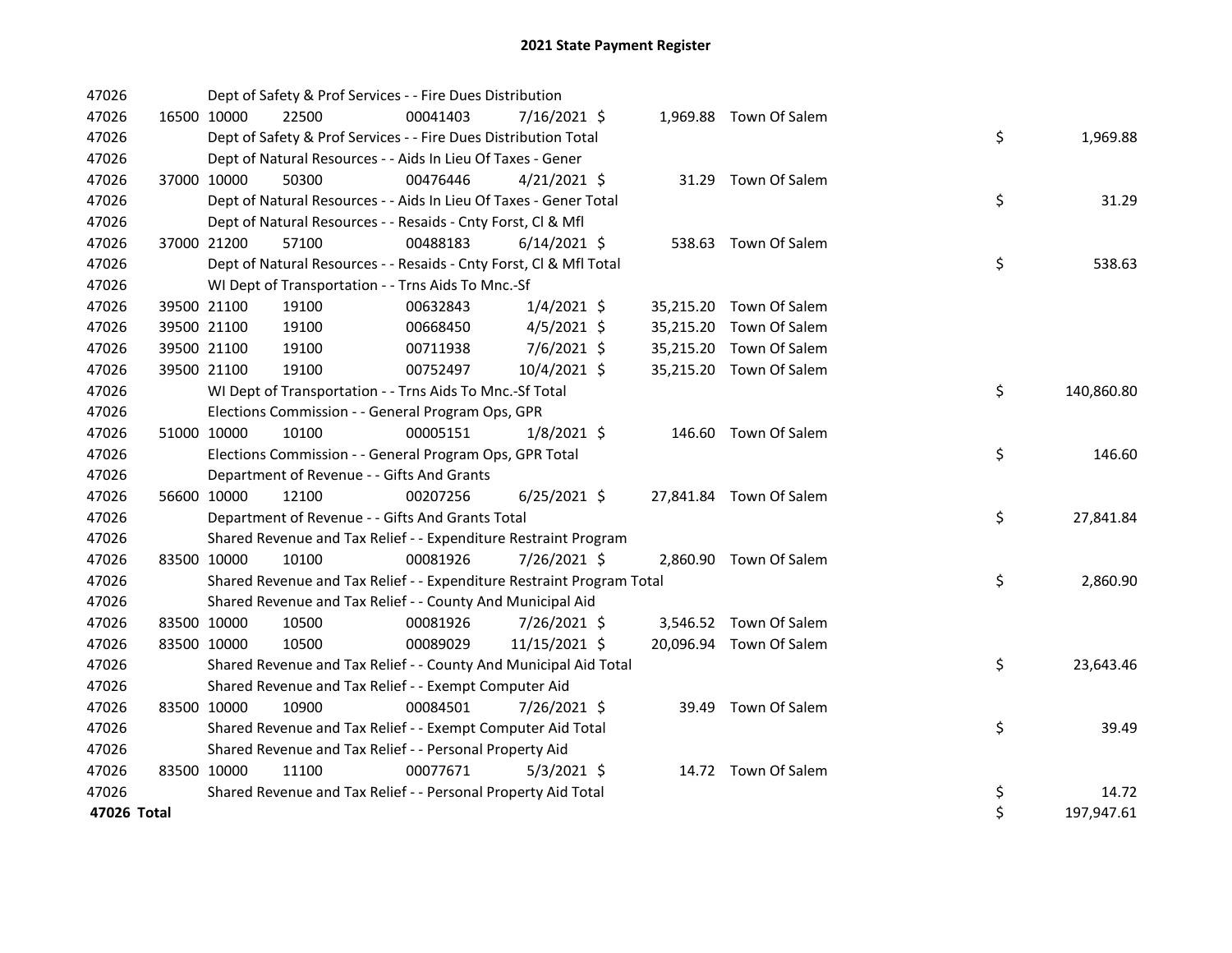# 2021 State Payment Register

| | | | | | | | | | |
|---|---|---|---|---|---|---|---|---|---|
| 47026 | | Dept of Safety & Prof Services - - Fire Dues Distribution | | | | | | | |
| 47026 | 16500 | 10000 | 22500 | 00041403 | 7/16/2021 | $ 1,969.88 | Town Of Salem | | |
| 47026 | | Dept of Safety & Prof Services - - Fire Dues Distribution Total | | | | | | $ | 1,969.88 |
| 47026 | | Dept of Natural Resources - - Aids In Lieu Of Taxes - Gener | | | | | | | |
| 47026 | 37000 | 10000 | 50300 | 00476446 | 4/21/2021 | $ 31.29 | Town Of Salem | | |
| 47026 | | Dept of Natural Resources - - Aids In Lieu Of Taxes - Gener Total | | | | | | $ | 31.29 |
| 47026 | | Dept of Natural Resources - - Resaids - Cnty Forst, Cl & Mfl | | | | | | | |
| 47026 | 37000 | 21200 | 57100 | 00488183 | 6/14/2021 | $ 538.63 | Town Of Salem | | |
| 47026 | | Dept of Natural Resources - - Resaids - Cnty Forst, Cl & Mfl Total | | | | | | $ | 538.63 |
| 47026 | | WI Dept of Transportation - - Trns Aids To Mnc.-Sf | | | | | | | |
| 47026 | 39500 | 21100 | 19100 | 00632843 | 1/4/2021 | $ 35,215.20 | Town Of Salem | | |
| 47026 | 39500 | 21100 | 19100 | 00668450 | 4/5/2021 | $ 35,215.20 | Town Of Salem | | |
| 47026 | 39500 | 21100 | 19100 | 00711938 | 7/6/2021 | $ 35,215.20 | Town Of Salem | | |
| 47026 | 39500 | 21100 | 19100 | 00752497 | 10/4/2021 | $ 35,215.20 | Town Of Salem | | |
| 47026 | | WI Dept of Transportation - - Trns Aids To Mnc.-Sf Total | | | | | | $ | 140,860.80 |
| 47026 | | Elections Commission - - General Program Ops, GPR | | | | | | | |
| 47026 | 51000 | 10000 | 10100 | 00005151 | 1/8/2021 | $ 146.60 | Town Of Salem | | |
| 47026 | | Elections Commission - - General Program Ops, GPR Total | | | | | | $ | 146.60 |
| 47026 | | Department of Revenue - - Gifts And Grants | | | | | | | |
| 47026 | 56600 | 10000 | 12100 | 00207256 | 6/25/2021 | $ 27,841.84 | Town Of Salem | | |
| 47026 | | Department of Revenue - - Gifts And Grants Total | | | | | | $ | 27,841.84 |
| 47026 | | Shared Revenue and Tax Relief - - Expenditure Restraint Program | | | | | | | |
| 47026 | 83500 | 10000 | 10100 | 00081926 | 7/26/2021 | $ 2,860.90 | Town Of Salem | | |
| 47026 | | Shared Revenue and Tax Relief - - Expenditure Restraint Program Total | | | | | | $ | 2,860.90 |
| 47026 | | Shared Revenue and Tax Relief - - County And Municipal Aid | | | | | | | |
| 47026 | 83500 | 10000 | 10500 | 00081926 | 7/26/2021 | $ 3,546.52 | Town Of Salem | | |
| 47026 | 83500 | 10000 | 10500 | 00089029 | 11/15/2021 | $ 20,096.94 | Town Of Salem | | |
| 47026 | | Shared Revenue and Tax Relief - - County And Municipal Aid Total | | | | | | $ | 23,643.46 |
| 47026 | | Shared Revenue and Tax Relief - - Exempt Computer Aid | | | | | | | |
| 47026 | 83500 | 10000 | 10900 | 00084501 | 7/26/2021 | $ 39.49 | Town Of Salem | | |
| 47026 | | Shared Revenue and Tax Relief - - Exempt Computer Aid Total | | | | | | $ | 39.49 |
| 47026 | | Shared Revenue and Tax Relief - - Personal Property Aid | | | | | | | |
| 47026 | 83500 | 10000 | 11100 | 00077671 | 5/3/2021 | $ 14.72 | Town Of Salem | | |
| 47026 | | Shared Revenue and Tax Relief - - Personal Property Aid Total | | | | | | $ | 14.72 |
| **47026 Total** | | | | | | | | $ | 197,947.61 |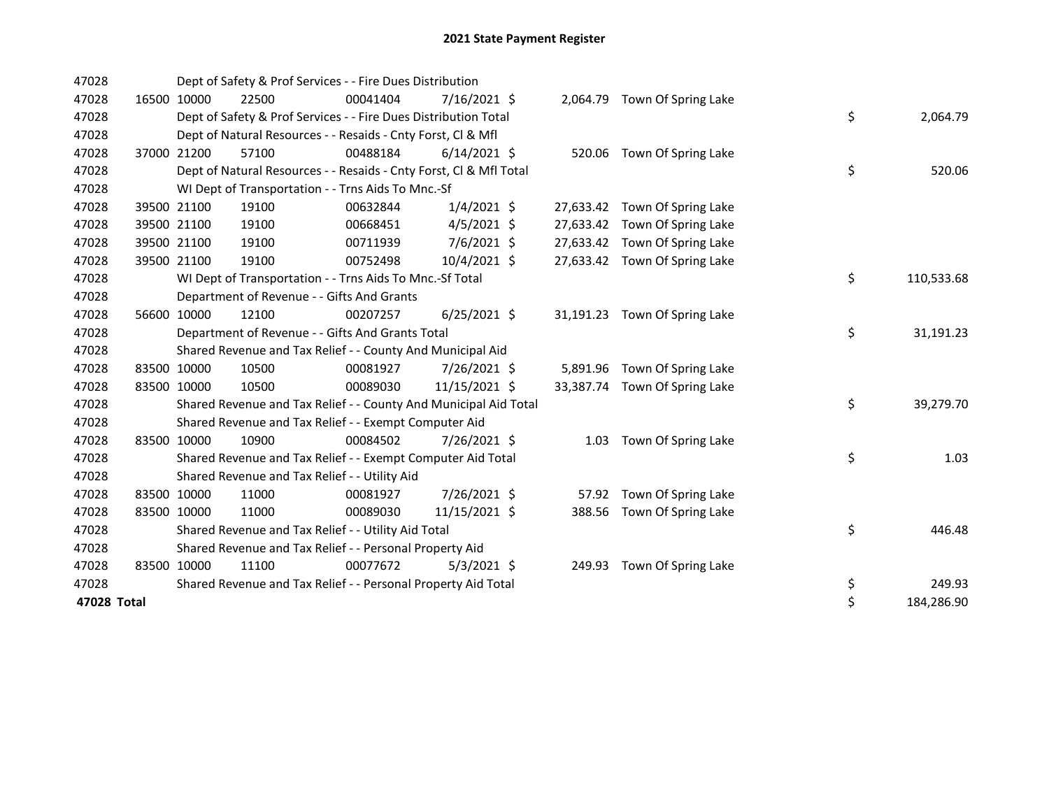# 2021 State Payment Register

| | | | | | | | | | |
|---|---|---|---|---|---|---|---|---|---|
| 47028 | | Dept of Safety & Prof Services - - Fire Dues Distribution | | | | | | | |
| 47028 | 16500 | 10000 | 22500 | 00041404 | 7/16/2021 $ | 2,064.79 | Town Of Spring Lake | | |
| 47028 | | Dept of Safety & Prof Services - - Fire Dues Distribution Total | | | | | | $ | 2,064.79 |
| 47028 | | Dept of Natural Resources - - Resaids - Cnty Forst, Cl & Mfl | | | | | | | |
| 47028 | 37000 | 21200 | 57100 | 00488184 | 6/14/2021 $ | 520.06 | Town Of Spring Lake | | |
| 47028 | | Dept of Natural Resources - - Resaids - Cnty Forst, Cl & Mfl Total | | | | | | $ | 520.06 |
| 47028 | | WI Dept of Transportation - - Trns Aids To Mnc.-Sf | | | | | | | |
| 47028 | 39500 | 21100 | 19100 | 00632844 | 1/4/2021 $ | 27,633.42 | Town Of Spring Lake | | |
| 47028 | 39500 | 21100 | 19100 | 00668451 | 4/5/2021 $ | 27,633.42 | Town Of Spring Lake | | |
| 47028 | 39500 | 21100 | 19100 | 00711939 | 7/6/2021 $ | 27,633.42 | Town Of Spring Lake | | |
| 47028 | 39500 | 21100 | 19100 | 00752498 | 10/4/2021 $ | 27,633.42 | Town Of Spring Lake | | |
| 47028 | | WI Dept of Transportation - - Trns Aids To Mnc.-Sf Total | | | | | | $ | 110,533.68 |
| 47028 | | Department of Revenue - - Gifts And Grants | | | | | | | |
| 47028 | 56600 | 10000 | 12100 | 00207257 | 6/25/2021 $ | 31,191.23 | Town Of Spring Lake | | |
| 47028 | | Department of Revenue - - Gifts And Grants Total | | | | | | $ | 31,191.23 |
| 47028 | | Shared Revenue and Tax Relief - - County And Municipal Aid | | | | | | | |
| 47028 | 83500 | 10000 | 10500 | 00081927 | 7/26/2021 $ | 5,891.96 | Town Of Spring Lake | | |
| 47028 | 83500 | 10000 | 10500 | 00089030 | 11/15/2021 $ | 33,387.74 | Town Of Spring Lake | | |
| 47028 | | Shared Revenue and Tax Relief - - County And Municipal Aid Total | | | | | | $ | 39,279.70 |
| 47028 | | Shared Revenue and Tax Relief - - Exempt Computer Aid | | | | | | | |
| 47028 | 83500 | 10000 | 10900 | 00084502 | 7/26/2021 $ | 1.03 | Town Of Spring Lake | | |
| 47028 | | Shared Revenue and Tax Relief - - Exempt Computer Aid Total | | | | | | $ | 1.03 |
| 47028 | | Shared Revenue and Tax Relief - - Utility Aid | | | | | | | |
| 47028 | 83500 | 10000 | 11000 | 00081927 | 7/26/2021 $ | 57.92 | Town Of Spring Lake | | |
| 47028 | 83500 | 10000 | 11000 | 00089030 | 11/15/2021 $ | 388.56 | Town Of Spring Lake | | |
| 47028 | | Shared Revenue and Tax Relief - - Utility Aid Total | | | | | | $ | 446.48 |
| 47028 | | Shared Revenue and Tax Relief - - Personal Property Aid | | | | | | | |
| 47028 | 83500 | 10000 | 11100 | 00077672 | 5/3/2021 $ | 249.93 | Town Of Spring Lake | | |
| 47028 | | Shared Revenue and Tax Relief - - Personal Property Aid Total | | | | | | $ | 249.93 |
| **47028 Total** | | | | | | | | $ | 184,286.90 |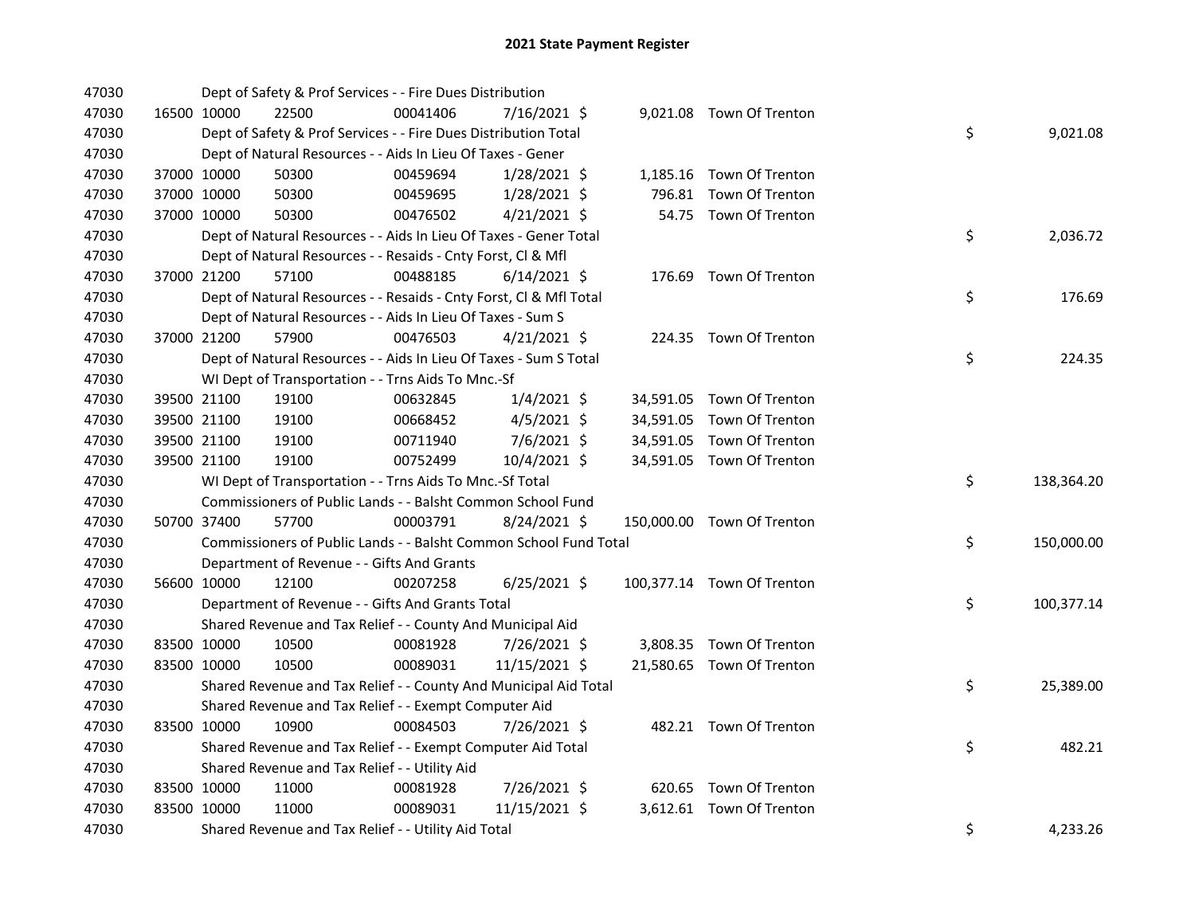# 2021 State Payment Register

| | | | | | | | | | |
|---|---|---|---|---|---|---|---|---|---|
| 47030 | | Dept of Safety & Prof Services - - Fire Dues Distribution | | | | | | | |
| 47030 | 16500 | 10000 | 22500 | 00041406 | 7/16/2021 | $ 9,021.08 | Town Of Trenton | | |
| 47030 | | Dept of Safety & Prof Services - - Fire Dues Distribution Total | | | | | | $ | 9,021.08 |
| 47030 | | Dept of Natural Resources - - Aids In Lieu Of Taxes - Gener | | | | | | | |
| 47030 | 37000 | 10000 | 50300 | 00459694 | 1/28/2021 | $ 1,185.16 | Town Of Trenton | | |
| 47030 | 37000 | 10000 | 50300 | 00459695 | 1/28/2021 | $ 796.81 | Town Of Trenton | | |
| 47030 | 37000 | 10000 | 50300 | 00476502 | 4/21/2021 | $ 54.75 | Town Of Trenton | | |
| 47030 | | Dept of Natural Resources - - Aids In Lieu Of Taxes - Gener Total | | | | | | $ | 2,036.72 |
| 47030 | | Dept of Natural Resources - - Resaids - Cnty Forst, Cl & Mfl | | | | | | | |
| 47030 | 37000 | 21200 | 57100 | 00488185 | 6/14/2021 | $ 176.69 | Town Of Trenton | | |
| 47030 | | Dept of Natural Resources - - Resaids - Cnty Forst, Cl & Mfl Total | | | | | | $ | 176.69 |
| 47030 | | Dept of Natural Resources - - Aids In Lieu Of Taxes - Sum S | | | | | | | |
| 47030 | 37000 | 21200 | 57900 | 00476503 | 4/21/2021 | $ 224.35 | Town Of Trenton | | |
| 47030 | | Dept of Natural Resources - - Aids In Lieu Of Taxes - Sum S Total | | | | | | $ | 224.35 |
| 47030 | | WI Dept of Transportation - - Trns Aids To Mnc.-Sf | | | | | | | |
| 47030 | 39500 | 21100 | 19100 | 00632845 | 1/4/2021 | $ 34,591.05 | Town Of Trenton | | |
| 47030 | 39500 | 21100 | 19100 | 00668452 | 4/5/2021 | $ 34,591.05 | Town Of Trenton | | |
| 47030 | 39500 | 21100 | 19100 | 00711940 | 7/6/2021 | $ 34,591.05 | Town Of Trenton | | |
| 47030 | 39500 | 21100 | 19100 | 00752499 | 10/4/2021 | $ 34,591.05 | Town Of Trenton | | |
| 47030 | | WI Dept of Transportation - - Trns Aids To Mnc.-Sf Total | | | | | | $ | 138,364.20 |
| 47030 | | Commissioners of Public Lands - - Balsht Common School Fund | | | | | | | |
| 47030 | 50700 | 37400 | 57700 | 00003791 | 8/24/2021 | $ 150,000.00 | Town Of Trenton | | |
| 47030 | | Commissioners of Public Lands - - Balsht Common School Fund Total | | | | | | $ | 150,000.00 |
| 47030 | | Department of Revenue - - Gifts And Grants | | | | | | | |
| 47030 | 56600 | 10000 | 12100 | 00207258 | 6/25/2021 | $ 100,377.14 | Town Of Trenton | | |
| 47030 | | Department of Revenue - - Gifts And Grants Total | | | | | | $ | 100,377.14 |
| 47030 | | Shared Revenue and Tax Relief - - County And Municipal Aid | | | | | | | |
| 47030 | 83500 | 10000 | 10500 | 00081928 | 7/26/2021 | $ 3,808.35 | Town Of Trenton | | |
| 47030 | 83500 | 10000 | 10500 | 00089031 | 11/15/2021 | $ 21,580.65 | Town Of Trenton | | |
| 47030 | | Shared Revenue and Tax Relief - - County And Municipal Aid Total | | | | | | $ | 25,389.00 |
| 47030 | | Shared Revenue and Tax Relief - - Exempt Computer Aid | | | | | | | |
| 47030 | 83500 | 10000 | 10900 | 00084503 | 7/26/2021 | $ 482.21 | Town Of Trenton | | |
| 47030 | | Shared Revenue and Tax Relief - - Exempt Computer Aid Total | | | | | | $ | 482.21 |
| 47030 | | Shared Revenue and Tax Relief - - Utility Aid | | | | | | | |
| 47030 | 83500 | 10000 | 11000 | 00081928 | 7/26/2021 | $ 620.65 | Town Of Trenton | | |
| 47030 | 83500 | 10000 | 11000 | 00089031 | 11/15/2021 | $ 3,612.61 | Town Of Trenton | | |
| 47030 | | Shared Revenue and Tax Relief - - Utility Aid Total | | | | | | $ | 4,233.26 |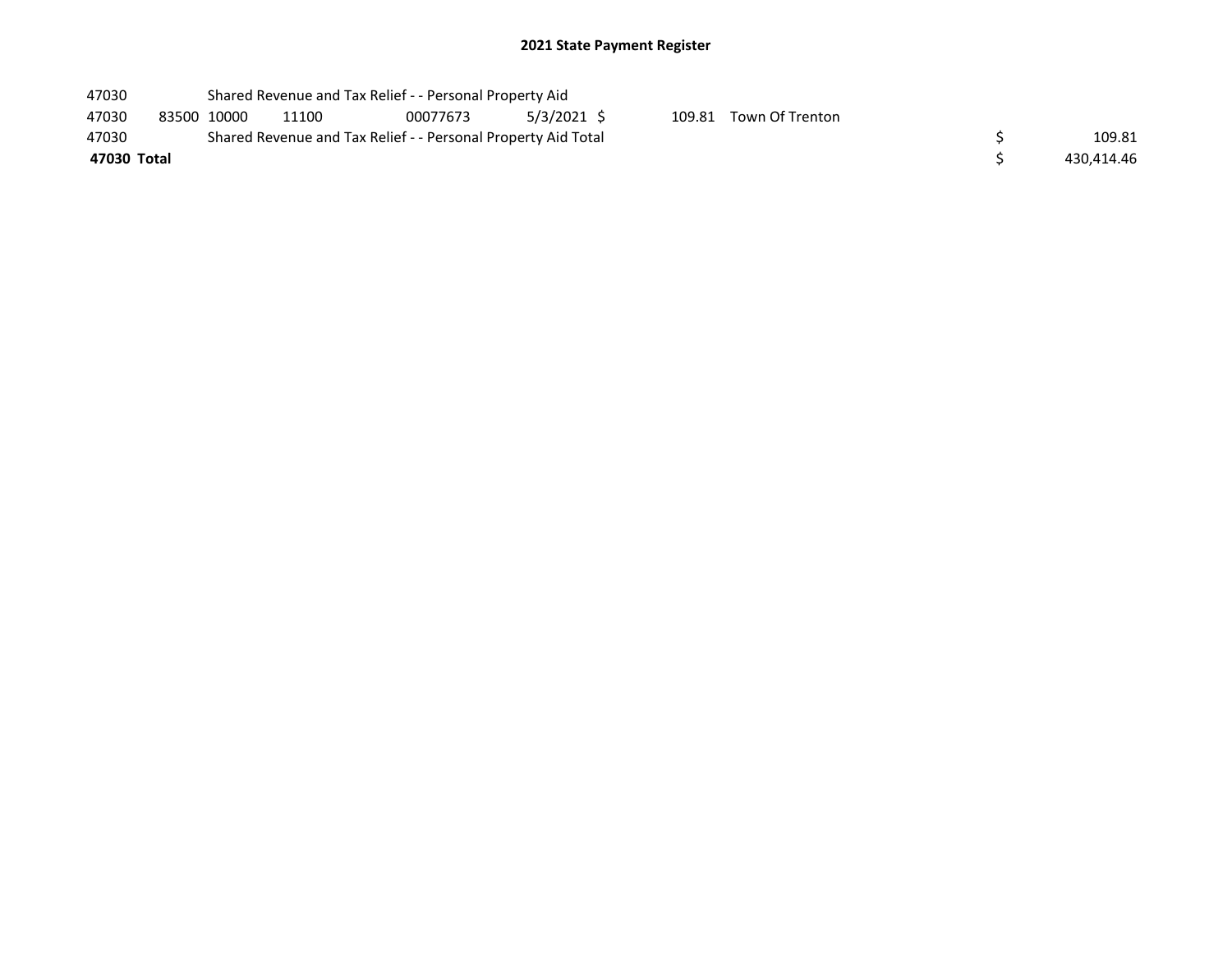## 2021 State Payment Register

| | | | | | | | | | |
|---|---|---|---|---|---|---|---|---|---|
| 47030 | | Shared Revenue and Tax Relief - - Personal Property Aid | | | | | | | |
| 47030 | 83500 | 10000 | 11100 | 00077673 | 5/3/2021 | $ 109.81 | Town Of Trenton | | |
| 47030 | | Shared Revenue and Tax Relief - - Personal Property Aid Total | | | | | | $ | 109.81 |
| **47030** | **Total** | | | | | | | $ | 430,414.46 |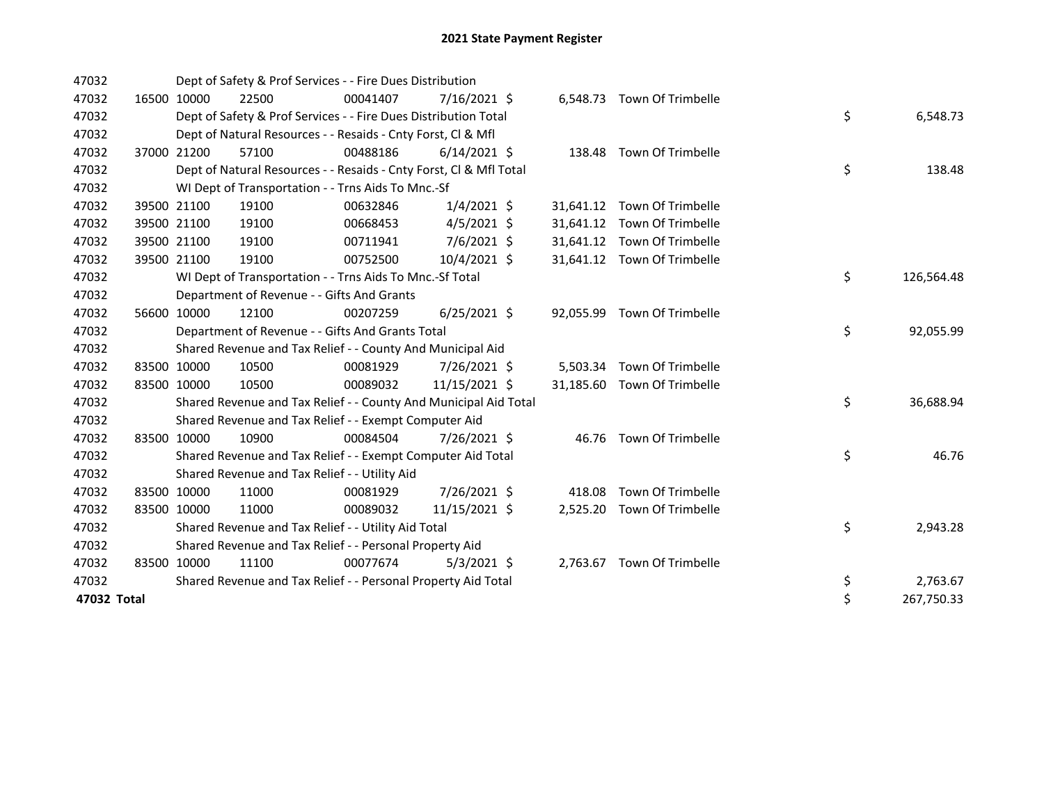# 2021 State Payment Register

| | | | | | | | | | |
|---|---|---|---|---|---|---|---|---|---|
| 47032 | | | Dept of Safety & Prof Services - - Fire Dues Distribution | | | | | | |
| 47032 | 16500 | 10000 | 22500 | 00041407 | 7/16/2021 | $ 6,548.73 | Town Of Trimbelle | | |
| 47032 | | | Dept of Safety & Prof Services - - Fire Dues Distribution Total | | | | | $ | 6,548.73 |
| 47032 | | | Dept of Natural Resources - - Resaids - Cnty Forst, Cl & Mfl | | | | | | |
| 47032 | 37000 | 21200 | 57100 | 00488186 | 6/14/2021 | $ 138.48 | Town Of Trimbelle | | |
| 47032 | | | Dept of Natural Resources - - Resaids - Cnty Forst, Cl & Mfl Total | | | | | $ | 138.48 |
| 47032 | | | WI Dept of Transportation - - Trns Aids To Mnc.-Sf | | | | | | |
| 47032 | 39500 | 21100 | 19100 | 00632846 | 1/4/2021 | $ 31,641.12 | Town Of Trimbelle | | |
| 47032 | 39500 | 21100 | 19100 | 00668453 | 4/5/2021 | $ 31,641.12 | Town Of Trimbelle | | |
| 47032 | 39500 | 21100 | 19100 | 00711941 | 7/6/2021 | $ 31,641.12 | Town Of Trimbelle | | |
| 47032 | 39500 | 21100 | 19100 | 00752500 | 10/4/2021 | $ 31,641.12 | Town Of Trimbelle | | |
| 47032 | | | WI Dept of Transportation - - Trns Aids To Mnc.-Sf Total | | | | | $ | 126,564.48 |
| 47032 | | | Department of Revenue - - Gifts And Grants | | | | | | |
| 47032 | 56600 | 10000 | 12100 | 00207259 | 6/25/2021 | $ 92,055.99 | Town Of Trimbelle | | |
| 47032 | | | Department of Revenue - - Gifts And Grants Total | | | | | $ | 92,055.99 |
| 47032 | | | Shared Revenue and Tax Relief - - County And Municipal Aid | | | | | | |
| 47032 | 83500 | 10000 | 10500 | 00081929 | 7/26/2021 | $ 5,503.34 | Town Of Trimbelle | | |
| 47032 | 83500 | 10000 | 10500 | 00089032 | 11/15/2021 | $ 31,185.60 | Town Of Trimbelle | | |
| 47032 | | | Shared Revenue and Tax Relief - - County And Municipal Aid Total | | | | | $ | 36,688.94 |
| 47032 | | | Shared Revenue and Tax Relief - - Exempt Computer Aid | | | | | | |
| 47032 | 83500 | 10000 | 10900 | 00084504 | 7/26/2021 | $ 46.76 | Town Of Trimbelle | | |
| 47032 | | | Shared Revenue and Tax Relief - - Exempt Computer Aid Total | | | | | $ | 46.76 |
| 47032 | | | Shared Revenue and Tax Relief - - Utility Aid | | | | | | |
| 47032 | 83500 | 10000 | 11000 | 00081929 | 7/26/2021 | $ 418.08 | Town Of Trimbelle | | |
| 47032 | 83500 | 10000 | 11000 | 00089032 | 11/15/2021 | $ 2,525.20 | Town Of Trimbelle | | |
| 47032 | | | Shared Revenue and Tax Relief - - Utility Aid Total | | | | | $ | 2,943.28 |
| 47032 | | | Shared Revenue and Tax Relief - - Personal Property Aid | | | | | | |
| 47032 | 83500 | 10000 | 11100 | 00077674 | 5/3/2021 | $ 2,763.67 | Town Of Trimbelle | | |
| 47032 | | | Shared Revenue and Tax Relief - - Personal Property Aid Total | | | | | $ | 2,763.67 |
| **47032 Total** | | | | | | | | $ | 267,750.33 |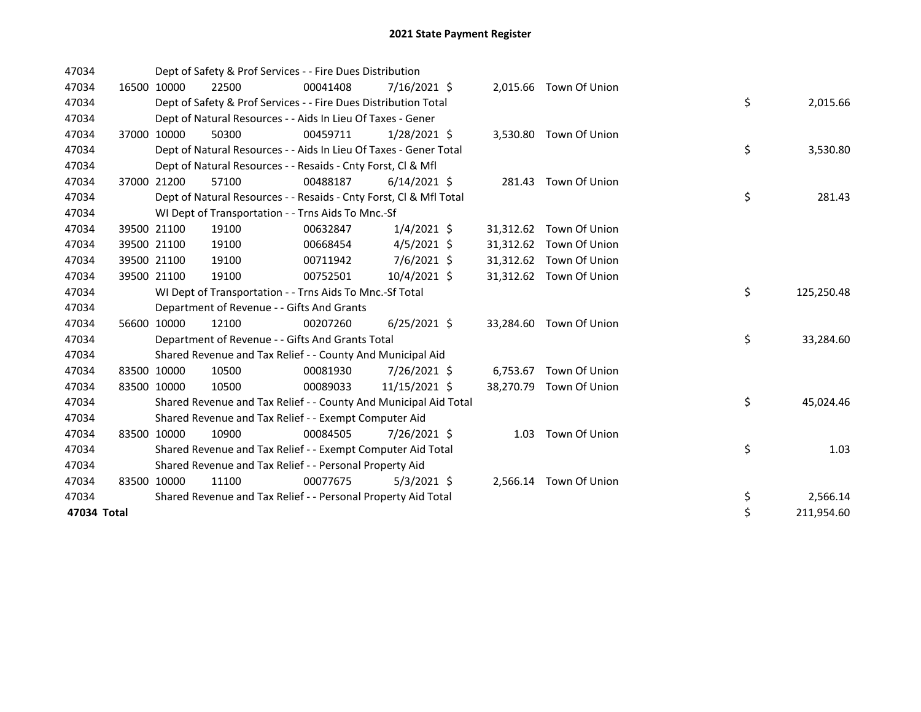# 2021 State Payment Register

| | | | | | | | | | |
|---|---|---|---|---|---|---|---|---|---|
| 47034 | | | Dept of Safety & Prof Services - - Fire Dues Distribution | | | | | | |
| 47034 | 16500 | 10000 | 22500 | 00041408 | 7/16/2021 | $ 2,015.66 | Town Of Union | | |
| 47034 | | | Dept of Safety & Prof Services - - Fire Dues Distribution Total | | | | | $ | 2,015.66 |
| 47034 | | | Dept of Natural Resources - - Aids In Lieu Of Taxes - Gener | | | | | | |
| 47034 | 37000 | 10000 | 50300 | 00459711 | 1/28/2021 | $ 3,530.80 | Town Of Union | | |
| 47034 | | | Dept of Natural Resources - - Aids In Lieu Of Taxes - Gener Total | | | | | $ | 3,530.80 |
| 47034 | | | Dept of Natural Resources - - Resaids - Cnty Forst, Cl & Mfl | | | | | | |
| 47034 | 37000 | 21200 | 57100 | 00488187 | 6/14/2021 | $ 281.43 | Town Of Union | | |
| 47034 | | | Dept of Natural Resources - - Resaids - Cnty Forst, Cl & Mfl Total | | | | | $ | 281.43 |
| 47034 | | | WI Dept of Transportation - - Trns Aids To Mnc.-Sf | | | | | | |
| 47034 | 39500 | 21100 | 19100 | 00632847 | 1/4/2021 | $ 31,312.62 | Town Of Union | | |
| 47034 | 39500 | 21100 | 19100 | 00668454 | 4/5/2021 | $ 31,312.62 | Town Of Union | | |
| 47034 | 39500 | 21100 | 19100 | 00711942 | 7/6/2021 | $ 31,312.62 | Town Of Union | | |
| 47034 | 39500 | 21100 | 19100 | 00752501 | 10/4/2021 | $ 31,312.62 | Town Of Union | | |
| 47034 | | | WI Dept of Transportation - - Trns Aids To Mnc.-Sf Total | | | | | $ | 125,250.48 |
| 47034 | | | Department of Revenue - - Gifts And Grants | | | | | | |
| 47034 | 56600 | 10000 | 12100 | 00207260 | 6/25/2021 | $ 33,284.60 | Town Of Union | | |
| 47034 | | | Department of Revenue - - Gifts And Grants Total | | | | | $ | 33,284.60 |
| 47034 | | | Shared Revenue and Tax Relief - - County And Municipal Aid | | | | | | |
| 47034 | 83500 | 10000 | 10500 | 00081930 | 7/26/2021 | $ 6,753.67 | Town Of Union | | |
| 47034 | 83500 | 10000 | 10500 | 00089033 | 11/15/2021 | $ 38,270.79 | Town Of Union | | |
| 47034 | | | Shared Revenue and Tax Relief - - County And Municipal Aid Total | | | | | $ | 45,024.46 |
| 47034 | | | Shared Revenue and Tax Relief - - Exempt Computer Aid | | | | | | |
| 47034 | 83500 | 10000 | 10900 | 00084505 | 7/26/2021 | $ 1.03 | Town Of Union | | |
| 47034 | | | Shared Revenue and Tax Relief - - Exempt Computer Aid Total | | | | | $ | 1.03 |
| 47034 | | | Shared Revenue and Tax Relief - - Personal Property Aid | | | | | | |
| 47034 | 83500 | 10000 | 11100 | 00077675 | 5/3/2021 | $ 2,566.14 | Town Of Union | | |
| 47034 | | | Shared Revenue and Tax Relief - - Personal Property Aid Total | | | | | $ | 2,566.14 |
| **47034 Total** | | | | | | | | $ | 211,954.60 |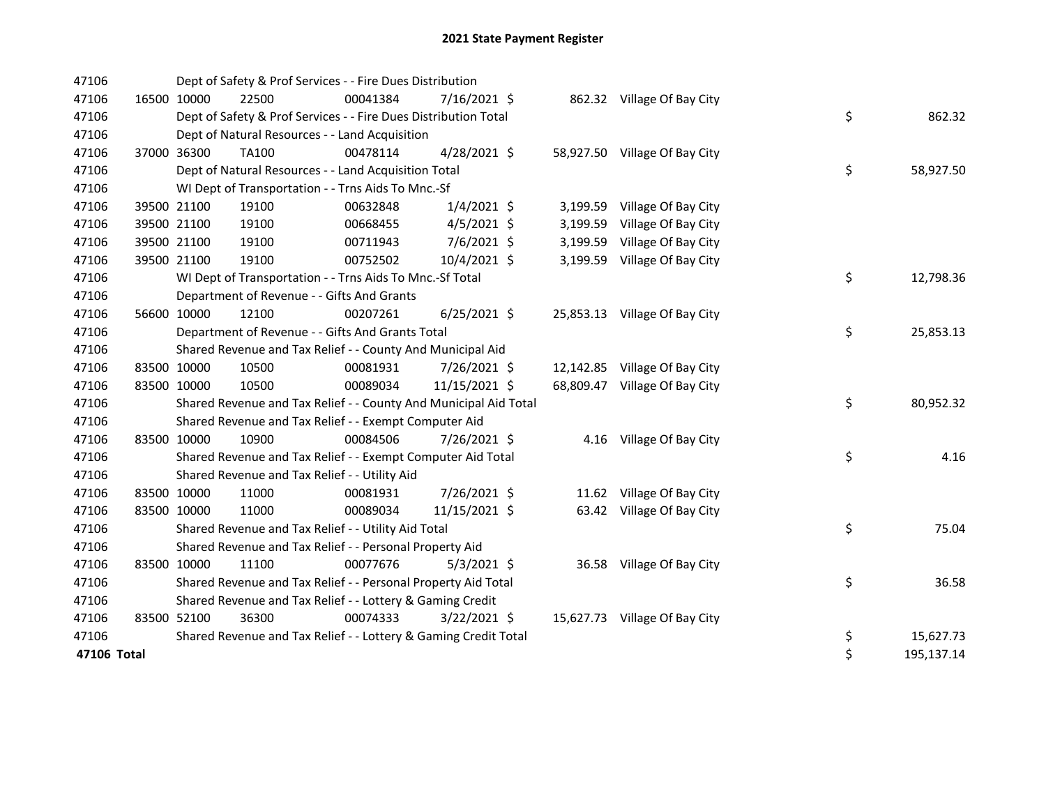# 2021 State Payment Register

| | | | | | | | | | |
|---|---|---|---|---|---|---|---|---|---|
| 47106 | | | Dept of Safety & Prof Services - - Fire Dues Distribution | | | | | | |
| 47106 | 16500 | 10000 | 22500 | 00041384 | 7/16/2021 | $ 862.32 | Village Of Bay City | | |
| 47106 | | | Dept of Safety & Prof Services - - Fire Dues Distribution Total | | | | | $ | 862.32 |
| 47106 | | | Dept of Natural Resources - - Land Acquisition | | | | | | |
| 47106 | 37000 | 36300 | TA100 | 00478114 | 4/28/2021 | $ 58,927.50 | Village Of Bay City | | |
| 47106 | | | Dept of Natural Resources - - Land Acquisition Total | | | | | $ | 58,927.50 |
| 47106 | | | WI Dept of Transportation - - Trns Aids To Mnc.-Sf | | | | | | |
| 47106 | 39500 | 21100 | 19100 | 00632848 | 1/4/2021 | $ 3,199.59 | Village Of Bay City | | |
| 47106 | 39500 | 21100 | 19100 | 00668455 | 4/5/2021 | $ 3,199.59 | Village Of Bay City | | |
| 47106 | 39500 | 21100 | 19100 | 00711943 | 7/6/2021 | $ 3,199.59 | Village Of Bay City | | |
| 47106 | 39500 | 21100 | 19100 | 00752502 | 10/4/2021 | $ 3,199.59 | Village Of Bay City | | |
| 47106 | | | WI Dept of Transportation - - Trns Aids To Mnc.-Sf Total | | | | | $ | 12,798.36 |
| 47106 | | | Department of Revenue - - Gifts And Grants | | | | | | |
| 47106 | 56600 | 10000 | 12100 | 00207261 | 6/25/2021 | $ 25,853.13 | Village Of Bay City | | |
| 47106 | | | Department of Revenue - - Gifts And Grants Total | | | | | $ | 25,853.13 |
| 47106 | | | Shared Revenue and Tax Relief - - County And Municipal Aid | | | | | | |
| 47106 | 83500 | 10000 | 10500 | 00081931 | 7/26/2021 | $ 12,142.85 | Village Of Bay City | | |
| 47106 | 83500 | 10000 | 10500 | 00089034 | 11/15/2021 | $ 68,809.47 | Village Of Bay City | | |
| 47106 | | | Shared Revenue and Tax Relief - - County And Municipal Aid Total | | | | | $ | 80,952.32 |
| 47106 | | | Shared Revenue and Tax Relief - - Exempt Computer Aid | | | | | | |
| 47106 | 83500 | 10000 | 10900 | 00084506 | 7/26/2021 | $ 4.16 | Village Of Bay City | | |
| 47106 | | | Shared Revenue and Tax Relief - - Exempt Computer Aid Total | | | | | $ | 4.16 |
| 47106 | | | Shared Revenue and Tax Relief - - Utility Aid | | | | | | |
| 47106 | 83500 | 10000 | 11000 | 00081931 | 7/26/2021 | $ 11.62 | Village Of Bay City | | |
| 47106 | 83500 | 10000 | 11000 | 00089034 | 11/15/2021 | $ 63.42 | Village Of Bay City | | |
| 47106 | | | Shared Revenue and Tax Relief - - Utility Aid Total | | | | | $ | 75.04 |
| 47106 | | | Shared Revenue and Tax Relief - - Personal Property Aid | | | | | | |
| 47106 | 83500 | 10000 | 11100 | 00077676 | 5/3/2021 | $ 36.58 | Village Of Bay City | | |
| 47106 | | | Shared Revenue and Tax Relief - - Personal Property Aid Total | | | | | $ | 36.58 |
| 47106 | | | Shared Revenue and Tax Relief - - Lottery & Gaming Credit | | | | | | |
| 47106 | 83500 | 52100 | 36300 | 00074333 | 3/22/2021 | $ 15,627.73 | Village Of Bay City | | |
| 47106 | | | Shared Revenue and Tax Relief - - Lottery & Gaming Credit Total | | | | | $ | 15,627.73 |
| **47106 Total** | | | | | | | | $ | 195,137.14 |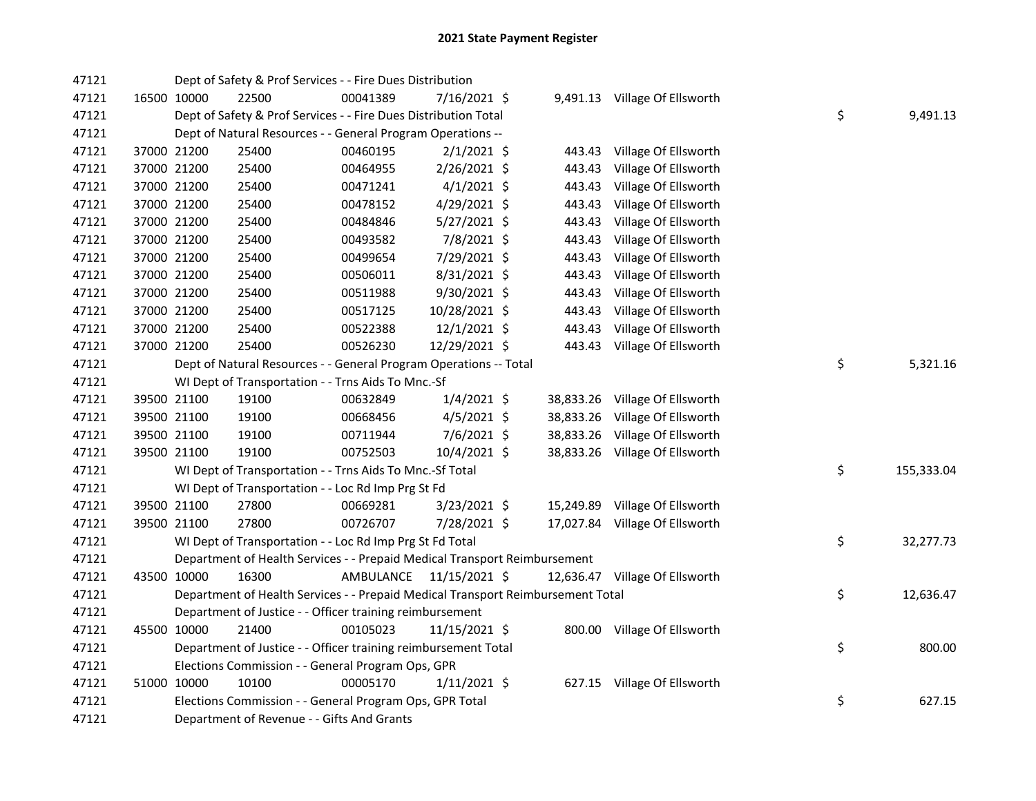## 2021 State Payment Register

| | | | | | | | | | |
|---|---|---|---|---|---|---|---|---|---|
| 47121 | | | Dept of Safety & Prof Services - - Fire Dues Distribution | | | | | | |
| 47121 | 16500 | 10000 | 22500 | 00041389 | 7/16/2021 | $ 9,491.13 | Village Of Ellsworth | | |
| 47121 | | | Dept of Safety & Prof Services - - Fire Dues Distribution Total | | | | | $ | 9,491.13 |
| 47121 | | | Dept of Natural Resources - - General Program Operations -- | | | | | | |
| 47121 | 37000 | 21200 | 25400 | 00460195 | 2/1/2021 | $ 443.43 | Village Of Ellsworth | | |
| 47121 | 37000 | 21200 | 25400 | 00464955 | 2/26/2021 | $ 443.43 | Village Of Ellsworth | | |
| 47121 | 37000 | 21200 | 25400 | 00471241 | 4/1/2021 | $ 443.43 | Village Of Ellsworth | | |
| 47121 | 37000 | 21200 | 25400 | 00478152 | 4/29/2021 | $ 443.43 | Village Of Ellsworth | | |
| 47121 | 37000 | 21200 | 25400 | 00484846 | 5/27/2021 | $ 443.43 | Village Of Ellsworth | | |
| 47121 | 37000 | 21200 | 25400 | 00493582 | 7/8/2021 | $ 443.43 | Village Of Ellsworth | | |
| 47121 | 37000 | 21200 | 25400 | 00499654 | 7/29/2021 | $ 443.43 | Village Of Ellsworth | | |
| 47121 | 37000 | 21200 | 25400 | 00506011 | 8/31/2021 | $ 443.43 | Village Of Ellsworth | | |
| 47121 | 37000 | 21200 | 25400 | 00511988 | 9/30/2021 | $ 443.43 | Village Of Ellsworth | | |
| 47121 | 37000 | 21200 | 25400 | 00517125 | 10/28/2021 | $ 443.43 | Village Of Ellsworth | | |
| 47121 | 37000 | 21200 | 25400 | 00522388 | 12/1/2021 | $ 443.43 | Village Of Ellsworth | | |
| 47121 | 37000 | 21200 | 25400 | 00526230 | 12/29/2021 | $ 443.43 | Village Of Ellsworth | | |
| 47121 | | | Dept of Natural Resources - - General Program Operations -- Total | | | | | $ | 5,321.16 |
| 47121 | | | WI Dept of Transportation - - Trns Aids To Mnc.-Sf | | | | | | |
| 47121 | 39500 | 21100 | 19100 | 00632849 | 1/4/2021 | $ 38,833.26 | Village Of Ellsworth | | |
| 47121 | 39500 | 21100 | 19100 | 00668456 | 4/5/2021 | $ 38,833.26 | Village Of Ellsworth | | |
| 47121 | 39500 | 21100 | 19100 | 00711944 | 7/6/2021 | $ 38,833.26 | Village Of Ellsworth | | |
| 47121 | 39500 | 21100 | 19100 | 00752503 | 10/4/2021 | $ 38,833.26 | Village Of Ellsworth | | |
| 47121 | | | WI Dept of Transportation - - Trns Aids To Mnc.-Sf Total | | | | | $ | 155,333.04 |
| 47121 | | | WI Dept of Transportation - - Loc Rd Imp Prg St Fd | | | | | | |
| 47121 | 39500 | 21100 | 27800 | 00669281 | 3/23/2021 | $ 15,249.89 | Village Of Ellsworth | | |
| 47121 | 39500 | 21100 | 27800 | 00726707 | 7/28/2021 | $ 17,027.84 | Village Of Ellsworth | | |
| 47121 | | | WI Dept of Transportation - - Loc Rd Imp Prg St Fd Total | | | | | $ | 32,277.73 |
| 47121 | | | Department of Health Services - - Prepaid Medical Transport Reimbursement | | | | | | |
| 47121 | 43500 | 10000 | 16300 | AMBULANCE | 11/15/2021 | $ 12,636.47 | Village Of Ellsworth | | |
| 47121 | | | Department of Health Services - - Prepaid Medical Transport Reimbursement Total | | | | | $ | 12,636.47 |
| 47121 | | | Department of Justice - - Officer training reimbursement | | | | | | |
| 47121 | 45500 | 10000 | 21400 | 00105023 | 11/15/2021 | $ 800.00 | Village Of Ellsworth | | |
| 47121 | | | Department of Justice - - Officer training reimbursement Total | | | | | $ | 800.00 |
| 47121 | | | Elections Commission - - General Program Ops, GPR | | | | | | |
| 47121 | 51000 | 10000 | 10100 | 00005170 | 1/11/2021 | $ 627.15 | Village Of Ellsworth | | |
| 47121 | | | Elections Commission - - General Program Ops, GPR Total | | | | | $ | 627.15 |
| 47121 | | | Department of Revenue - - Gifts And Grants | | | | | | |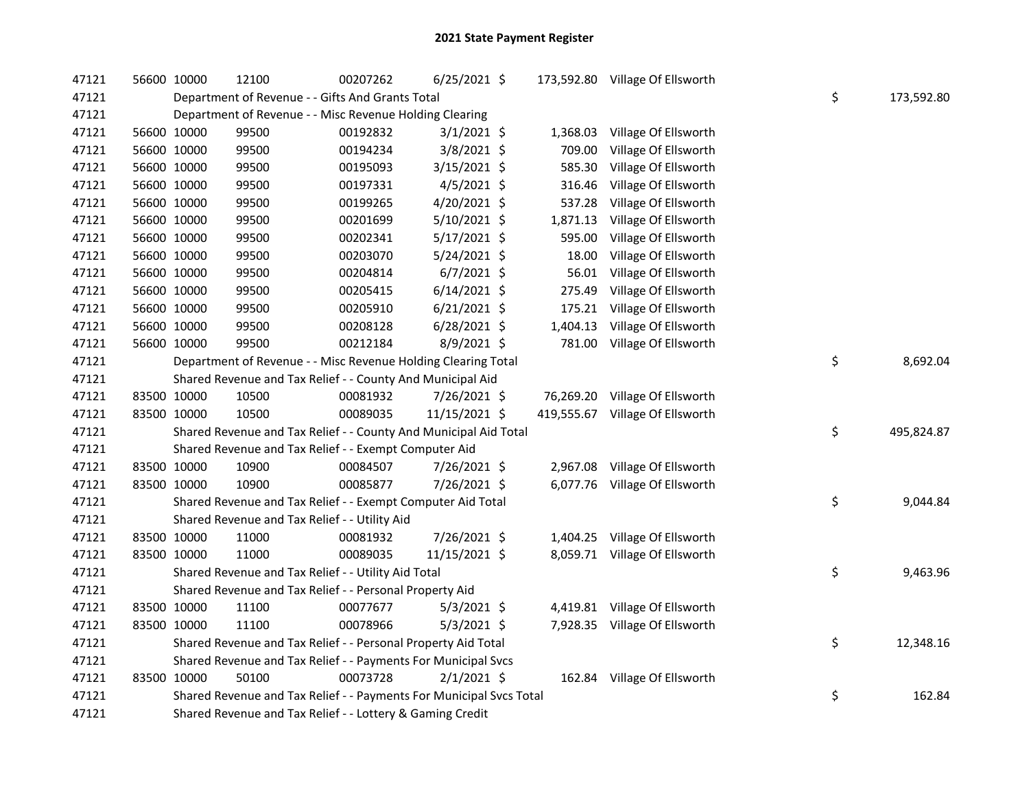# 2021 State Payment Register

| | | | | | | | | | |
|---|---|---|---|---|---|---|---|---|---|
| 47121 | 56600 | 10000 | 12100 | 00207262 | 6/25/2021 | $ 173,592.80 | Village Of Ellsworth | | |
| 47121 | | Department of Revenue - - Gifts And Grants Total | | | | | | $ | 173,592.80 |
| 47121 | | Department of Revenue - - Misc Revenue Holding Clearing | | | | | | | |
| 47121 | 56600 | 10000 | 99500 | 00192832 | 3/1/2021 | $ 1,368.03 | Village Of Ellsworth | | |
| 47121 | 56600 | 10000 | 99500 | 00194234 | 3/8/2021 | $ 709.00 | Village Of Ellsworth | | |
| 47121 | 56600 | 10000 | 99500 | 00195093 | 3/15/2021 | $ 585.30 | Village Of Ellsworth | | |
| 47121 | 56600 | 10000 | 99500 | 00197331 | 4/5/2021 | $ 316.46 | Village Of Ellsworth | | |
| 47121 | 56600 | 10000 | 99500 | 00199265 | 4/20/2021 | $ 537.28 | Village Of Ellsworth | | |
| 47121 | 56600 | 10000 | 99500 | 00201699 | 5/10/2021 | $ 1,871.13 | Village Of Ellsworth | | |
| 47121 | 56600 | 10000 | 99500 | 00202341 | 5/17/2021 | $ 595.00 | Village Of Ellsworth | | |
| 47121 | 56600 | 10000 | 99500 | 00203070 | 5/24/2021 | $ 18.00 | Village Of Ellsworth | | |
| 47121 | 56600 | 10000 | 99500 | 00204814 | 6/7/2021 | $ 56.01 | Village Of Ellsworth | | |
| 47121 | 56600 | 10000 | 99500 | 00205415 | 6/14/2021 | $ 275.49 | Village Of Ellsworth | | |
| 47121 | 56600 | 10000 | 99500 | 00205910 | 6/21/2021 | $ 175.21 | Village Of Ellsworth | | |
| 47121 | 56600 | 10000 | 99500 | 00208128 | 6/28/2021 | $ 1,404.13 | Village Of Ellsworth | | |
| 47121 | 56600 | 10000 | 99500 | 00212184 | 8/9/2021 | $ 781.00 | Village Of Ellsworth | | |
| 47121 | | Department of Revenue - - Misc Revenue Holding Clearing Total | | | | | | $ | 8,692.04 |
| 47121 | | Shared Revenue and Tax Relief - - County And Municipal Aid | | | | | | | |
| 47121 | 83500 | 10000 | 10500 | 00081932 | 7/26/2021 | $ 76,269.20 | Village Of Ellsworth | | |
| 47121 | 83500 | 10000 | 10500 | 00089035 | 11/15/2021 | $ 419,555.67 | Village Of Ellsworth | | |
| 47121 | | Shared Revenue and Tax Relief - - County And Municipal Aid Total | | | | | | $ | 495,824.87 |
| 47121 | | Shared Revenue and Tax Relief - - Exempt Computer Aid | | | | | | | |
| 47121 | 83500 | 10000 | 10900 | 00084507 | 7/26/2021 | $ 2,967.08 | Village Of Ellsworth | | |
| 47121 | 83500 | 10000 | 10900 | 00085877 | 7/26/2021 | $ 6,077.76 | Village Of Ellsworth | | |
| 47121 | | Shared Revenue and Tax Relief - - Exempt Computer Aid Total | | | | | | $ | 9,044.84 |
| 47121 | | Shared Revenue and Tax Relief - - Utility Aid | | | | | | | |
| 47121 | 83500 | 10000 | 11000 | 00081932 | 7/26/2021 | $ 1,404.25 | Village Of Ellsworth | | |
| 47121 | 83500 | 10000 | 11000 | 00089035 | 11/15/2021 | $ 8,059.71 | Village Of Ellsworth | | |
| 47121 | | Shared Revenue and Tax Relief - - Utility Aid Total | | | | | | $ | 9,463.96 |
| 47121 | | Shared Revenue and Tax Relief - - Personal Property Aid | | | | | | | |
| 47121 | 83500 | 10000 | 11100 | 00077677 | 5/3/2021 | $ 4,419.81 | Village Of Ellsworth | | |
| 47121 | 83500 | 10000 | 11100 | 00078966 | 5/3/2021 | $ 7,928.35 | Village Of Ellsworth | | |
| 47121 | | Shared Revenue and Tax Relief - - Personal Property Aid Total | | | | | | $ | 12,348.16 |
| 47121 | | Shared Revenue and Tax Relief - - Payments For Municipal Svcs | | | | | | | |
| 47121 | 83500 | 10000 | 50100 | 00073728 | 2/1/2021 | $ 162.84 | Village Of Ellsworth | | |
| 47121 | | Shared Revenue and Tax Relief - - Payments For Municipal Svcs Total | | | | | | $ | 162.84 |
| 47121 | | Shared Revenue and Tax Relief - - Lottery & Gaming Credit | | | | | | | |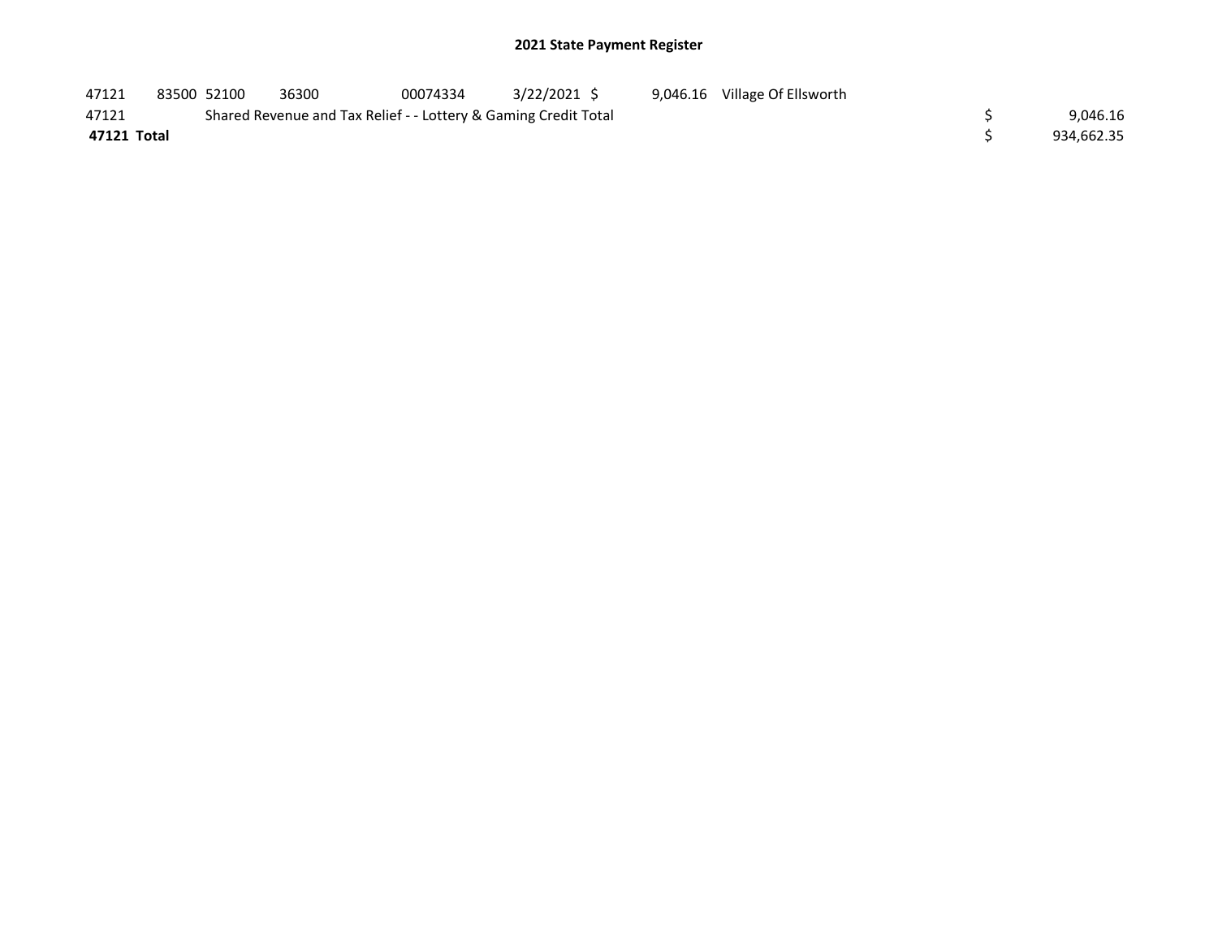## 2021 State Payment Register

| | | | | | | | | | |
|---|---|---|---|---|---|---|---|---|---|
| 47121 | 83500 | 52100 | 36300 | 00074334 | 3/22/2021 | $ 9,046.16 | Village Of Ellsworth | | |
| 47121 | | Shared Revenue and Tax Relief - - Lottery & Gaming Credit Total | | | | | | $ | 9,046.16 |
| **47121 Total** | | | | | | | | $ | 934,662.35 |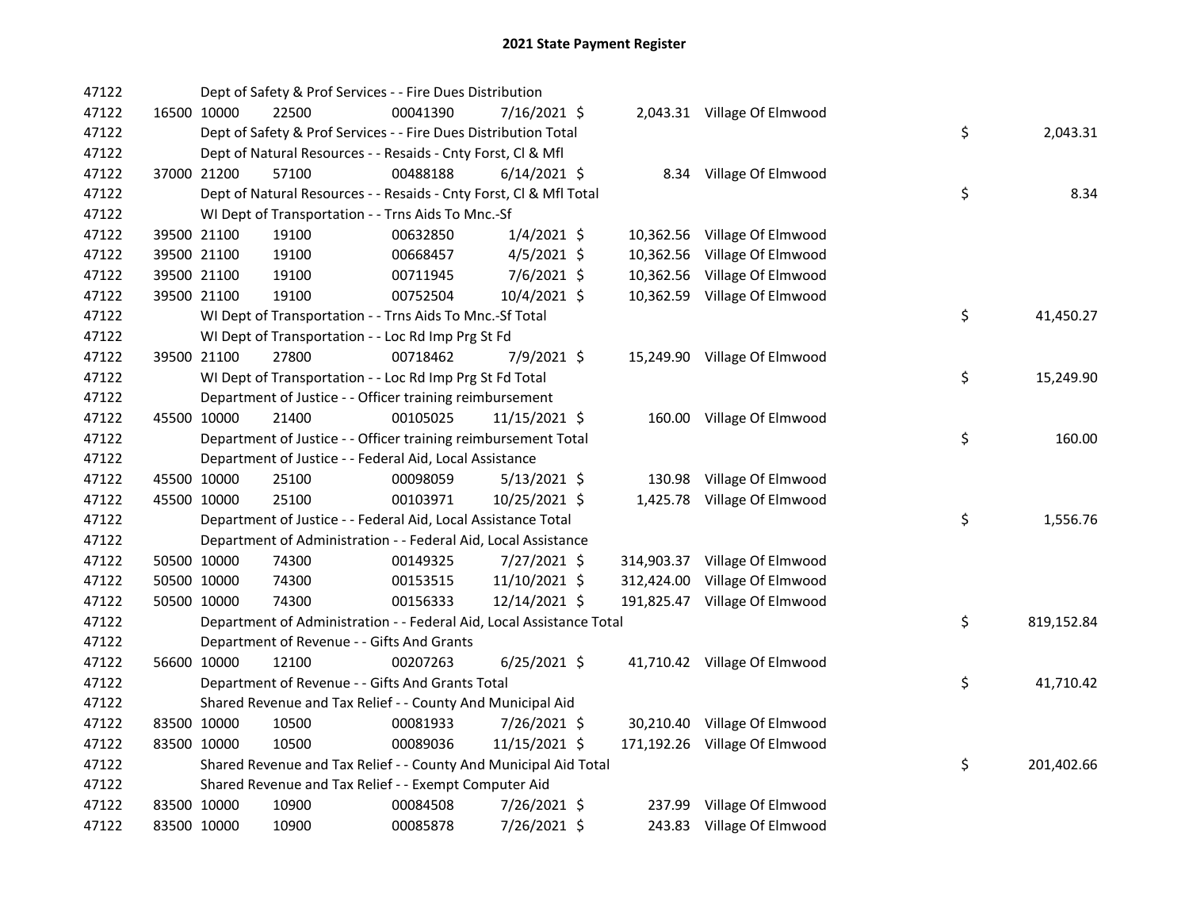# 2021 State Payment Register

| | | | | | | | | | |
|---|---|---|---|---|---|---|---|---|---|
| 47122 | | | Dept of Safety & Prof Services - - Fire Dues Distribution | | | | | | |
| 47122 | 16500 | 10000 | 22500 | 00041390 | 7/16/2021 | $ 2,043.31 | Village Of Elmwood | | |
| 47122 | | | Dept of Safety & Prof Services - - Fire Dues Distribution Total | | | | | $ | 2,043.31 |
| 47122 | | | Dept of Natural Resources - - Resaids - Cnty Forst, Cl & Mfl | | | | | | |
| 47122 | 37000 | 21200 | 57100 | 00488188 | 6/14/2021 | $ 8.34 | Village Of Elmwood | | |
| 47122 | | | Dept of Natural Resources - - Resaids - Cnty Forst, Cl & Mfl Total | | | | | $ | 8.34 |
| 47122 | | | WI Dept of Transportation - - Trns Aids To Mnc.-Sf | | | | | | |
| 47122 | 39500 | 21100 | 19100 | 00632850 | 1/4/2021 | $ 10,362.56 | Village Of Elmwood | | |
| 47122 | 39500 | 21100 | 19100 | 00668457 | 4/5/2021 | $ 10,362.56 | Village Of Elmwood | | |
| 47122 | 39500 | 21100 | 19100 | 00711945 | 7/6/2021 | $ 10,362.56 | Village Of Elmwood | | |
| 47122 | 39500 | 21100 | 19100 | 00752504 | 10/4/2021 | $ 10,362.59 | Village Of Elmwood | | |
| 47122 | | | WI Dept of Transportation - - Trns Aids To Mnc.-Sf Total | | | | | $ | 41,450.27 |
| 47122 | | | WI Dept of Transportation - - Loc Rd Imp Prg St Fd | | | | | | |
| 47122 | 39500 | 21100 | 27800 | 00718462 | 7/9/2021 | $ 15,249.90 | Village Of Elmwood | | |
| 47122 | | | WI Dept of Transportation - - Loc Rd Imp Prg St Fd Total | | | | | $ | 15,249.90 |
| 47122 | | | Department of Justice - - Officer training reimbursement | | | | | | |
| 47122 | 45500 | 10000 | 21400 | 00105025 | 11/15/2021 | $ 160.00 | Village Of Elmwood | | |
| 47122 | | | Department of Justice - - Officer training reimbursement Total | | | | | $ | 160.00 |
| 47122 | | | Department of Justice - - Federal Aid, Local Assistance | | | | | | |
| 47122 | 45500 | 10000 | 25100 | 00098059 | 5/13/2021 | $ 130.98 | Village Of Elmwood | | |
| 47122 | 45500 | 10000 | 25100 | 00103971 | 10/25/2021 | $ 1,425.78 | Village Of Elmwood | | |
| 47122 | | | Department of Justice - - Federal Aid, Local Assistance Total | | | | | $ | 1,556.76 |
| 47122 | | | Department of Administration - - Federal Aid, Local Assistance | | | | | | |
| 47122 | 50500 | 10000 | 74300 | 00149325 | 7/27/2021 | $ 314,903.37 | Village Of Elmwood | | |
| 47122 | 50500 | 10000 | 74300 | 00153515 | 11/10/2021 | $ 312,424.00 | Village Of Elmwood | | |
| 47122 | 50500 | 10000 | 74300 | 00156333 | 12/14/2021 | $ 191,825.47 | Village Of Elmwood | | |
| 47122 | | | Department of Administration - - Federal Aid, Local Assistance Total | | | | | $ | 819,152.84 |
| 47122 | | | Department of Revenue - - Gifts And Grants | | | | | | |
| 47122 | 56600 | 10000 | 12100 | 00207263 | 6/25/2021 | $ 41,710.42 | Village Of Elmwood | | |
| 47122 | | | Department of Revenue - - Gifts And Grants Total | | | | | $ | 41,710.42 |
| 47122 | | | Shared Revenue and Tax Relief - - County And Municipal Aid | | | | | | |
| 47122 | 83500 | 10000 | 10500 | 00081933 | 7/26/2021 | $ 30,210.40 | Village Of Elmwood | | |
| 47122 | 83500 | 10000 | 10500 | 00089036 | 11/15/2021 | $ 171,192.26 | Village Of Elmwood | | |
| 47122 | | | Shared Revenue and Tax Relief - - County And Municipal Aid Total | | | | | $ | 201,402.66 |
| 47122 | | | Shared Revenue and Tax Relief - - Exempt Computer Aid | | | | | | |
| 47122 | 83500 | 10000 | 10900 | 00084508 | 7/26/2021 | $ 237.99 | Village Of Elmwood | | |
| 47122 | 83500 | 10000 | 10900 | 00085878 | 7/26/2021 | $ 243.83 | Village Of Elmwood | | |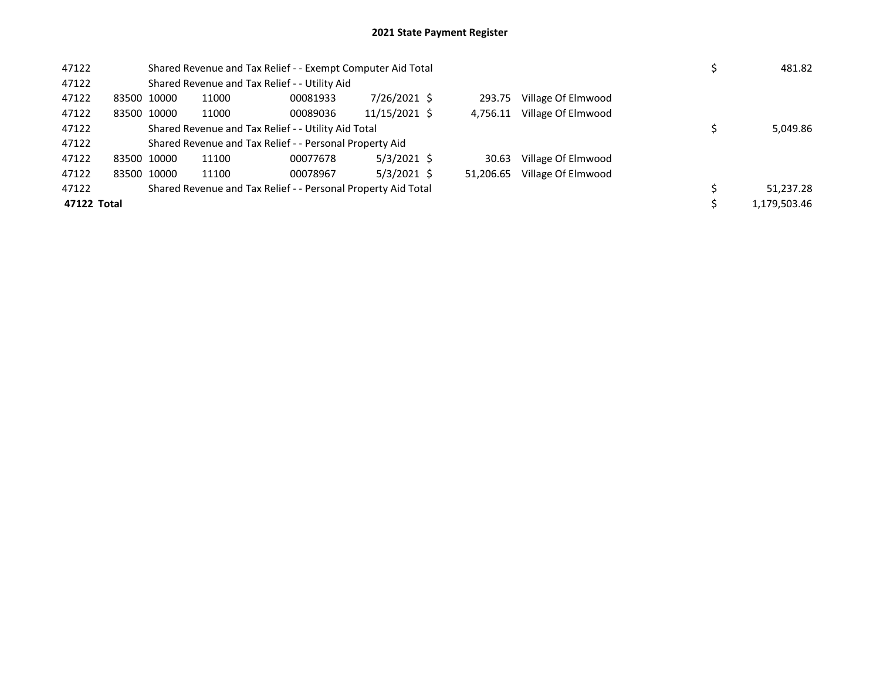## 2021 State Payment Register

| | | | | | | | | | | |
|---|---|---|---|---|---|---|---|---|---|---|
| 47122 | | | Shared Revenue and Tax Relief - - Exempt Computer Aid Total | | | | | | $ | 481.82 |
| 47122 | | | Shared Revenue and Tax Relief - - Utility Aid | | | | | | | |
| 47122 | 83500 | 10000 | 11000 | 00081933 | 7/26/2021 | $ | 293.75 | Village Of Elmwood | | |
| 47122 | 83500 | 10000 | 11000 | 00089036 | 11/15/2021 | $ | 4,756.11 | Village Of Elmwood | | |
| 47122 | | | Shared Revenue and Tax Relief - - Utility Aid Total | | | | | | $ | 5,049.86 |
| 47122 | | | Shared Revenue and Tax Relief - - Personal Property Aid | | | | | | | |
| 47122 | 83500 | 10000 | 11100 | 00077678 | 5/3/2021 | $ | 30.63 | Village Of Elmwood | | |
| 47122 | 83500 | 10000 | 11100 | 00078967 | 5/3/2021 | $ | 51,206.65 | Village Of Elmwood | | |
| 47122 | | | Shared Revenue and Tax Relief - - Personal Property Aid Total | | | | | | $ | 51,237.28 |
| **47122 Total** | | | | | | | | | $ | 1,179,503.46 |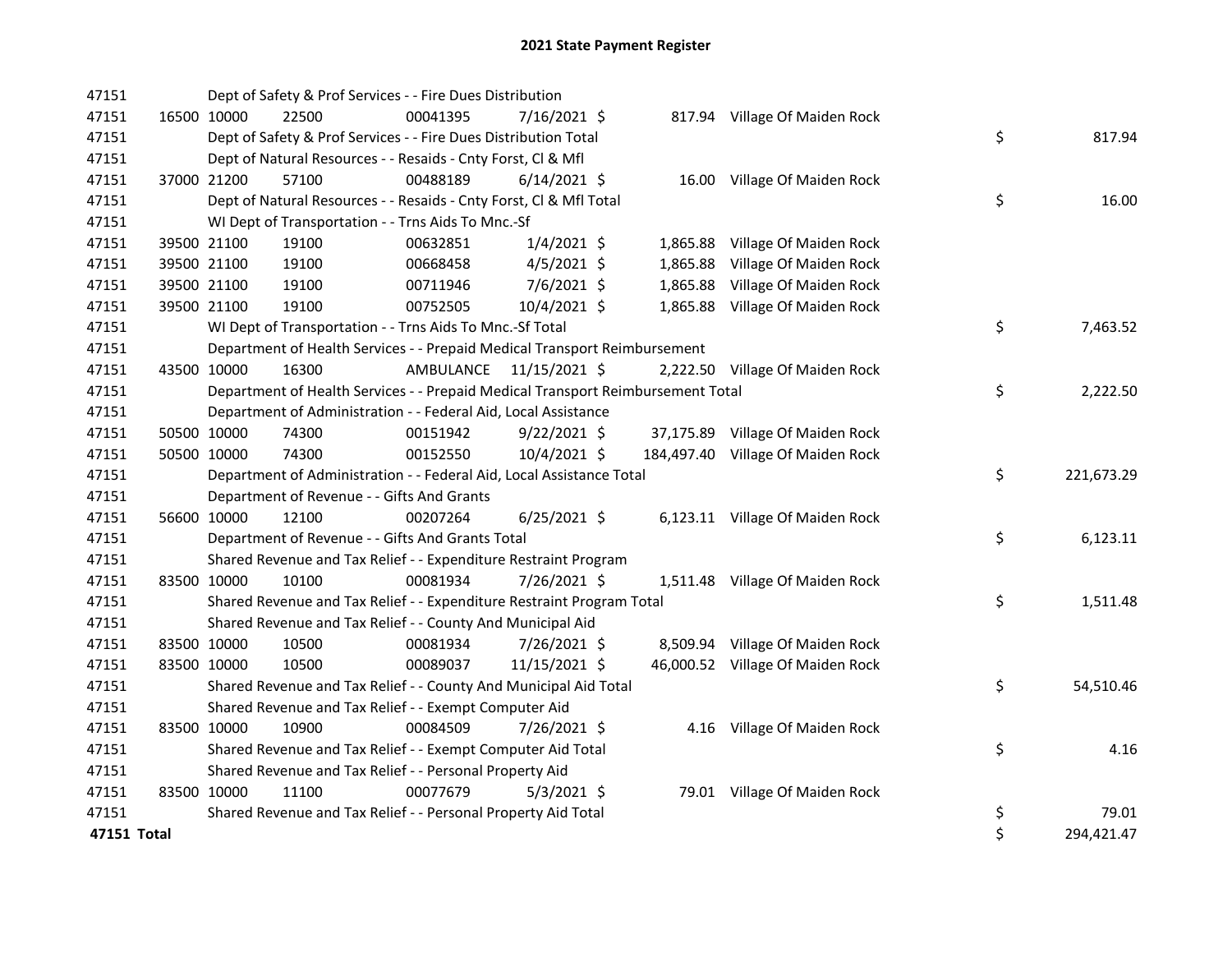## 2021 State Payment Register

| | | | | | | | | |
|---|---|---|---|---|---|---|---|---|
| 47151 | | | Dept of Safety & Prof Services - - Fire Dues Distribution | | | | | |
| 47151 | 16500 | 10000 | 22500 | 00041395 | 7/16/2021 | $ 817.94 | Village Of Maiden Rock | |
| 47151 | | | Dept of Safety & Prof Services - - Fire Dues Distribution Total | | | | | $ 817.94 |
| 47151 | | | Dept of Natural Resources - - Resaids - Cnty Forst, Cl & Mfl | | | | | |
| 47151 | 37000 | 21200 | 57100 | 00488189 | 6/14/2021 | $ 16.00 | Village Of Maiden Rock | |
| 47151 | | | Dept of Natural Resources - - Resaids - Cnty Forst, Cl & Mfl Total | | | | | $ 16.00 |
| 47151 | | | WI Dept of Transportation - - Trns Aids To Mnc.-Sf | | | | | |
| 47151 | 39500 | 21100 | 19100 | 00632851 | 1/4/2021 | $ 1,865.88 | Village Of Maiden Rock | |
| 47151 | 39500 | 21100 | 19100 | 00668458 | 4/5/2021 | $ 1,865.88 | Village Of Maiden Rock | |
| 47151 | 39500 | 21100 | 19100 | 00711946 | 7/6/2021 | $ 1,865.88 | Village Of Maiden Rock | |
| 47151 | 39500 | 21100 | 19100 | 00752505 | 10/4/2021 | $ 1,865.88 | Village Of Maiden Rock | |
| 47151 | | | WI Dept of Transportation - - Trns Aids To Mnc.-Sf Total | | | | | $ 7,463.52 |
| 47151 | | | Department of Health Services - - Prepaid Medical Transport Reimbursement | | | | | |
| 47151 | 43500 | 10000 | 16300 | AMBULANCE | 11/15/2021 | $ 2,222.50 | Village Of Maiden Rock | |
| 47151 | | | Department of Health Services - - Prepaid Medical Transport Reimbursement Total | | | | | $ 2,222.50 |
| 47151 | | | Department of Administration - - Federal Aid, Local Assistance | | | | | |
| 47151 | 50500 | 10000 | 74300 | 00151942 | 9/22/2021 | $ 37,175.89 | Village Of Maiden Rock | |
| 47151 | 50500 | 10000 | 74300 | 00152550 | 10/4/2021 | $ 184,497.40 | Village Of Maiden Rock | |
| 47151 | | | Department of Administration - - Federal Aid, Local Assistance Total | | | | | $ 221,673.29 |
| 47151 | | | Department of Revenue - - Gifts And Grants | | | | | |
| 47151 | 56600 | 10000 | 12100 | 00207264 | 6/25/2021 | $ 6,123.11 | Village Of Maiden Rock | |
| 47151 | | | Department of Revenue - - Gifts And Grants Total | | | | | $ 6,123.11 |
| 47151 | | | Shared Revenue and Tax Relief - - Expenditure Restraint Program | | | | | |
| 47151 | 83500 | 10000 | 10100 | 00081934 | 7/26/2021 | $ 1,511.48 | Village Of Maiden Rock | |
| 47151 | | | Shared Revenue and Tax Relief - - Expenditure Restraint Program Total | | | | | $ 1,511.48 |
| 47151 | | | Shared Revenue and Tax Relief - - County And Municipal Aid | | | | | |
| 47151 | 83500 | 10000 | 10500 | 00081934 | 7/26/2021 | $ 8,509.94 | Village Of Maiden Rock | |
| 47151 | 83500 | 10000 | 10500 | 00089037 | 11/15/2021 | $ 46,000.52 | Village Of Maiden Rock | |
| 47151 | | | Shared Revenue and Tax Relief - - County And Municipal Aid Total | | | | | $ 54,510.46 |
| 47151 | | | Shared Revenue and Tax Relief - - Exempt Computer Aid | | | | | |
| 47151 | 83500 | 10000 | 10900 | 00084509 | 7/26/2021 | $ 4.16 | Village Of Maiden Rock | |
| 47151 | | | Shared Revenue and Tax Relief - - Exempt Computer Aid Total | | | | | $ 4.16 |
| 47151 | | | Shared Revenue and Tax Relief - - Personal Property Aid | | | | | |
| 47151 | 83500 | 10000 | 11100 | 00077679 | 5/3/2021 | $ 79.01 | Village Of Maiden Rock | |
| 47151 | | | Shared Revenue and Tax Relief - - Personal Property Aid Total | | | | | $ 79.01 |
| **47151 Total** | | | | | | | | $ 294,421.47 |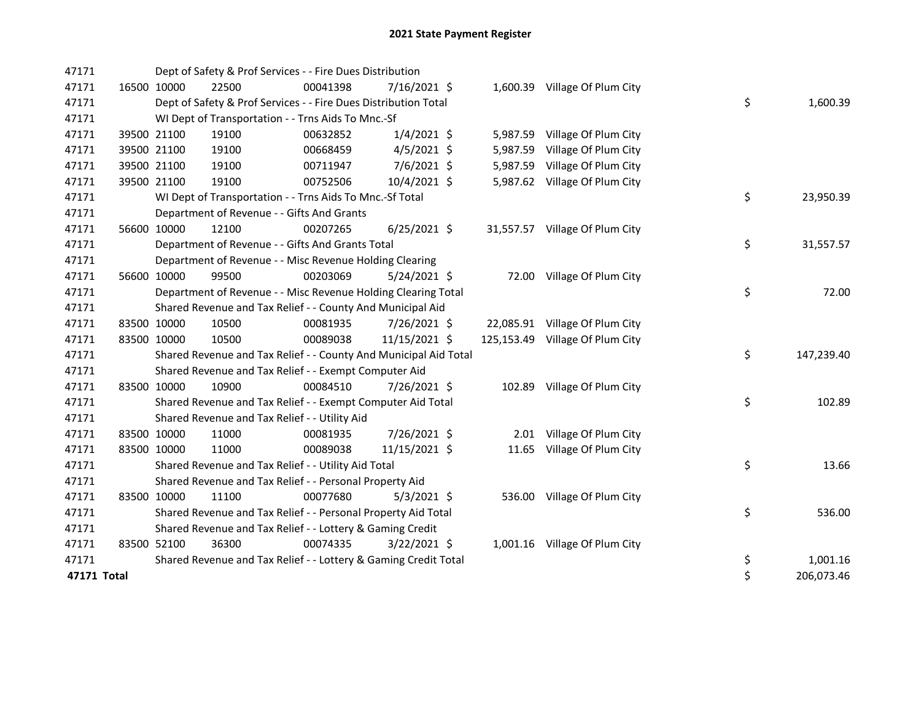# 2021 State Payment Register

| | | | | | | | | | |
|---|---|---|---|---|---|---|---|---|---|
| 47171 | | | Dept of Safety & Prof Services - - Fire Dues Distribution | | | | | | |
| 47171 | 16500 | 10000 | 22500 | 00041398 | 7/16/2021 | $ 1,600.39 | Village Of Plum City | | |
| 47171 | | | Dept of Safety & Prof Services - - Fire Dues Distribution Total | | | | | $ | 1,600.39 |
| 47171 | | | WI Dept of Transportation - - Trns Aids To Mnc.-Sf | | | | | | |
| 47171 | 39500 | 21100 | 19100 | 00632852 | 1/4/2021 | $ 5,987.59 | Village Of Plum City | | |
| 47171 | 39500 | 21100 | 19100 | 00668459 | 4/5/2021 | $ 5,987.59 | Village Of Plum City | | |
| 47171 | 39500 | 21100 | 19100 | 00711947 | 7/6/2021 | $ 5,987.59 | Village Of Plum City | | |
| 47171 | 39500 | 21100 | 19100 | 00752506 | 10/4/2021 | $ 5,987.62 | Village Of Plum City | | |
| 47171 | | | WI Dept of Transportation - - Trns Aids To Mnc.-Sf Total | | | | | $ | 23,950.39 |
| 47171 | | | Department of Revenue - - Gifts And Grants | | | | | | |
| 47171 | 56600 | 10000 | 12100 | 00207265 | 6/25/2021 | $ 31,557.57 | Village Of Plum City | | |
| 47171 | | | Department of Revenue - - Gifts And Grants Total | | | | | $ | 31,557.57 |
| 47171 | | | Department of Revenue - - Misc Revenue Holding Clearing | | | | | | |
| 47171 | 56600 | 10000 | 99500 | 00203069 | 5/24/2021 | $ 72.00 | Village Of Plum City | | |
| 47171 | | | Department of Revenue - - Misc Revenue Holding Clearing Total | | | | | $ | 72.00 |
| 47171 | | | Shared Revenue and Tax Relief - - County And Municipal Aid | | | | | | |
| 47171 | 83500 | 10000 | 10500 | 00081935 | 7/26/2021 | $ 22,085.91 | Village Of Plum City | | |
| 47171 | 83500 | 10000 | 10500 | 00089038 | 11/15/2021 | $ 125,153.49 | Village Of Plum City | | |
| 47171 | | | Shared Revenue and Tax Relief - - County And Municipal Aid Total | | | | | $ | 147,239.40 |
| 47171 | | | Shared Revenue and Tax Relief - - Exempt Computer Aid | | | | | | |
| 47171 | 83500 | 10000 | 10900 | 00084510 | 7/26/2021 | $ 102.89 | Village Of Plum City | | |
| 47171 | | | Shared Revenue and Tax Relief - - Exempt Computer Aid Total | | | | | $ | 102.89 |
| 47171 | | | Shared Revenue and Tax Relief - - Utility Aid | | | | | | |
| 47171 | 83500 | 10000 | 11000 | 00081935 | 7/26/2021 | $ 2.01 | Village Of Plum City | | |
| 47171 | 83500 | 10000 | 11000 | 00089038 | 11/15/2021 | $ 11.65 | Village Of Plum City | | |
| 47171 | | | Shared Revenue and Tax Relief - - Utility Aid Total | | | | | $ | 13.66 |
| 47171 | | | Shared Revenue and Tax Relief - - Personal Property Aid | | | | | | |
| 47171 | 83500 | 10000 | 11100 | 00077680 | 5/3/2021 | $ 536.00 | Village Of Plum City | | |
| 47171 | | | Shared Revenue and Tax Relief - - Personal Property Aid Total | | | | | $ | 536.00 |
| 47171 | | | Shared Revenue and Tax Relief - - Lottery & Gaming Credit | | | | | | |
| 47171 | 83500 | 52100 | 36300 | 00074335 | 3/22/2021 | $ 1,001.16 | Village Of Plum City | | |
| 47171 | | | Shared Revenue and Tax Relief - - Lottery & Gaming Credit Total | | | | | $ | 1,001.16 |
| **47171 Total** | | | | | | | | $ | 206,073.46 |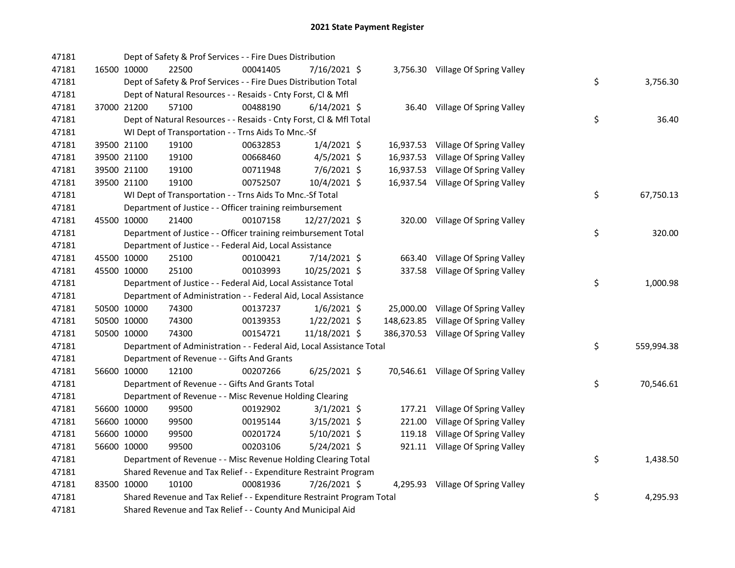# 2021 State Payment Register

| | | | | | | | | | |
|---|---|---|---|---|---|---|---|---|---|
| 47181 | | | Dept of Safety & Prof Services - - Fire Dues Distribution | | | | | | |
| 47181 | 16500 | 10000 | 22500 | 00041405 | 7/16/2021 | $ 3,756.30 | Village Of Spring Valley | | |
| 47181 | | | Dept of Safety & Prof Services - - Fire Dues Distribution Total | | | | | $ | 3,756.30 |
| 47181 | | | Dept of Natural Resources - - Resaids - Cnty Forst, Cl & Mfl | | | | | | |
| 47181 | 37000 | 21200 | 57100 | 00488190 | 6/14/2021 | $ 36.40 | Village Of Spring Valley | | |
| 47181 | | | Dept of Natural Resources - - Resaids - Cnty Forst, Cl & Mfl Total | | | | | $ | 36.40 |
| 47181 | | | WI Dept of Transportation - - Trns Aids To Mnc.-Sf | | | | | | |
| 47181 | 39500 | 21100 | 19100 | 00632853 | 1/4/2021 | $ 16,937.53 | Village Of Spring Valley | | |
| 47181 | 39500 | 21100 | 19100 | 00668460 | 4/5/2021 | $ 16,937.53 | Village Of Spring Valley | | |
| 47181 | 39500 | 21100 | 19100 | 00711948 | 7/6/2021 | $ 16,937.53 | Village Of Spring Valley | | |
| 47181 | 39500 | 21100 | 19100 | 00752507 | 10/4/2021 | $ 16,937.54 | Village Of Spring Valley | | |
| 47181 | | | WI Dept of Transportation - - Trns Aids To Mnc.-Sf Total | | | | | $ | 67,750.13 |
| 47181 | | | Department of Justice - - Officer training reimbursement | | | | | | |
| 47181 | 45500 | 10000 | 21400 | 00107158 | 12/27/2021 | $ 320.00 | Village Of Spring Valley | | |
| 47181 | | | Department of Justice - - Officer training reimbursement Total | | | | | $ | 320.00 |
| 47181 | | | Department of Justice - - Federal Aid, Local Assistance | | | | | | |
| 47181 | 45500 | 10000 | 25100 | 00100421 | 7/14/2021 | $ 663.40 | Village Of Spring Valley | | |
| 47181 | 45500 | 10000 | 25100 | 00103993 | 10/25/2021 | $ 337.58 | Village Of Spring Valley | | |
| 47181 | | | Department of Justice - - Federal Aid, Local Assistance Total | | | | | $ | 1,000.98 |
| 47181 | | | Department of Administration - - Federal Aid, Local Assistance | | | | | | |
| 47181 | 50500 | 10000 | 74300 | 00137237 | 1/6/2021 | $ 25,000.00 | Village Of Spring Valley | | |
| 47181 | 50500 | 10000 | 74300 | 00139353 | 1/22/2021 | $ 148,623.85 | Village Of Spring Valley | | |
| 47181 | 50500 | 10000 | 74300 | 00154721 | 11/18/2021 | $ 386,370.53 | Village Of Spring Valley | | |
| 47181 | | | Department of Administration - - Federal Aid, Local Assistance Total | | | | | $ | 559,994.38 |
| 47181 | | | Department of Revenue - - Gifts And Grants | | | | | | |
| 47181 | 56600 | 10000 | 12100 | 00207266 | 6/25/2021 | $ 70,546.61 | Village Of Spring Valley | | |
| 47181 | | | Department of Revenue - - Gifts And Grants Total | | | | | $ | 70,546.61 |
| 47181 | | | Department of Revenue - - Misc Revenue Holding Clearing | | | | | | |
| 47181 | 56600 | 10000 | 99500 | 00192902 | 3/1/2021 | $ 177.21 | Village Of Spring Valley | | |
| 47181 | 56600 | 10000 | 99500 | 00195144 | 3/15/2021 | $ 221.00 | Village Of Spring Valley | | |
| 47181 | 56600 | 10000 | 99500 | 00201724 | 5/10/2021 | $ 119.18 | Village Of Spring Valley | | |
| 47181 | 56600 | 10000 | 99500 | 00203106 | 5/24/2021 | $ 921.11 | Village Of Spring Valley | | |
| 47181 | | | Department of Revenue - - Misc Revenue Holding Clearing Total | | | | | $ | 1,438.50 |
| 47181 | | | Shared Revenue and Tax Relief - - Expenditure Restraint Program | | | | | | |
| 47181 | 83500 | 10000 | 10100 | 00081936 | 7/26/2021 | $ 4,295.93 | Village Of Spring Valley | | |
| 47181 | | | Shared Revenue and Tax Relief - - Expenditure Restraint Program Total | | | | | $ | 4,295.93 |
| 47181 | | | Shared Revenue and Tax Relief - - County And Municipal Aid | | | | | | |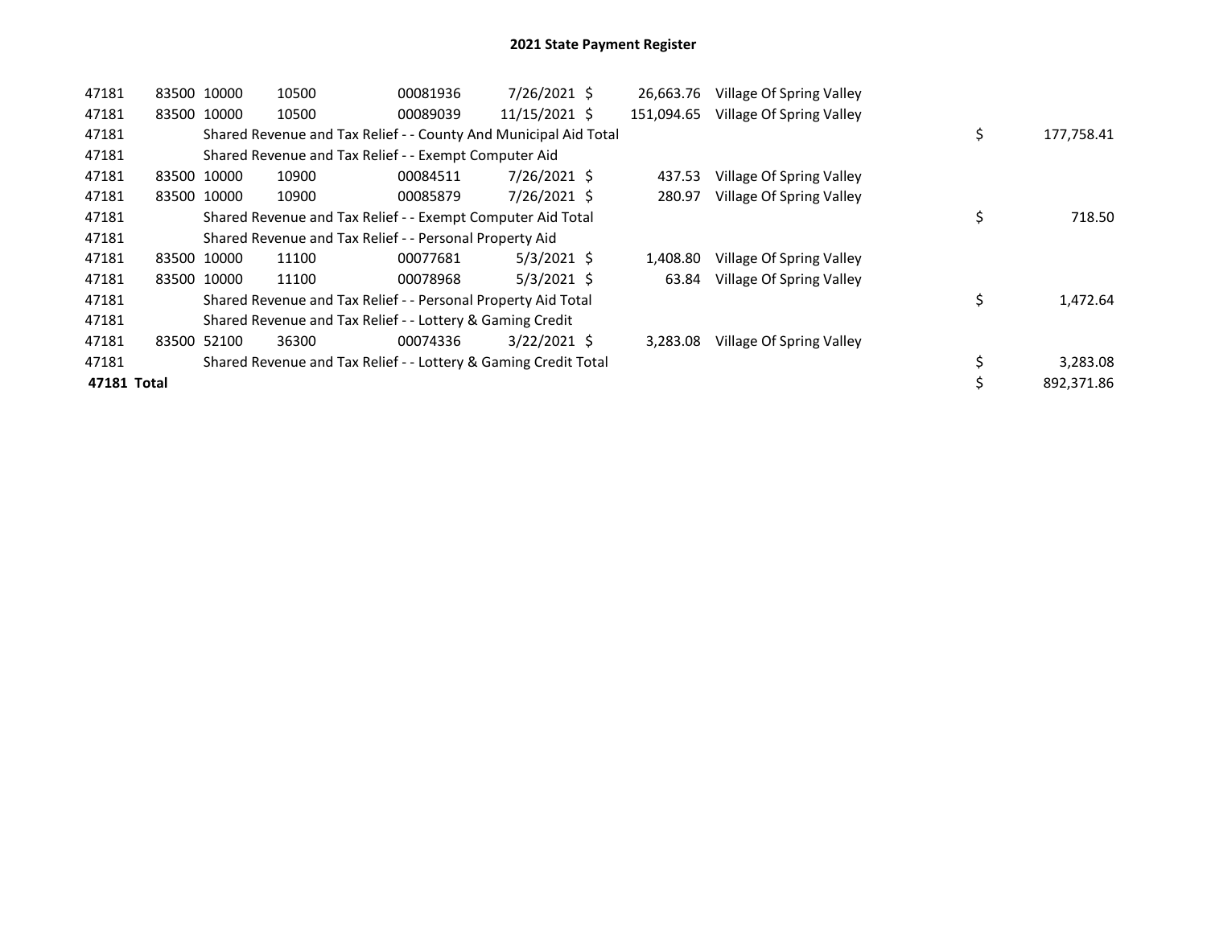# 2021 State Payment Register

| | | | | | | | | | |
|---|---|---|---|---|---|---|---|---|---|
| 47181 | 83500 | 10000 | 10500 | 00081936 | 7/26/2021 | $ 26,663.76 | Village Of Spring Valley | | |
| 47181 | 83500 | 10000 | 10500 | 00089039 | 11/15/2021 | $ 151,094.65 | Village Of Spring Valley | | |
| 47181 | | Shared Revenue and Tax Relief - - County And Municipal Aid Total | | | | | | $ | 177,758.41 |
| 47181 | | Shared Revenue and Tax Relief - - Exempt Computer Aid | | | | | | | |
| 47181 | 83500 | 10000 | 10900 | 00084511 | 7/26/2021 | $ 437.53 | Village Of Spring Valley | | |
| 47181 | 83500 | 10000 | 10900 | 00085879 | 7/26/2021 | $ 280.97 | Village Of Spring Valley | | |
| 47181 | | Shared Revenue and Tax Relief - - Exempt Computer Aid Total | | | | | | $ | 718.50 |
| 47181 | | Shared Revenue and Tax Relief - - Personal Property Aid | | | | | | | |
| 47181 | 83500 | 10000 | 11100 | 00077681 | 5/3/2021 | $ 1,408.80 | Village Of Spring Valley | | |
| 47181 | 83500 | 10000 | 11100 | 00078968 | 5/3/2021 | $ 63.84 | Village Of Spring Valley | | |
| 47181 | | Shared Revenue and Tax Relief - - Personal Property Aid Total | | | | | | $ | 1,472.64 |
| 47181 | | Shared Revenue and Tax Relief - - Lottery & Gaming Credit | | | | | | | |
| 47181 | 83500 | 52100 | 36300 | 00074336 | 3/22/2021 | $ 3,283.08 | Village Of Spring Valley | | |
| 47181 | | Shared Revenue and Tax Relief - - Lottery & Gaming Credit Total | | | | | | $ | 3,283.08 |
| **47181 Total** | | | | | | | | $ | 892,371.86 |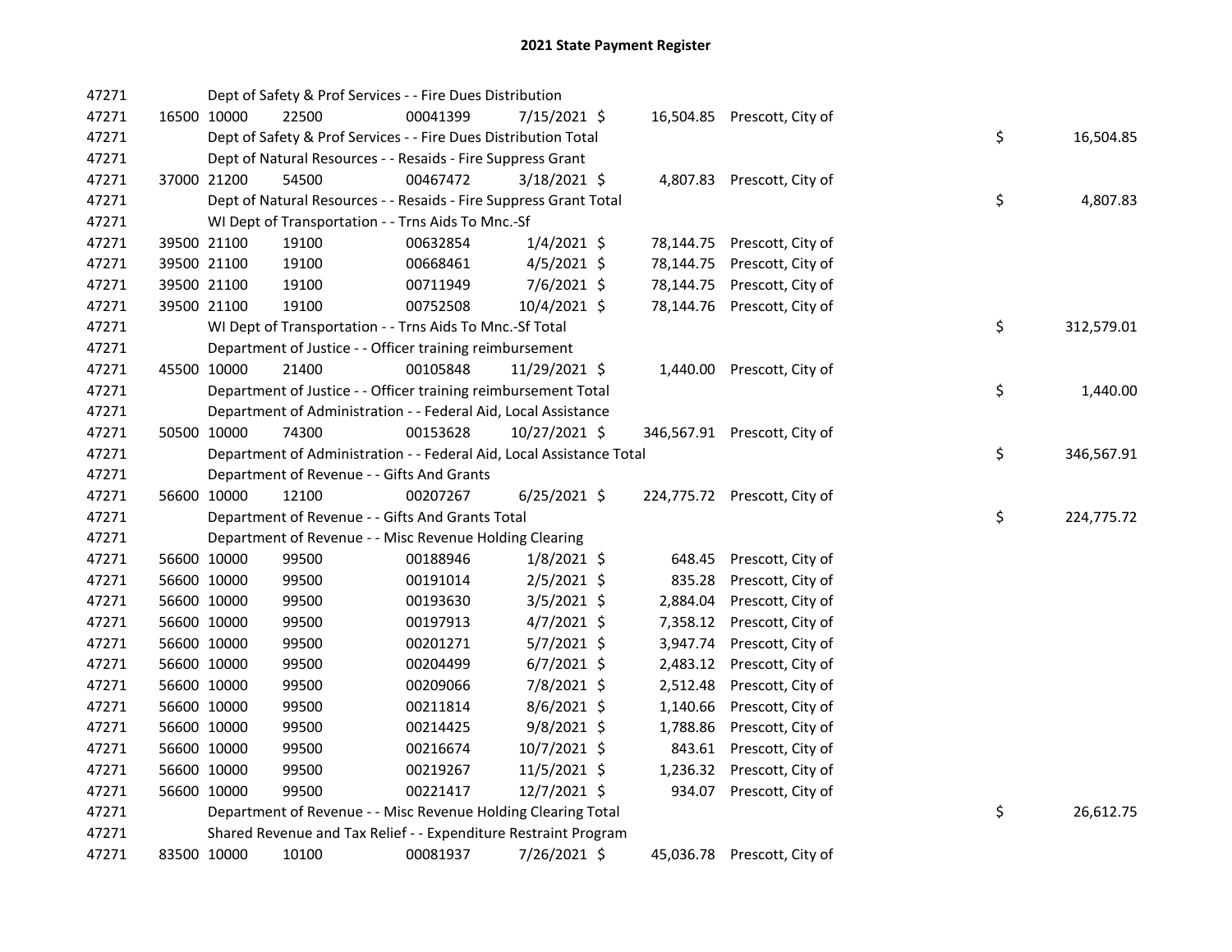# 2021 State Payment Register

| | | | | | | | | | |
|---|---|---|---|---|---|---|---|---|---|
| 47271 | | | Dept of Safety & Prof Services - - Fire Dues Distribution | | | | | | |
| 47271 | 16500 | 10000 | 22500 | 00041399 | 7/15/2021 | $ 16,504.85 | Prescott, City of | | |
| 47271 | | | Dept of Safety & Prof Services - - Fire Dues Distribution Total | | | | | $ | 16,504.85 |
| 47271 | | | Dept of Natural Resources - - Resaids - Fire Suppress Grant | | | | | | |
| 47271 | 37000 | 21200 | 54500 | 00467472 | 3/18/2021 | $ 4,807.83 | Prescott, City of | | |
| 47271 | | | Dept of Natural Resources - - Resaids - Fire Suppress Grant Total | | | | | $ | 4,807.83 |
| 47271 | | | WI Dept of Transportation - - Trns Aids To Mnc.-Sf | | | | | | |
| 47271 | 39500 | 21100 | 19100 | 00632854 | 1/4/2021 | $ 78,144.75 | Prescott, City of | | |
| 47271 | 39500 | 21100 | 19100 | 00668461 | 4/5/2021 | $ 78,144.75 | Prescott, City of | | |
| 47271 | 39500 | 21100 | 19100 | 00711949 | 7/6/2021 | $ 78,144.75 | Prescott, City of | | |
| 47271 | 39500 | 21100 | 19100 | 00752508 | 10/4/2021 | $ 78,144.76 | Prescott, City of | | |
| 47271 | | | WI Dept of Transportation - - Trns Aids To Mnc.-Sf Total | | | | | $ | 312,579.01 |
| 47271 | | | Department of Justice - - Officer training reimbursement | | | | | | |
| 47271 | 45500 | 10000 | 21400 | 00105848 | 11/29/2021 | $ 1,440.00 | Prescott, City of | | |
| 47271 | | | Department of Justice - - Officer training reimbursement Total | | | | | $ | 1,440.00 |
| 47271 | | | Department of Administration - - Federal Aid, Local Assistance | | | | | | |
| 47271 | 50500 | 10000 | 74300 | 00153628 | 10/27/2021 | $ 346,567.91 | Prescott, City of | | |
| 47271 | | | Department of Administration - - Federal Aid, Local Assistance Total | | | | | $ | 346,567.91 |
| 47271 | | | Department of Revenue - - Gifts And Grants | | | | | | |
| 47271 | 56600 | 10000 | 12100 | 00207267 | 6/25/2021 | $ 224,775.72 | Prescott, City of | | |
| 47271 | | | Department of Revenue - - Gifts And Grants Total | | | | | $ | 224,775.72 |
| 47271 | | | Department of Revenue - - Misc Revenue Holding Clearing | | | | | | |
| 47271 | 56600 | 10000 | 99500 | 00188946 | 1/8/2021 | $ 648.45 | Prescott, City of | | |
| 47271 | 56600 | 10000 | 99500 | 00191014 | 2/5/2021 | $ 835.28 | Prescott, City of | | |
| 47271 | 56600 | 10000 | 99500 | 00193630 | 3/5/2021 | $ 2,884.04 | Prescott, City of | | |
| 47271 | 56600 | 10000 | 99500 | 00197913 | 4/7/2021 | $ 7,358.12 | Prescott, City of | | |
| 47271 | 56600 | 10000 | 99500 | 00201271 | 5/7/2021 | $ 3,947.74 | Prescott, City of | | |
| 47271 | 56600 | 10000 | 99500 | 00204499 | 6/7/2021 | $ 2,483.12 | Prescott, City of | | |
| 47271 | 56600 | 10000 | 99500 | 00209066 | 7/8/2021 | $ 2,512.48 | Prescott, City of | | |
| 47271 | 56600 | 10000 | 99500 | 00211814 | 8/6/2021 | $ 1,140.66 | Prescott, City of | | |
| 47271 | 56600 | 10000 | 99500 | 00214425 | 9/8/2021 | $ 1,788.86 | Prescott, City of | | |
| 47271 | 56600 | 10000 | 99500 | 00216674 | 10/7/2021 | $ 843.61 | Prescott, City of | | |
| 47271 | 56600 | 10000 | 99500 | 00219267 | 11/5/2021 | $ 1,236.32 | Prescott, City of | | |
| 47271 | 56600 | 10000 | 99500 | 00221417 | 12/7/2021 | $ 934.07 | Prescott, City of | | |
| 47271 | | | Department of Revenue - - Misc Revenue Holding Clearing Total | | | | | $ | 26,612.75 |
| 47271 | | | Shared Revenue and Tax Relief - - Expenditure Restraint Program | | | | | | |
| 47271 | 83500 | 10000 | 10100 | 00081937 | 7/26/2021 | $ 45,036.78 | Prescott, City of | | |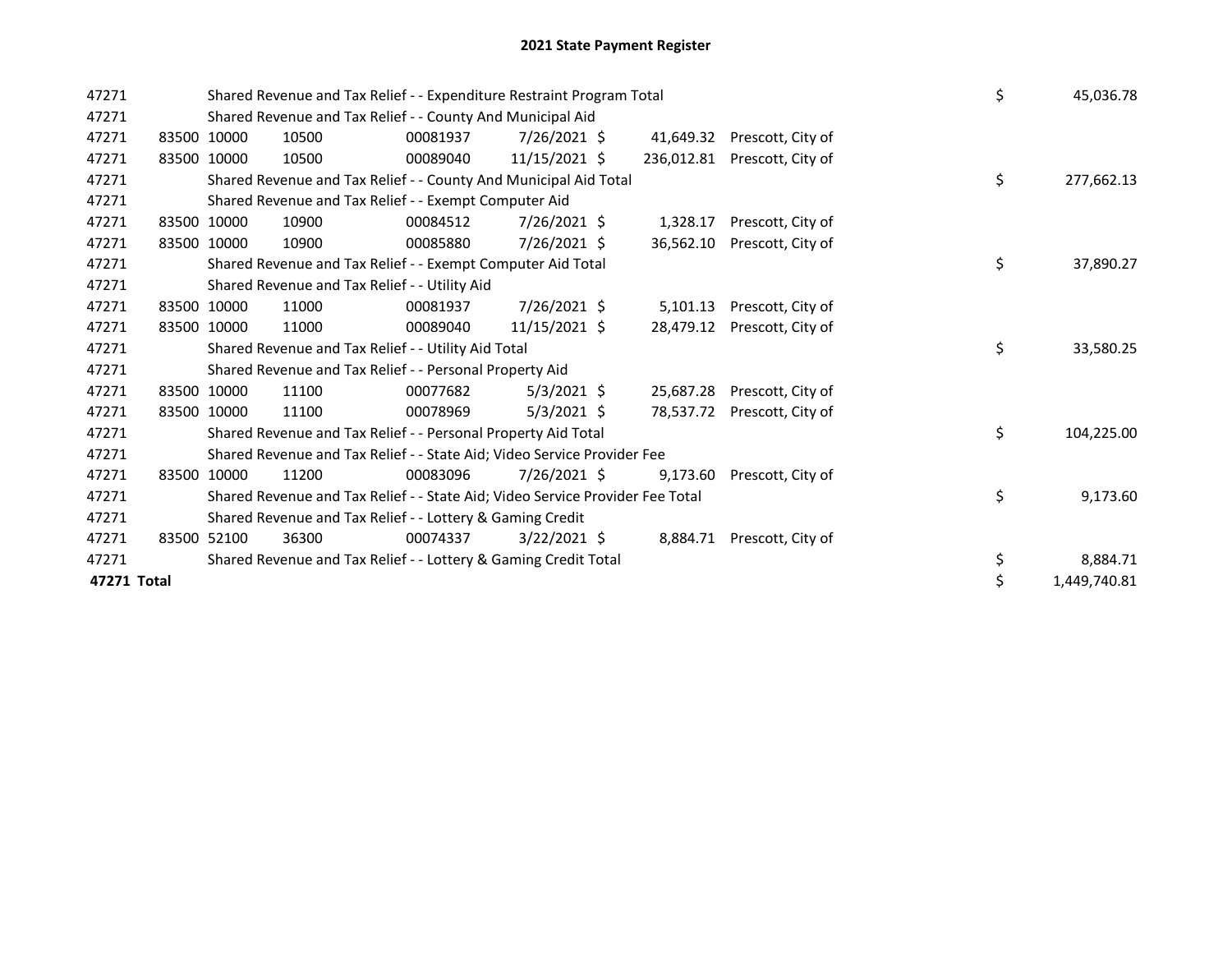# 2021 State Payment Register

| | | | | | | | | | |
|---|---|---|---|---|---|---|---|---|---|
| 47271 | | Shared Revenue and Tax Relief - - Expenditure Restraint Program Total | | | | | | $ | 45,036.78 |
| 47271 | | Shared Revenue and Tax Relief - - County And Municipal Aid | | | | | | | |
| 47271 | 83500 | 10000 | 10500 | 00081937 | 7/26/2021 | $ 41,649.32 | Prescott, City of | | |
| 47271 | 83500 | 10000 | 10500 | 00089040 | 11/15/2021 | $ 236,012.81 | Prescott, City of | | |
| 47271 | | Shared Revenue and Tax Relief - - County And Municipal Aid Total | | | | | | $ | 277,662.13 |
| 47271 | | Shared Revenue and Tax Relief - - Exempt Computer Aid | | | | | | | |
| 47271 | 83500 | 10000 | 10900 | 00084512 | 7/26/2021 | $ 1,328.17 | Prescott, City of | | |
| 47271 | 83500 | 10000 | 10900 | 00085880 | 7/26/2021 | $ 36,562.10 | Prescott, City of | | |
| 47271 | | Shared Revenue and Tax Relief - - Exempt Computer Aid Total | | | | | | $ | 37,890.27 |
| 47271 | | Shared Revenue and Tax Relief - - Utility Aid | | | | | | | |
| 47271 | 83500 | 10000 | 11000 | 00081937 | 7/26/2021 | $ 5,101.13 | Prescott, City of | | |
| 47271 | 83500 | 10000 | 11000 | 00089040 | 11/15/2021 | $ 28,479.12 | Prescott, City of | | |
| 47271 | | Shared Revenue and Tax Relief - - Utility Aid Total | | | | | | $ | 33,580.25 |
| 47271 | | Shared Revenue and Tax Relief - - Personal Property Aid | | | | | | | |
| 47271 | 83500 | 10000 | 11100 | 00077682 | 5/3/2021 | $ 25,687.28 | Prescott, City of | | |
| 47271 | 83500 | 10000 | 11100 | 00078969 | 5/3/2021 | $ 78,537.72 | Prescott, City of | | |
| 47271 | | Shared Revenue and Tax Relief - - Personal Property Aid Total | | | | | | $ | 104,225.00 |
| 47271 | | Shared Revenue and Tax Relief - - State Aid; Video Service Provider Fee | | | | | | | |
| 47271 | 83500 | 10000 | 11200 | 00083096 | 7/26/2021 | $ 9,173.60 | Prescott, City of | | |
| 47271 | | Shared Revenue and Tax Relief - - State Aid; Video Service Provider Fee Total | | | | | | $ | 9,173.60 |
| 47271 | | Shared Revenue and Tax Relief - - Lottery & Gaming Credit | | | | | | | |
| 47271 | 83500 | 52100 | 36300 | 00074337 | 3/22/2021 | $ 8,884.71 | Prescott, City of | | |
| 47271 | | Shared Revenue and Tax Relief - - Lottery & Gaming Credit Total | | | | | | $ | 8,884.71 |
| **47271 Total** | | | | | | | | $ | 1,449,740.81 |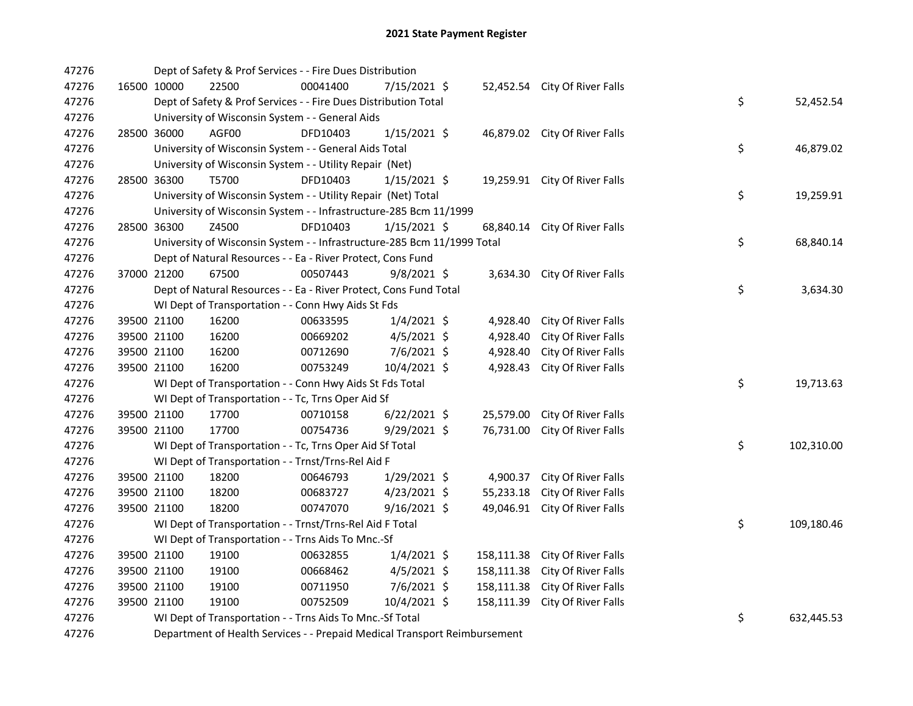# 2021 State Payment Register

| | | | | | | | | | |
|---|---|---|---|---|---|---|---|---|---|
| 47276 | | | Dept of Safety & Prof Services - - Fire Dues Distribution | | | | | | |
| 47276 | 16500 | 10000 | 22500 | 00041400 | 7/15/2021 | $ 52,452.54 | City Of River Falls | | |
| 47276 | | | Dept of Safety & Prof Services - - Fire Dues Distribution Total | | | | | $ | 52,452.54 |
| 47276 | | | University of Wisconsin System - - General Aids | | | | | | |
| 47276 | 28500 | 36000 | AGF00 | DFD10403 | 1/15/2021 | $ 46,879.02 | City Of River Falls | | |
| 47276 | | | University of Wisconsin System - - General Aids Total | | | | | $ | 46,879.02 |
| 47276 | | | University of Wisconsin System - - Utility Repair (Net) | | | | | | |
| 47276 | 28500 | 36300 | T5700 | DFD10403 | 1/15/2021 | $ 19,259.91 | City Of River Falls | | |
| 47276 | | | University of Wisconsin System - - Utility Repair (Net) Total | | | | | $ | 19,259.91 |
| 47276 | | | University of Wisconsin System - - Infrastructure-285 Bcm 11/1999 | | | | | | |
| 47276 | 28500 | 36300 | Z4500 | DFD10403 | 1/15/2021 | $ 68,840.14 | City Of River Falls | | |
| 47276 | | | University of Wisconsin System - - Infrastructure-285 Bcm 11/1999 Total | | | | | $ | 68,840.14 |
| 47276 | | | Dept of Natural Resources - - Ea - River Protect, Cons Fund | | | | | | |
| 47276 | 37000 | 21200 | 67500 | 00507443 | 9/8/2021 | $ 3,634.30 | City Of River Falls | | |
| 47276 | | | Dept of Natural Resources - - Ea - River Protect, Cons Fund Total | | | | | $ | 3,634.30 |
| 47276 | | | WI Dept of Transportation - - Conn Hwy Aids St Fds | | | | | | |
| 47276 | 39500 | 21100 | 16200 | 00633595 | 1/4/2021 | $ 4,928.40 | City Of River Falls | | |
| 47276 | 39500 | 21100 | 16200 | 00669202 | 4/5/2021 | $ 4,928.40 | City Of River Falls | | |
| 47276 | 39500 | 21100 | 16200 | 00712690 | 7/6/2021 | $ 4,928.40 | City Of River Falls | | |
| 47276 | 39500 | 21100 | 16200 | 00753249 | 10/4/2021 | $ 4,928.43 | City Of River Falls | | |
| 47276 | | | WI Dept of Transportation - - Conn Hwy Aids St Fds Total | | | | | $ | 19,713.63 |
| 47276 | | | WI Dept of Transportation - - Tc, Trns Oper Aid Sf | | | | | | |
| 47276 | 39500 | 21100 | 17700 | 00710158 | 6/22/2021 | $ 25,579.00 | City Of River Falls | | |
| 47276 | 39500 | 21100 | 17700 | 00754736 | 9/29/2021 | $ 76,731.00 | City Of River Falls | | |
| 47276 | | | WI Dept of Transportation - - Tc, Trns Oper Aid Sf Total | | | | | $ | 102,310.00 |
| 47276 | | | WI Dept of Transportation - - Trnst/Trns-Rel Aid F | | | | | | |
| 47276 | 39500 | 21100 | 18200 | 00646793 | 1/29/2021 | $ 4,900.37 | City Of River Falls | | |
| 47276 | 39500 | 21100 | 18200 | 00683727 | 4/23/2021 | $ 55,233.18 | City Of River Falls | | |
| 47276 | 39500 | 21100 | 18200 | 00747070 | 9/16/2021 | $ 49,046.91 | City Of River Falls | | |
| 47276 | | | WI Dept of Transportation - - Trnst/Trns-Rel Aid F Total | | | | | $ | 109,180.46 |
| 47276 | | | WI Dept of Transportation - - Trns Aids To Mnc.-Sf | | | | | | |
| 47276 | 39500 | 21100 | 19100 | 00632855 | 1/4/2021 | $ 158,111.38 | City Of River Falls | | |
| 47276 | 39500 | 21100 | 19100 | 00668462 | 4/5/2021 | $ 158,111.38 | City Of River Falls | | |
| 47276 | 39500 | 21100 | 19100 | 00711950 | 7/6/2021 | $ 158,111.38 | City Of River Falls | | |
| 47276 | 39500 | 21100 | 19100 | 00752509 | 10/4/2021 | $ 158,111.39 | City Of River Falls | | |
| 47276 | | | WI Dept of Transportation - - Trns Aids To Mnc.-Sf Total | | | | | $ | 632,445.53 |
| 47276 | | | Department of Health Services - - Prepaid Medical Transport Reimbursement | | | | | | |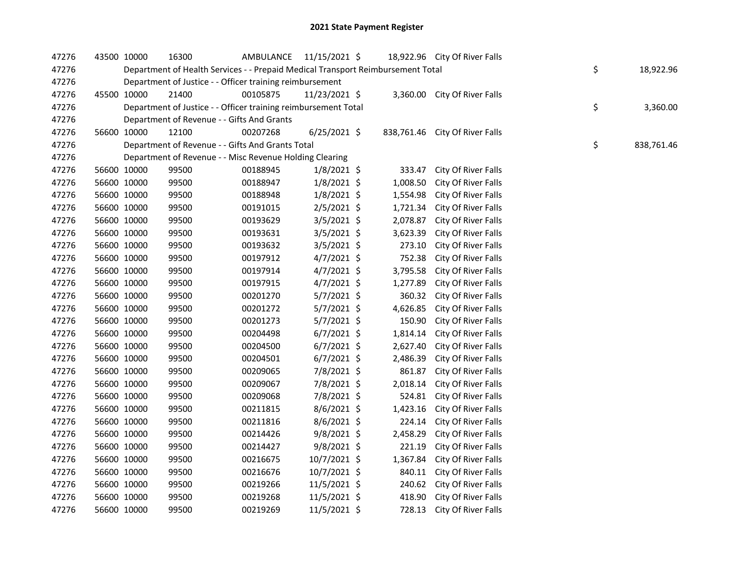## 2021 State Payment Register

| | | | | | | | | | |
|---|---|---|---|---|---|---|---|---|---|
| 47276 | 43500 | 10000 | 16300 | AMBULANCE | 11/15/2021 | $ 18,922.96 | City Of River Falls | | |
| 47276 | | Department of Health Services - - Prepaid Medical Transport Reimbursement Total | | | | | | $ | 18,922.96 |
| 47276 | | Department of Justice - - Officer training reimbursement | | | | | | | |
| 47276 | 45500 | 10000 | 21400 | 00105875 | 11/23/2021 | $ 3,360.00 | City Of River Falls | | |
| 47276 | | Department of Justice - - Officer training reimbursement Total | | | | | | $ | 3,360.00 |
| 47276 | | Department of Revenue - - Gifts And Grants | | | | | | | |
| 47276 | 56600 | 10000 | 12100 | 00207268 | 6/25/2021 | $ 838,761.46 | City Of River Falls | | |
| 47276 | | Department of Revenue - - Gifts And Grants Total | | | | | | $ | 838,761.46 |
| 47276 | | Department of Revenue - - Misc Revenue Holding Clearing | | | | | | | |
| 47276 | 56600 | 10000 | 99500 | 00188945 | 1/8/2021 | $ 333.47 | City Of River Falls | | |
| 47276 | 56600 | 10000 | 99500 | 00188947 | 1/8/2021 | $ 1,008.50 | City Of River Falls | | |
| 47276 | 56600 | 10000 | 99500 | 00188948 | 1/8/2021 | $ 1,554.98 | City Of River Falls | | |
| 47276 | 56600 | 10000 | 99500 | 00191015 | 2/5/2021 | $ 1,721.34 | City Of River Falls | | |
| 47276 | 56600 | 10000 | 99500 | 00193629 | 3/5/2021 | $ 2,078.87 | City Of River Falls | | |
| 47276 | 56600 | 10000 | 99500 | 00193631 | 3/5/2021 | $ 3,623.39 | City Of River Falls | | |
| 47276 | 56600 | 10000 | 99500 | 00193632 | 3/5/2021 | $ 273.10 | City Of River Falls | | |
| 47276 | 56600 | 10000 | 99500 | 00197912 | 4/7/2021 | $ 752.38 | City Of River Falls | | |
| 47276 | 56600 | 10000 | 99500 | 00197914 | 4/7/2021 | $ 3,795.58 | City Of River Falls | | |
| 47276 | 56600 | 10000 | 99500 | 00197915 | 4/7/2021 | $ 1,277.89 | City Of River Falls | | |
| 47276 | 56600 | 10000 | 99500 | 00201270 | 5/7/2021 | $ 360.32 | City Of River Falls | | |
| 47276 | 56600 | 10000 | 99500 | 00201272 | 5/7/2021 | $ 4,626.85 | City Of River Falls | | |
| 47276 | 56600 | 10000 | 99500 | 00201273 | 5/7/2021 | $ 150.90 | City Of River Falls | | |
| 47276 | 56600 | 10000 | 99500 | 00204498 | 6/7/2021 | $ 1,814.14 | City Of River Falls | | |
| 47276 | 56600 | 10000 | 99500 | 00204500 | 6/7/2021 | $ 2,627.40 | City Of River Falls | | |
| 47276 | 56600 | 10000 | 99500 | 00204501 | 6/7/2021 | $ 2,486.39 | City Of River Falls | | |
| 47276 | 56600 | 10000 | 99500 | 00209065 | 7/8/2021 | $ 861.87 | City Of River Falls | | |
| 47276 | 56600 | 10000 | 99500 | 00209067 | 7/8/2021 | $ 2,018.14 | City Of River Falls | | |
| 47276 | 56600 | 10000 | 99500 | 00209068 | 7/8/2021 | $ 524.81 | City Of River Falls | | |
| 47276 | 56600 | 10000 | 99500 | 00211815 | 8/6/2021 | $ 1,423.16 | City Of River Falls | | |
| 47276 | 56600 | 10000 | 99500 | 00211816 | 8/6/2021 | $ 224.14 | City Of River Falls | | |
| 47276 | 56600 | 10000 | 99500 | 00214426 | 9/8/2021 | $ 2,458.29 | City Of River Falls | | |
| 47276 | 56600 | 10000 | 99500 | 00214427 | 9/8/2021 | $ 221.19 | City Of River Falls | | |
| 47276 | 56600 | 10000 | 99500 | 00216675 | 10/7/2021 | $ 1,367.84 | City Of River Falls | | |
| 47276 | 56600 | 10000 | 99500 | 00216676 | 10/7/2021 | $ 840.11 | City Of River Falls | | |
| 47276 | 56600 | 10000 | 99500 | 00219266 | 11/5/2021 | $ 240.62 | City Of River Falls | | |
| 47276 | 56600 | 10000 | 99500 | 00219268 | 11/5/2021 | $ 418.90 | City Of River Falls | | |
| 47276 | 56600 | 10000 | 99500 | 00219269 | 11/5/2021 | $ 728.13 | City Of River Falls | | |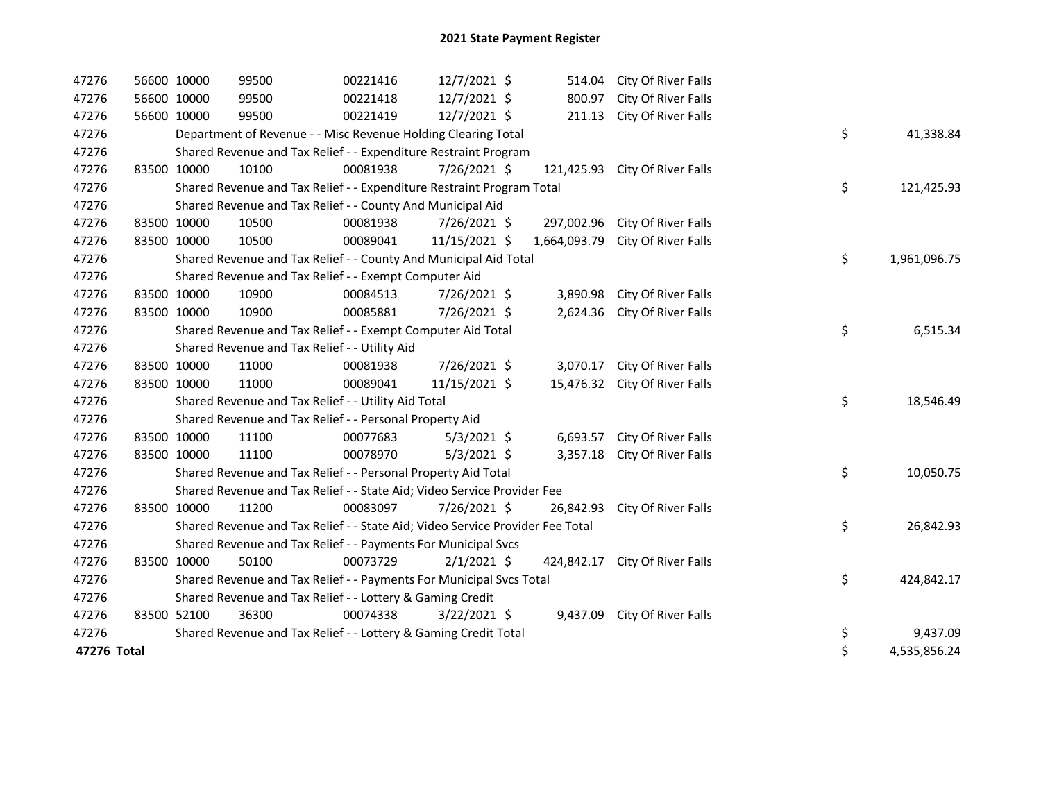# 2021 State Payment Register

| | | | | | | | | | |
|---|---|---|---|---|---|---|---|---|---|
| 47276 | 56600 | 10000 | 99500 | 00221416 | 12/7/2021 | $ | 514.04 | City Of River Falls | |
| 47276 | 56600 | 10000 | 99500 | 00221418 | 12/7/2021 | $ | 800.97 | City Of River Falls | |
| 47276 | 56600 | 10000 | 99500 | 00221419 | 12/7/2021 | $ | 211.13 | City Of River Falls | |
| 47276 | | Department of Revenue - - Misc Revenue Holding Clearing Total | | | | | | | $ 41,338.84 |
| 47276 | | Shared Revenue and Tax Relief - - Expenditure Restraint Program | | | | | | | |
| 47276 | 83500 | 10000 | 10100 | 00081938 | 7/26/2021 | $ | 121,425.93 | City Of River Falls | |
| 47276 | | Shared Revenue and Tax Relief - - Expenditure Restraint Program Total | | | | | | | $ 121,425.93 |
| 47276 | | Shared Revenue and Tax Relief - - County And Municipal Aid | | | | | | | |
| 47276 | 83500 | 10000 | 10500 | 00081938 | 7/26/2021 | $ | 297,002.96 | City Of River Falls | |
| 47276 | 83500 | 10000 | 10500 | 00089041 | 11/15/2021 | $ | 1,664,093.79 | City Of River Falls | |
| 47276 | | Shared Revenue and Tax Relief - - County And Municipal Aid Total | | | | | | | $ 1,961,096.75 |
| 47276 | | Shared Revenue and Tax Relief - - Exempt Computer Aid | | | | | | | |
| 47276 | 83500 | 10000 | 10900 | 00084513 | 7/26/2021 | $ | 3,890.98 | City Of River Falls | |
| 47276 | 83500 | 10000 | 10900 | 00085881 | 7/26/2021 | $ | 2,624.36 | City Of River Falls | |
| 47276 | | Shared Revenue and Tax Relief - - Exempt Computer Aid Total | | | | | | | $ 6,515.34 |
| 47276 | | Shared Revenue and Tax Relief - - Utility Aid | | | | | | | |
| 47276 | 83500 | 10000 | 11000 | 00081938 | 7/26/2021 | $ | 3,070.17 | City Of River Falls | |
| 47276 | 83500 | 10000 | 11000 | 00089041 | 11/15/2021 | $ | 15,476.32 | City Of River Falls | |
| 47276 | | Shared Revenue and Tax Relief - - Utility Aid Total | | | | | | | $ 18,546.49 |
| 47276 | | Shared Revenue and Tax Relief - - Personal Property Aid | | | | | | | |
| 47276 | 83500 | 10000 | 11100 | 00077683 | 5/3/2021 | $ | 6,693.57 | City Of River Falls | |
| 47276 | 83500 | 10000 | 11100 | 00078970 | 5/3/2021 | $ | 3,357.18 | City Of River Falls | |
| 47276 | | Shared Revenue and Tax Relief - - Personal Property Aid Total | | | | | | | $ 10,050.75 |
| 47276 | | Shared Revenue and Tax Relief - - State Aid; Video Service Provider Fee | | | | | | | |
| 47276 | 83500 | 10000 | 11200 | 00083097 | 7/26/2021 | $ | 26,842.93 | City Of River Falls | |
| 47276 | | Shared Revenue and Tax Relief - - State Aid; Video Service Provider Fee Total | | | | | | | $ 26,842.93 |
| 47276 | | Shared Revenue and Tax Relief - - Payments For Municipal Svcs | | | | | | | |
| 47276 | 83500 | 10000 | 50100 | 00073729 | 2/1/2021 | $ | 424,842.17 | City Of River Falls | |
| 47276 | | Shared Revenue and Tax Relief - - Payments For Municipal Svcs Total | | | | | | | $ 424,842.17 |
| 47276 | | Shared Revenue and Tax Relief - - Lottery & Gaming Credit | | | | | | | |
| 47276 | 83500 | 52100 | 36300 | 00074338 | 3/22/2021 | $ | 9,437.09 | City Of River Falls | |
| 47276 | | Shared Revenue and Tax Relief - - Lottery & Gaming Credit Total | | | | | | | $ 9,437.09 |
| **47276 Total** | | | | | | | | | $ 4,535,856.24 |